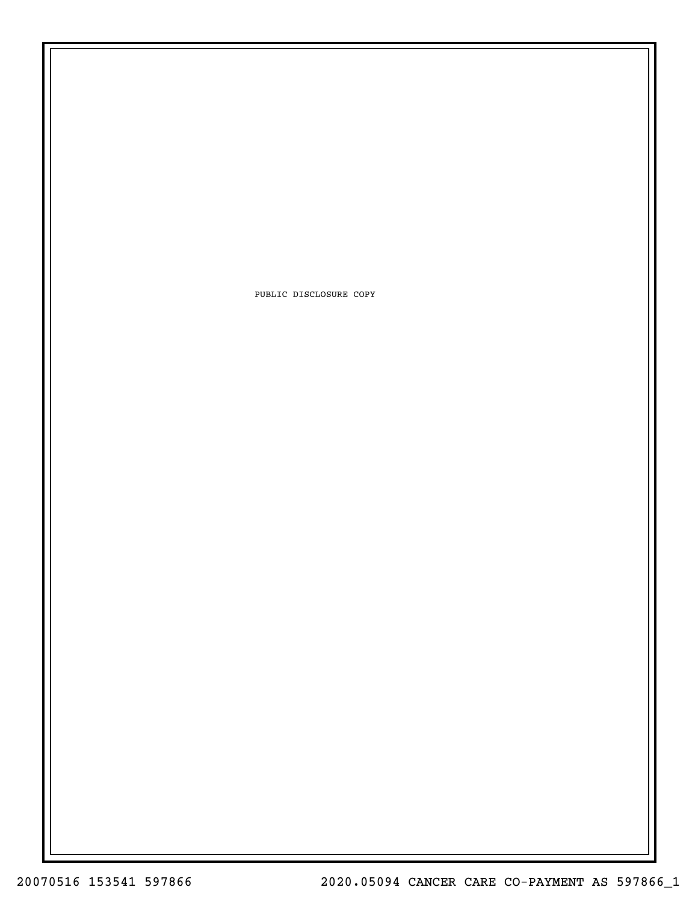PUBLIC DISCLOSURE COPY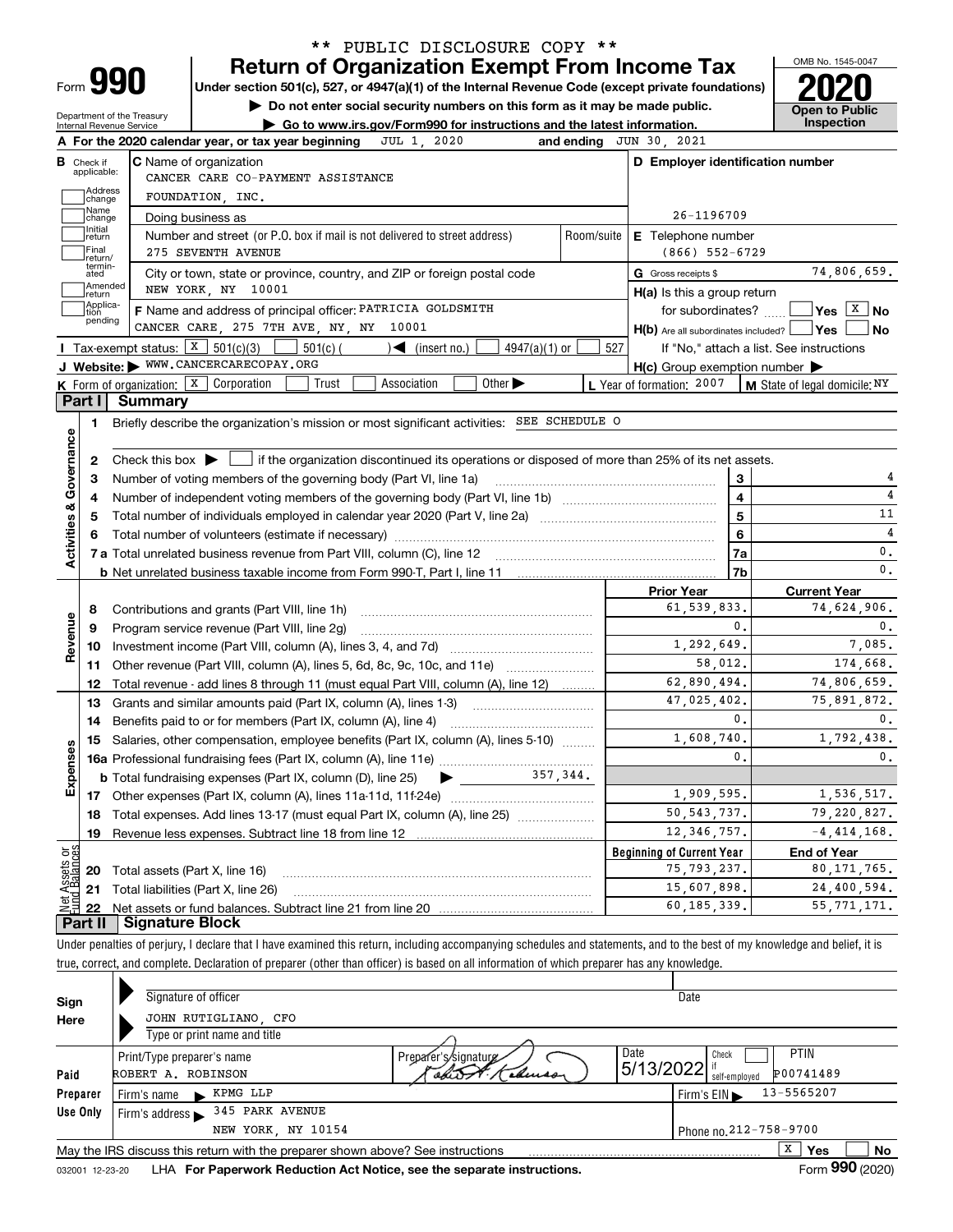\*\* PUBLIC DISCLOSURE COPY \*\*

# Form 990 — Return of Organization Exempt From Income Tax

**Under section 501(c), 527, or 4947(a)(1) of the Internal Revenue Code (except private foundations)**

▶ Do not enter social security numbers on this form as it may be made public.

▶ Go to www.irs.gov/Form990 for instructions and the latest information.

Department of the Treasury
Internal Revenue Service

OMB No. 1545-0047

**2020**

**Open to Public Inspection**

**A** For the 2020 calendar year, or tax year beginning JUL 1, 2020 and ending JUN 30, 2021

**B** Check if applicable: Address change, Name change, Initial return, Final return/terminated, Amended return, Application pending

**C** Name of organization
CANCER CARE CO-PAYMENT ASSISTANCE FOUNDATION, INC.

Doing business as

Number and street (or P.O. box if mail is not delivered to street address): 275 SEVENTH AVENUE — Room/suite

City or town, state or province, country, and ZIP or foreign postal code: NEW YORK, NY 10001

**D** Employer identification number: 26-1196709

**E** Telephone number: (866) 552-6729

**G** Gross receipts $ 74,806,659.

**F** Name and address of principal officer: PATRICIA GOLDSMITH
CANCER CARE, 275 7TH AVE, NY, NY 10001

**H(a)** Is this a group return for subordinates? Yes [ ] No [X]

**H(b)** Are all subordinates included? Yes [ ] No [ ]
If "No," attach a list. See instructions

**H(c)** Group exemption number ▶

**I** Tax-exempt status: [X] 501(c)(3) [ ] 501(c) ( ) ◀ (insert no.) [ ] 4947(a)(1) or [ ] 527

**J** Website: ▶ WWW.CANCERCARECOPAY.ORG

**K** Form of organization: [X] Corporation [ ] Trust [ ] Association [ ] Other ▶

**L** Year of formation: 2007

**M** State of legal domicile: NY

## Part I Summary

**Activities & Governance**

1. Briefly describe the organization's mission or most significant activities: SEE SCHEDULE O
2. Check this box ▶ [ ] if the organization discontinued its operations or disposed of more than 25% of its net assets.

| Line | Description | | Value |
|---|---|---|---|
| 3 | Number of voting members of the governing body (Part VI, line 1a) | 3 | 4 |
| 4 | Number of independent voting members of the governing body (Part VI, line 1b) | 4 | 4 |
| 5 | Total number of individuals employed in calendar year 2020 (Part V, line 2a) | 5 | 11 |
| 6 | Total number of volunteers (estimate if necessary) | 6 | 4 |
| 7a | Total unrelated business revenue from Part VIII, column (C), line 12 | 7a | 0. |
| 7b | Net unrelated business taxable income from Form 990-T, Part I, line 11 | 7b | 0. |

| | Line | Description | Prior Year | Current Year |
|---|---|---|---|---|
| **Revenue** | 8 | Contributions and grants (Part VIII, line 1h) | 61,539,833. | 74,624,906. |
| | 9 | Program service revenue (Part VIII, line 2g) | 0. | 0. |
| | 10 | Investment income (Part VIII, column (A), lines 3, 4, and 7d) | 1,292,649. | 7,085. |
| | 11 | Other revenue (Part VIII, column (A), lines 5, 6d, 8c, 9c, 10c, and 11e) | 58,012. | 174,668. |
| | 12 | Total revenue - add lines 8 through 11 (must equal Part VIII, column (A), line 12) | 62,890,494. | 74,806,659. |
| **Expenses** | 13 | Grants and similar amounts paid (Part IX, column (A), lines 1-3) | 47,025,402. | 75,891,872. |
| | 14 | Benefits paid to or for members (Part IX, column (A), line 4) | 0. | 0. |
| | 15 | Salaries, other compensation, employee benefits (Part IX, column (A), lines 5-10) | 1,608,740. | 1,792,438. |
| | 16a | Professional fundraising fees (Part IX, column (A), line 11e) | 0. | 0. |
| | b | Total fundraising expenses (Part IX, column (D), line 25) ▶ 357,344. | | |
| | 17 | Other expenses (Part IX, column (A), lines 11a-11d, 11f-24e) | 1,909,595. | 1,536,517. |
| | 18 | Total expenses. Add lines 13-17 (must equal Part IX, column (A), line 25) | 50,543,737. | 79,220,827. |
| | 19 | Revenue less expenses. Subtract line 18 from line 12 | 12,346,757. | -4,414,168. |
| | | | **Beginning of Current Year** | **End of Year** |
| **Net Assets or Fund Balances** | 20 | Total assets (Part X, line 16) | 75,793,237. | 80,171,765. |
| | 21 | Total liabilities (Part X, line 26) | 15,607,898. | 24,400,594. |
| | 22 | Net assets or fund balances. Subtract line 21 from line 20 | 60,185,339. | 55,771,171. |

## Part II Signature Block

Under penalties of perjury, I declare that I have examined this return, including accompanying schedules and statements, and to the best of my knowledge and belief, it is true, correct, and complete. Declaration of preparer (other than officer) is based on all information of which preparer has any knowledge.

**Sign Here**

Signature of officer — Date

JOHN RUTIGLIANO, CFO
Type or print name and title

**Paid Preparer Use Only**

| Print/Type preparer's name | Preparer's signature | Date | Check if self-employed | PTIN |
|---|---|---|---|---|
| ROBERT A. ROBINSON | Robert A. Robinson | 5/13/2022 | [ ] | P00741489 |

Firm's name ▶ KPMG LLP — Firm's EIN ▶ 13-5565207

Firm's address ▶ 345 PARK AVENUE, NEW YORK, NY 10154 — Phone no. 212-758-9700

May the IRS discuss this return with the preparer shown above? See instructions [X] Yes [ ] No

032001 12-23-20 LHA For Paperwork Reduction Act Notice, see the separate instructions. Form **990** (2020)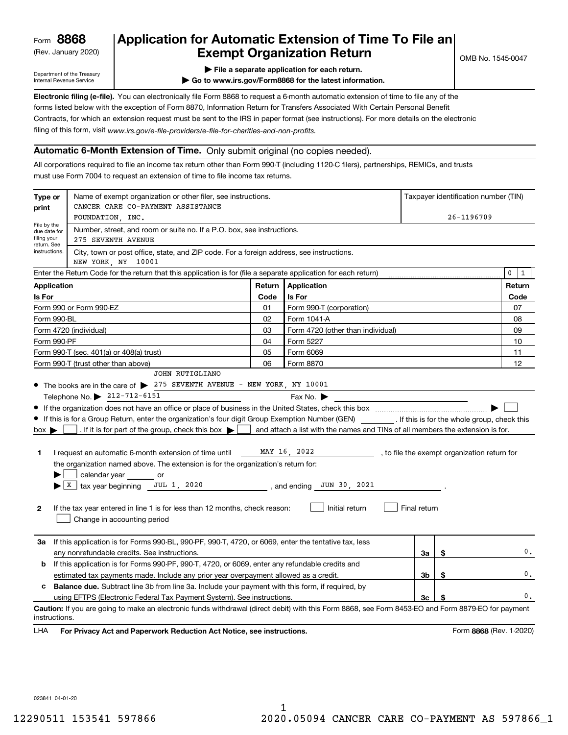Form **8868** (Rev. January 2020)

Department of the Treasury
Internal Revenue Service

# Application for Automatic Extension of Time To File an Exempt Organization Return

OMB No. 1545-0047

▶ File a separate application for each return.

▶ Go to www.irs.gov/Form8868 for the latest information.

**Electronic filing (e-file).** You can electronically file Form 8868 to request a 6-month automatic extension of time to file any of the forms listed below with the exception of Form 8870, Information Return for Transfers Associated With Certain Personal Benefit Contracts, for which an extension request must be sent to the IRS in paper format (see instructions). For more details on the electronic filing of this form, visit *www.irs.gov/e-file-providers/e-file-for-charities-and-non-profits.*

## Automatic 6-Month Extension of Time. Only submit original (no copies needed).

All corporations required to file an income tax return other than Form 990-T (including 1120-C filers), partnerships, REMICs, and trusts must use Form 7004 to request an extension of time to file income tax returns.

| **Type or print** | Name of exempt organization or other filer, see instructions. | Taxpayer identification number (TIN) |
|---|---|---|
| File by the due date for filing your return. See instructions. | CANCER CARE CO-PAYMENT ASSISTANCE FOUNDATION, INC. | 26-1196709 |
| | Number, street, and room or suite no. If a P.O. box, see instructions. 275 SEVENTH AVENUE | |
| | City, town or post office, state, and ZIP code. For a foreign address, see instructions. NEW YORK, NY 10001 | |

Enter the Return Code for the return that this application is for (file a separate application for each return) ..... 0 1

| Application Is For | Return Code | Application Is For | Return Code |
|---|---|---|---|
| Form 990 or Form 990-EZ | 01 | Form 990-T (corporation) | 07 |
| Form 990-BL | 02 | Form 1041-A | 08 |
| Form 4720 (individual) | 03 | Form 4720 (other than individual) | 09 |
| Form 990-PF | 04 | Form 5227 | 10 |
| Form 990-T (sec. 401(a) or 408(a) trust) | 05 | Form 6069 | 11 |
| Form 990-T (trust other than above) | 06 | Form 8870 | 12 |

- The books are in the care of ▶ JOHN RUTIGLIANO 275 SEVENTH AVENUE - NEW YORK, NY 10001
  Telephone No. ▶ 212-712-6151   Fax No. ▶
- If the organization does not have an office or place of business in the United States, check this box ..... ▶ ☐
- If this is for a Group Return, enter the organization's four digit Group Exemption Number (GEN) ______ . If this is for the whole group, check this box ▶ ☐ . If it is for part of the group, check this box ▶ ☐ and attach a list with the names and TINs of all members the extension is for.

**1** I request an automatic 6-month extension of time until MAY 16, 2022 , to file the exempt organization return for the organization named above. The extension is for the organization's return for:

▶ ☐ calendar year ______ or

▶ ☒ tax year beginning JUL 1, 2020 , and ending JUN 30, 2021 .

**2** If the tax year entered in line 1 is for less than 12 months, check reason: ☐ Initial return ☐ Final return ☐ Change in accounting period

| | | | |
|---|---|---|---|
| **3a** | If this application is for Forms 990-BL, 990-PF, 990-T, 4720, or 6069, enter the tentative tax, less any nonrefundable credits. See instructions. | 3a | $ 0. |
| **b** | If this application is for Forms 990-PF, 990-T, 4720, or 6069, enter any refundable credits and estimated tax payments made. Include any prior year overpayment allowed as a credit. | 3b | $ 0. |
| **c** | **Balance due.** Subtract line 3b from line 3a. Include your payment with this form, if required, by using EFTPS (Electronic Federal Tax Payment System). See instructions. | 3c | $ 0. |

**Caution:** If you are going to make an electronic funds withdrawal (direct debit) with this Form 8868, see Form 8453-EO and Form 8879-EO for payment instructions.

LHA **For Privacy Act and Paperwork Reduction Act Notice, see instructions.** Form **8868** (Rev. 1-2020)

023841 04-01-20

12290511 153541 597866 2020.05094 CANCER CARE CO-PAYMENT AS 597866_1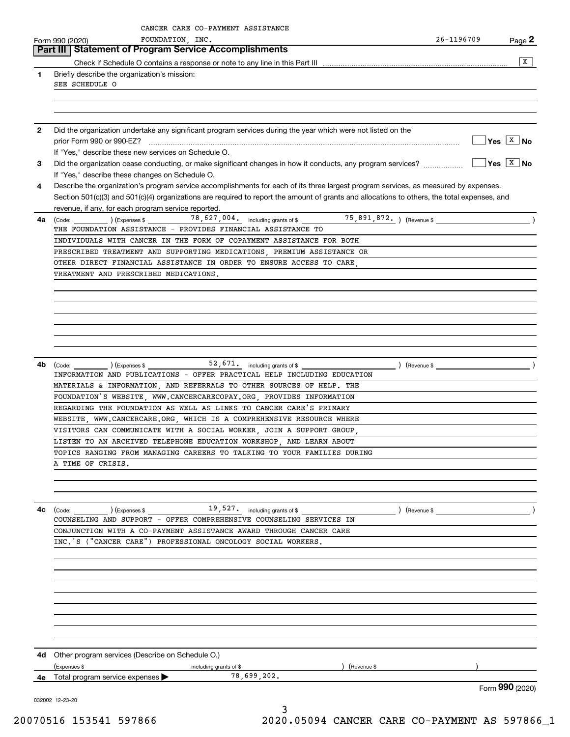CANCER CARE CO-PAYMENT ASSISTANCE FOUNDATION, INC. 26-1196709

Form 990 (2020)

## Part III Statement of Program Service Accomplishments

Check if Schedule O contains a response or note to any line in this Part III .......... [X]

**1** Briefly describe the organization's mission:

SEE SCHEDULE O

**2** Did the organization undertake any significant program services during the year which were not listed on the prior Form 990 or 990-EZ? .......... [ ] Yes [X] No

If "Yes," describe these new services on Schedule O.

**3** Did the organization cease conducting, or make significant changes in how it conducts, any program services? .......... [ ] Yes [X] No

If "Yes," describe these changes on Schedule O.

**4** Describe the organization's program service accomplishments for each of its three largest program services, as measured by expenses. Section 501(c)(3) and 501(c)(4) organizations are required to report the amount of grants and allocations to others, the total expenses, and revenue, if any, for each program service reported.

**4a** (Code: ) (Expenses $ 78,627,004. including grants of $ 75,891,872. ) (Revenue $ )

THE FOUNDATION ASSISTANCE - PROVIDES FINANCIAL ASSISTANCE TO INDIVIDUALS WITH CANCER IN THE FORM OF COPAYMENT ASSISTANCE FOR BOTH PRESCRIBED TREATMENT AND SUPPORTING MEDICATIONS, PREMIUM ASSISTANCE OR OTHER DIRECT FINANCIAL ASSISTANCE IN ORDER TO ENSURE ACCESS TO CARE, TREATMENT AND PRESCRIBED MEDICATIONS.

**4b** (Code: ) (Expenses $ 52,671. including grants of $ ) (Revenue $ )

INFORMATION AND PUBLICATIONS - OFFER PRACTICAL HELP INCLUDING EDUCATION MATERIALS & INFORMATION, AND REFERRALS TO OTHER SOURCES OF HELP. THE FOUNDATION'S WEBSITE, WWW.CANCERCARECOPAY.ORG, PROVIDES INFORMATION REGARDING THE FOUNDATION AS WELL AS LINKS TO CANCER CARE'S PRIMARY WEBSITE, WWW.CANCERCARE.ORG, WHICH IS A COMPREHENSIVE RESOURCE WHERE VISITORS CAN COMMUNICATE WITH A SOCIAL WORKER, JOIN A SUPPORT GROUP, LISTEN TO AN ARCHIVED TELEPHONE EDUCATION WORKSHOP, AND LEARN ABOUT TOPICS RANGING FROM MANAGING CAREERS TO TALKING TO YOUR FAMILIES DURING A TIME OF CRISIS.

**4c** (Code: ) (Expenses $ 19,527. including grants of $ ) (Revenue $ )

COUNSELING AND SUPPORT - OFFER COMPREHENSIVE COUNSELING SERVICES IN CONJUNCTION WITH A CO-PAYMENT ASSISTANCE AWARD THROUGH CANCER CARE INC.'S ("CANCER CARE") PROFESSIONAL ONCOLOGY SOCIAL WORKERS.

**4d** Other program services (Describe on Schedule O.)

(Expenses $ including grants of $ ) (Revenue $ )

**4e** Total program service expenses ▶ 78,699,202.

Form **990** (2020)

032002 12-23-20

20070516 153541 597866 2020.05094 CANCER CARE CO-PAYMENT AS 597866_1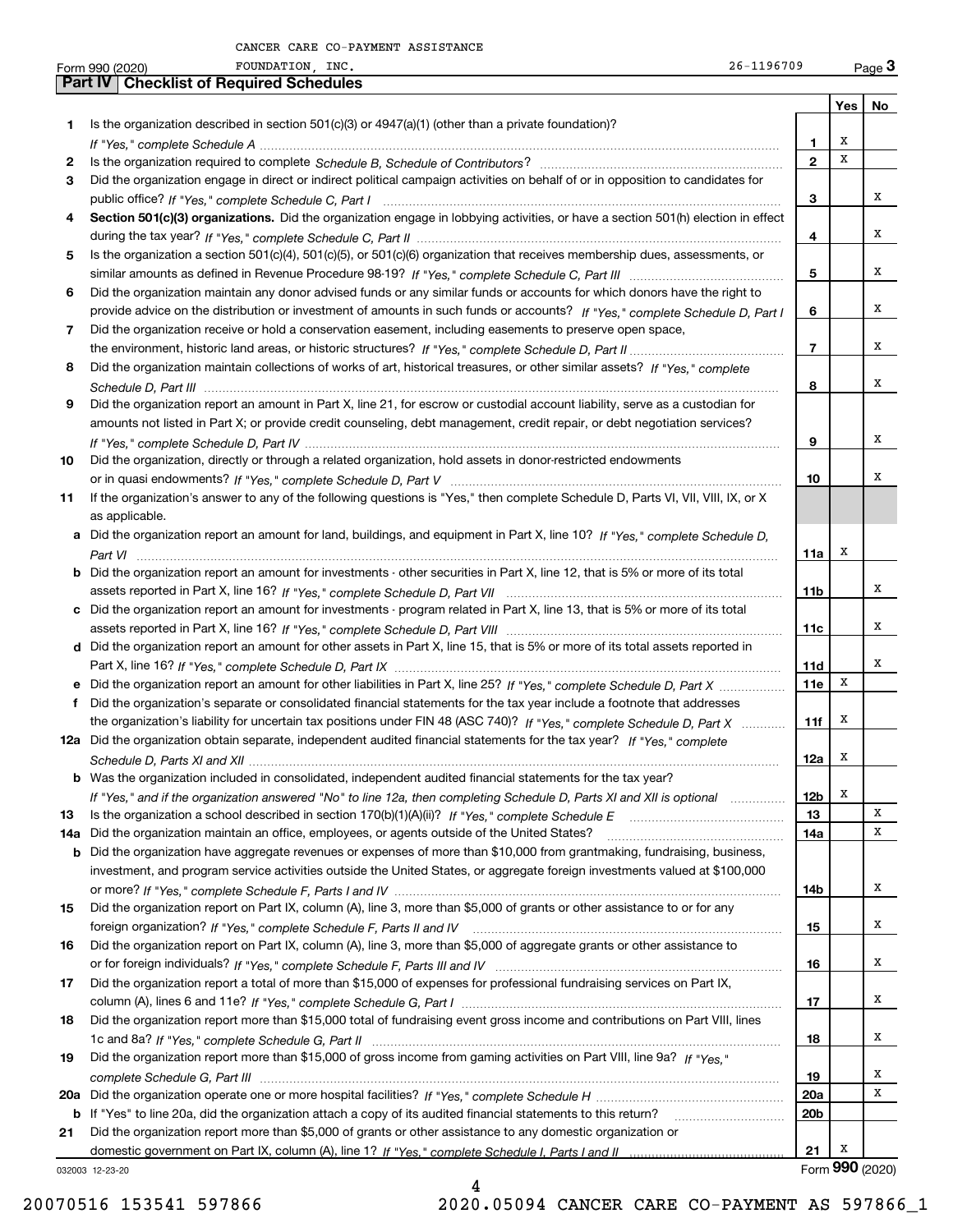CANCER CARE CO-PAYMENT ASSISTANCE

Form 990 (2020) FOUNDATION, INC. 26-1196709 Page 3

**Part IV | Checklist of Required Schedules**

| | | | Yes | No |
|---|---|---|---|---|
| 1 | Is the organization described in section 501(c)(3) or 4947(a)(1) (other than a private foundation)? *If "Yes," complete Schedule A* | 1 | X | |
| 2 | Is the organization required to complete *Schedule B, Schedule of Contributors*? | 2 | X | |
| 3 | Did the organization engage in direct or indirect political campaign activities on behalf of or in opposition to candidates for public office? *If "Yes," complete Schedule C, Part I* | 3 | | X |
| 4 | **Section 501(c)(3) organizations.** Did the organization engage in lobbying activities, or have a section 501(h) election in effect during the tax year? *If "Yes," complete Schedule C, Part II* | 4 | | X |
| 5 | Is the organization a section 501(c)(4), 501(c)(5), or 501(c)(6) organization that receives membership dues, assessments, or similar amounts as defined in Revenue Procedure 98-19? *If "Yes," complete Schedule C, Part III* | 5 | | X |
| 6 | Did the organization maintain any donor advised funds or any similar funds or accounts for which donors have the right to provide advice on the distribution or investment of amounts in such funds or accounts? *If "Yes," complete Schedule D, Part I* | 6 | | X |
| 7 | Did the organization receive or hold a conservation easement, including easements to preserve open space, the environment, historic land areas, or historic structures? *If "Yes," complete Schedule D, Part II* | 7 | | X |
| 8 | Did the organization maintain collections of works of art, historical treasures, or other similar assets? *If "Yes," complete Schedule D, Part III* | 8 | | X |
| 9 | Did the organization report an amount in Part X, line 21, for escrow or custodial account liability, serve as a custodian for amounts not listed in Part X; or provide credit counseling, debt management, credit repair, or debt negotiation services? *If "Yes," complete Schedule D, Part IV* | 9 | | X |
| 10 | Did the organization, directly or through a related organization, hold assets in donor-restricted endowments or in quasi endowments? *If "Yes," complete Schedule D, Part V* | 10 | | X |
| 11 | If the organization's answer to any of the following questions is "Yes," then complete Schedule D, Parts VI, VII, VIII, IX, or X as applicable. | | | |
| a | Did the organization report an amount for land, buildings, and equipment in Part X, line 10? *If "Yes," complete Schedule D, Part VI* | 11a | X | |
| b | Did the organization report an amount for investments - other securities in Part X, line 12, that is 5% or more of its total assets reported in Part X, line 16? *If "Yes," complete Schedule D, Part VII* | 11b | | X |
| c | Did the organization report an amount for investments - program related in Part X, line 13, that is 5% or more of its total assets reported in Part X, line 16? *If "Yes," complete Schedule D, Part VIII* | 11c | | X |
| d | Did the organization report an amount for other assets in Part X, line 15, that is 5% or more of its total assets reported in Part X, line 16? *If "Yes," complete Schedule D, Part IX* | 11d | | X |
| e | Did the organization report an amount for other liabilities in Part X, line 25? *If "Yes," complete Schedule D, Part X* | 11e | X | |
| f | Did the organization's separate or consolidated financial statements for the tax year include a footnote that addresses the organization's liability for uncertain tax positions under FIN 48 (ASC 740)? *If "Yes," complete Schedule D, Part X* | 11f | X | |
| 12a | Did the organization obtain separate, independent audited financial statements for the tax year? *If "Yes," complete Schedule D, Parts XI and XII* | 12a | X | |
| b | Was the organization included in consolidated, independent audited financial statements for the tax year? *If "Yes," and if the organization answered "No" to line 12a, then completing Schedule D, Parts XI and XII is optional* | 12b | X | |
| 13 | Is the organization a school described in section 170(b)(1)(A)(ii)? *If "Yes," complete Schedule E* | 13 | | X |
| 14a | Did the organization maintain an office, employees, or agents outside of the United States? | 14a | | X |
| b | Did the organization have aggregate revenues or expenses of more than $10,000 from grantmaking, fundraising, business, investment, and program service activities outside the United States, or aggregate foreign investments valued at $100,000 or more? *If "Yes," complete Schedule F, Parts I and IV* | 14b | | X |
| 15 | Did the organization report on Part IX, column (A), line 3, more than $5,000 of grants or other assistance to or for any foreign organization? *If "Yes," complete Schedule F, Parts II and IV* | 15 | | X |
| 16 | Did the organization report on Part IX, column (A), line 3, more than $5,000 of aggregate grants or other assistance to or for foreign individuals? *If "Yes," complete Schedule F, Parts III and IV* | 16 | | X |
| 17 | Did the organization report a total of more than $15,000 of expenses for professional fundraising services on Part IX, column (A), lines 6 and 11e? *If "Yes," complete Schedule G, Part I* | 17 | | X |
| 18 | Did the organization report more than $15,000 total of fundraising event gross income and contributions on Part VIII, lines 1c and 8a? *If "Yes," complete Schedule G, Part II* | 18 | | X |
| 19 | Did the organization report more than $15,000 of gross income from gaming activities on Part VIII, line 9a? *If "Yes," complete Schedule G, Part III* | 19 | | X |
| 20a | Did the organization operate one or more hospital facilities? *If "Yes," complete Schedule H* | 20a | | X |
| b | If "Yes" to line 20a, did the organization attach a copy of its audited financial statements to this return? | 20b | | |
| 21 | Did the organization report more than $5,000 of grants or other assistance to any domestic organization or domestic government on Part IX, column (A), line 1? *If "Yes," complete Schedule I, Parts I and II* | 21 | X | |

032003 12-23-20 Form **990** (2020)

20070516 153541 597866 2020.05094 CANCER CARE CO-PAYMENT AS 597866_1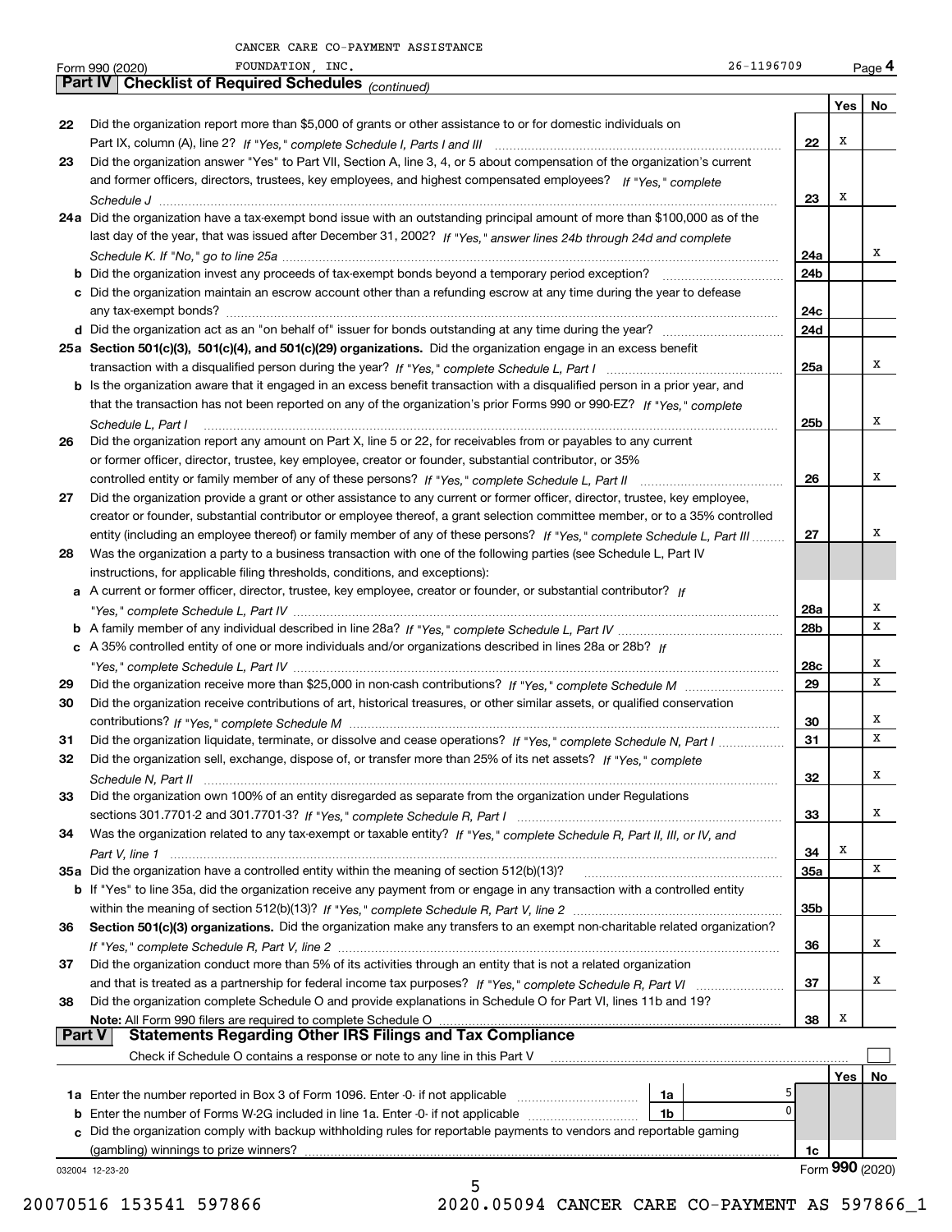CANCER CARE CO-PAYMENT ASSISTANCE
Form 990 (2020) FOUNDATION, INC. 26-1196709 Page 4

**Part IV Checklist of Required Schedules** *(continued)*

| | | | Yes | No |
|---|---|---|---|---|
| 22 | Did the organization report more than $5,000 of grants or other assistance to or for domestic individuals on Part IX, column (A), line 2? *If "Yes," complete Schedule I, Parts I and III* | 22 | X | |
| 23 | Did the organization answer "Yes" to Part VII, Section A, line 3, 4, or 5 about compensation of the organization's current and former officers, directors, trustees, key employees, and highest compensated employees? *If "Yes," complete Schedule J* | 23 | X | |
| 24a | Did the organization have a tax-exempt bond issue with an outstanding principal amount of more than $100,000 as of the last day of the year, that was issued after December 31, 2002? *If "Yes," answer lines 24b through 24d and complete Schedule K. If "No," go to line 25a* | 24a | | X |
| b | Did the organization invest any proceeds of tax-exempt bonds beyond a temporary period exception? | 24b | | |
| c | Did the organization maintain an escrow account other than a refunding escrow at any time during the year to defease any tax-exempt bonds? | 24c | | |
| d | Did the organization act as an "on behalf of" issuer for bonds outstanding at any time during the year? | 24d | | |
| 25a | **Section 501(c)(3), 501(c)(4), and 501(c)(29) organizations.** Did the organization engage in an excess benefit transaction with a disqualified person during the year? *If "Yes," complete Schedule L, Part I* | 25a | | X |
| b | Is the organization aware that it engaged in an excess benefit transaction with a disqualified person in a prior year, and that the transaction has not been reported on any of the organization's prior Forms 990 or 990-EZ? *If "Yes," complete Schedule L, Part I* | 25b | | X |
| 26 | Did the organization report any amount on Part X, line 5 or 22, for receivables from or payables to any current or former officer, director, trustee, key employee, creator or founder, substantial contributor, or 35% controlled entity or family member of any of these persons? *If "Yes," complete Schedule L, Part II* | 26 | | X |
| 27 | Did the organization provide a grant or other assistance to any current or former officer, director, trustee, key employee, creator or founder, substantial contributor or employee thereof, a grant selection committee member, or to a 35% controlled entity (including an employee thereof) or family member of any of these persons? *If "Yes," complete Schedule L, Part III* | 27 | | X |
| 28 | Was the organization a party to a business transaction with one of the following parties (see Schedule L, Part IV instructions, for applicable filing thresholds, conditions, and exceptions): | | | |
| a | A current or former officer, director, trustee, key employee, creator or founder, or substantial contributor? *If "Yes," complete Schedule L, Part IV* | 28a | | X |
| b | A family member of any individual described in line 28a? *If "Yes," complete Schedule L, Part IV* | 28b | | X |
| c | A 35% controlled entity of one or more individuals and/or organizations described in lines 28a or 28b? *If "Yes," complete Schedule L, Part IV* | 28c | | X |
| 29 | Did the organization receive more than $25,000 in non-cash contributions? *If "Yes," complete Schedule M* | 29 | | X |
| 30 | Did the organization receive contributions of art, historical treasures, or other similar assets, or qualified conservation contributions? *If "Yes," complete Schedule M* | 30 | | X |
| 31 | Did the organization liquidate, terminate, or dissolve and cease operations? *If "Yes," complete Schedule N, Part I* | 31 | | X |
| 32 | Did the organization sell, exchange, dispose of, or transfer more than 25% of its net assets? *If "Yes," complete Schedule N, Part II* | 32 | | X |
| 33 | Did the organization own 100% of an entity disregarded as separate from the organization under Regulations sections 301.7701-2 and 301.7701-3? *If "Yes," complete Schedule R, Part I* | 33 | | X |
| 34 | Was the organization related to any tax-exempt or taxable entity? *If "Yes," complete Schedule R, Part II, III, or IV, and Part V, line 1* | 34 | X | |
| 35a | Did the organization have a controlled entity within the meaning of section 512(b)(13)? | 35a | | X |
| b | If "Yes" to line 35a, did the organization receive any payment from or engage in any transaction with a controlled entity within the meaning of section 512(b)(13)? *If "Yes," complete Schedule R, Part V, line 2* | 35b | | |
| 36 | **Section 501(c)(3) organizations.** Did the organization make any transfers to an exempt non-charitable related organization? *If "Yes," complete Schedule R, Part V, line 2* | 36 | | X |
| 37 | Did the organization conduct more than 5% of its activities through an entity that is not a related organization and that is treated as a partnership for federal income tax purposes? *If "Yes," complete Schedule R, Part VI* | 37 | | X |
| 38 | Did the organization complete Schedule O and provide explanations in Schedule O for Part VI, lines 11b and 19? **Note:** All Form 990 filers are required to complete Schedule O | 38 | X | |

**Part V Statements Regarding Other IRS Filings and Tax Compliance**

Check if Schedule O contains a response or note to any line in this Part V ☐

| | | | | | Yes | No |
|---|---|---|---|---|---|---|
| 1a | Enter the number reported in Box 3 of Form 1096. Enter -0- if not applicable | 1a | 5 | | | |
| b | Enter the number of Forms W-2G included in line 1a. Enter -0- if not applicable | 1b | 0 | | | |
| c | Did the organization comply with backup withholding rules for reportable payments to vendors and reportable gaming (gambling) winnings to prize winners? | | | 1c | | |

032004 12-23-20 Form **990** (2020)

20070516 153541 597866 2020.05094 CANCER CARE CO-PAYMENT AS 597866_1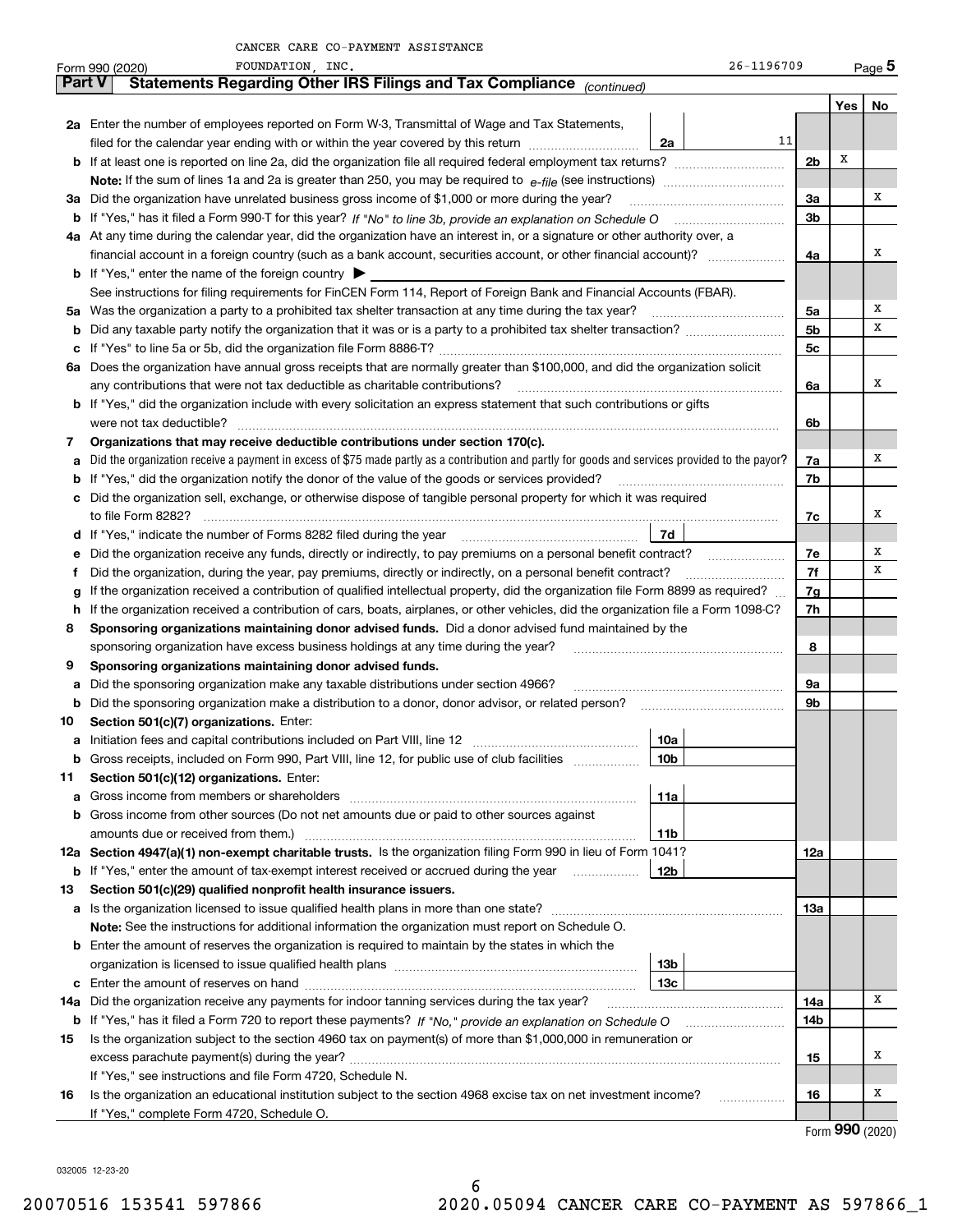CANCER CARE CO-PAYMENT ASSISTANCE

Form 990 (2020) FOUNDATION, INC. 26-1196709 Page 5

## Part V Statements Regarding Other IRS Filings and Tax Compliance *(continued)*

| | | | | | Yes | No |
|---|---|---|---|---|---|---|
| **2a** | Enter the number of employees reported on Form W-3, Transmittal of Wage and Tax Statements, filed for the calendar year ending with or within the year covered by this return | 2a | 11 | | | |
| **b** | If at least one is reported on line 2a, did the organization file all required federal employment tax returns? | | | 2b | X | |
| | **Note:** If the sum of lines 1a and 2a is greater than 250, you may be required to *e-file* (see instructions) | | | | | |
| **3a** | Did the organization have unrelated business gross income of $1,000 or more during the year? | | | 3a | | X |
| **b** | If "Yes," has it filed a Form 990-T for this year? *If "No" to line 3b, provide an explanation on Schedule O* | | | 3b | | |
| **4a** | At any time during the calendar year, did the organization have an interest in, or a signature or other authority over, a financial account in a foreign country (such as a bank account, securities account, or other financial account)? | | | 4a | | X |
| **b** | If "Yes," enter the name of the foreign country ▶ | | | | | |
| | See instructions for filing requirements for FinCEN Form 114, Report of Foreign Bank and Financial Accounts (FBAR). | | | | | |
| **5a** | Was the organization a party to a prohibited tax shelter transaction at any time during the tax year? | | | 5a | | X |
| **b** | Did any taxable party notify the organization that it was or is a party to a prohibited tax shelter transaction? | | | 5b | | X |
| **c** | If "Yes" to line 5a or 5b, did the organization file Form 8886-T? | | | 5c | | |
| **6a** | Does the organization have annual gross receipts that are normally greater than $100,000, and did the organization solicit any contributions that were not tax deductible as charitable contributions? | | | 6a | | X |
| **b** | If "Yes," did the organization include with every solicitation an express statement that such contributions or gifts were not tax deductible? | | | 6b | | |
| **7** | **Organizations that may receive deductible contributions under section 170(c).** | | | | | |
| **a** | Did the organization receive a payment in excess of $75 made partly as a contribution and partly for goods and services provided to the payor? | | | 7a | | X |
| **b** | If "Yes," did the organization notify the donor of the value of the goods or services provided? | | | 7b | | |
| **c** | Did the organization sell, exchange, or otherwise dispose of tangible personal property for which it was required to file Form 8282? | | | 7c | | X |
| **d** | If "Yes," indicate the number of Forms 8282 filed during the year | 7d | | | | |
| **e** | Did the organization receive any funds, directly or indirectly, to pay premiums on a personal benefit contract? | | | 7e | | X |
| **f** | Did the organization, during the year, pay premiums, directly or indirectly, on a personal benefit contract? | | | 7f | | X |
| **g** | If the organization received a contribution of qualified intellectual property, did the organization file Form 8899 as required? | | | 7g | | |
| **h** | If the organization received a contribution of cars, boats, airplanes, or other vehicles, did the organization file a Form 1098-C? | | | 7h | | |
| **8** | **Sponsoring organizations maintaining donor advised funds.** Did a donor advised fund maintained by the sponsoring organization have excess business holdings at any time during the year? | | | 8 | | |
| **9** | **Sponsoring organizations maintaining donor advised funds.** | | | | | |
| **a** | Did the sponsoring organization make any taxable distributions under section 4966? | | | 9a | | |
| **b** | Did the sponsoring organization make a distribution to a donor, donor advisor, or related person? | | | 9b | | |
| **10** | **Section 501(c)(7) organizations.** Enter: | | | | | |
| **a** | Initiation fees and capital contributions included on Part VIII, line 12 | 10a | | | | |
| **b** | Gross receipts, included on Form 990, Part VIII, line 12, for public use of club facilities | 10b | | | | |
| **11** | **Section 501(c)(12) organizations.** Enter: | | | | | |
| **a** | Gross income from members or shareholders | 11a | | | | |
| **b** | Gross income from other sources (Do not net amounts due or paid to other sources against amounts due or received from them.) | 11b | | | | |
| **12a** | **Section 4947(a)(1) non-exempt charitable trusts.** Is the organization filing Form 990 in lieu of Form 1041? | | | 12a | | |
| **b** | If "Yes," enter the amount of tax-exempt interest received or accrued during the year | 12b | | | | |
| **13** | **Section 501(c)(29) qualified nonprofit health insurance issuers.** | | | | | |
| **a** | Is the organization licensed to issue qualified health plans in more than one state? | | | 13a | | |
| | **Note:** See the instructions for additional information the organization must report on Schedule O. | | | | | |
| **b** | Enter the amount of reserves the organization is required to maintain by the states in which the organization is licensed to issue qualified health plans | 13b | | | | |
| **c** | Enter the amount of reserves on hand | 13c | | | | |
| **14a** | Did the organization receive any payments for indoor tanning services during the tax year? | | | 14a | | X |
| **b** | If "Yes," has it filed a Form 720 to report these payments? *If "No," provide an explanation on Schedule O* | | | 14b | | |
| **15** | Is the organization subject to the section 4960 tax on payment(s) of more than $1,000,000 in remuneration or excess parachute payment(s) during the year? | | | 15 | | X |
| | If "Yes," see instructions and file Form 4720, Schedule N. | | | | | |
| **16** | Is the organization an educational institution subject to the section 4968 excise tax on net investment income? | | | 16 | | X |
| | If "Yes," complete Form 4720, Schedule O. | | | | | |

Form **990** (2020)

032005 12-23-20

20070516 153541 597866 2020.05094 CANCER CARE CO-PAYMENT AS 597866_1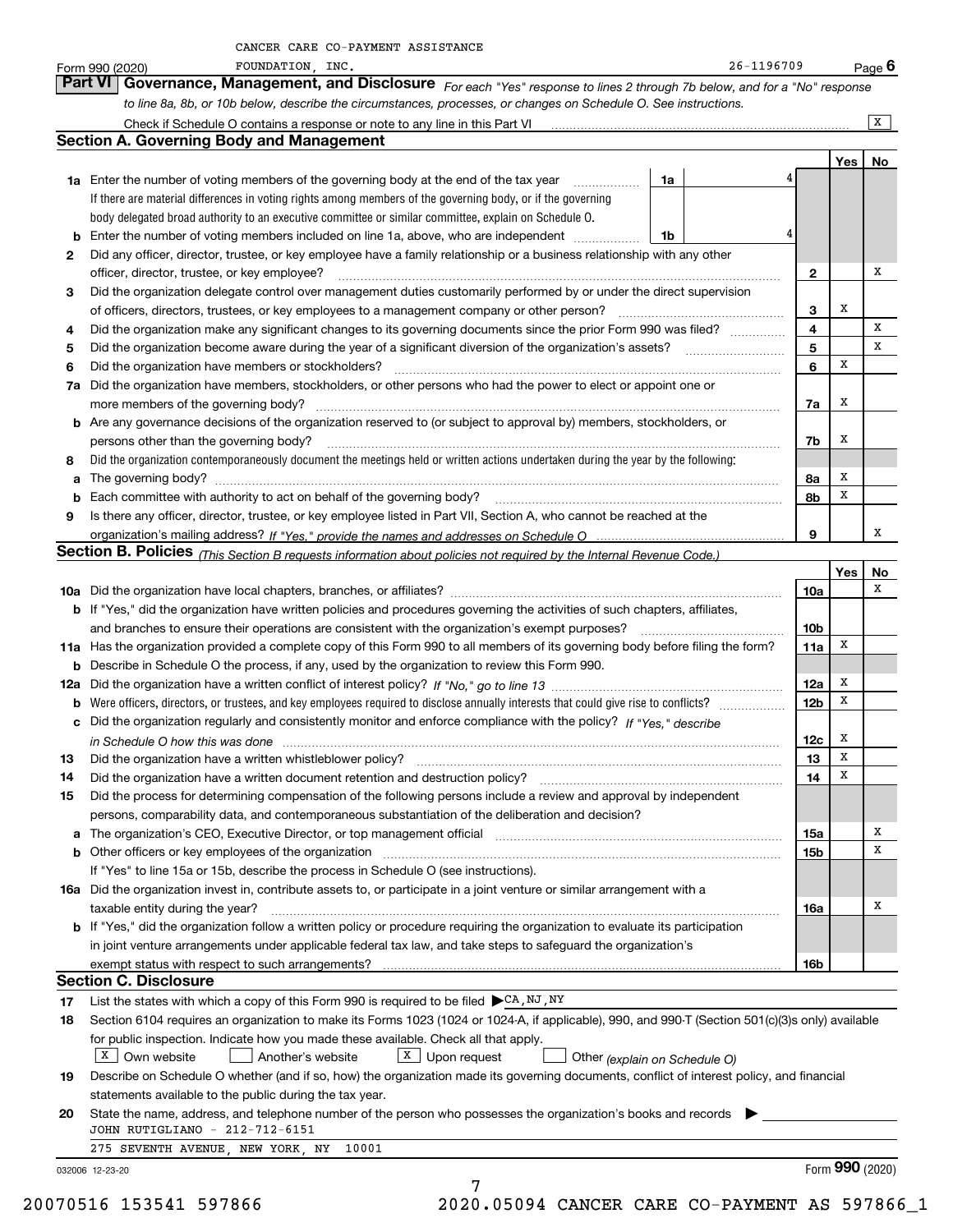CANCER CARE CO-PAYMENT ASSISTANCE FOUNDATION, INC. 26-1196709

Form 990 (2020) Page 6

## Part VI Governance, Management, and Disclosure

*For each "Yes" response to lines 2 through 7b below, and for a "No" response to line 8a, 8b, or 10b below, describe the circumstances, processes, or changes on Schedule O. See instructions.*

Check if Schedule O contains a response or note to any line in this Part VI ☒

### Section A. Governing Body and Management

| | | | | Yes | No |
|---|---|---|---|---|---|
| **1a** | Enter the number of voting members of the governing body at the end of the tax year | 1a | 4 | | |
| | If there are material differences in voting rights among members of the governing body, or if the governing body delegated broad authority to an executive committee or similar committee, explain on Schedule O. | | | | |
| **b** | Enter the number of voting members included on line 1a, above, who are independent | 1b | 4 | | |
| **2** | Did any officer, director, trustee, or key employee have a family relationship or a business relationship with any other officer, director, trustee, or key employee? | 2 | | | X |
| **3** | Did the organization delegate control over management duties customarily performed by or under the direct supervision of officers, directors, trustees, or key employees to a management company or other person? | 3 | | X | |
| **4** | Did the organization make any significant changes to its governing documents since the prior Form 990 was filed? | 4 | | | X |
| **5** | Did the organization become aware during the year of a significant diversion of the organization's assets? | 5 | | | X |
| **6** | Did the organization have members or stockholders? | 6 | | X | |
| **7a** | Did the organization have members, stockholders, or other persons who had the power to elect or appoint one or more members of the governing body? | 7a | | X | |
| **b** | Are any governance decisions of the organization reserved to (or subject to approval by) members, stockholders, or persons other than the governing body? | 7b | | X | |
| **8** | Did the organization contemporaneously document the meetings held or written actions undertaken during the year by the following: | | | | |
| **a** | The governing body? | 8a | | X | |
| **b** | Each committee with authority to act on behalf of the governing body? | 8b | | X | |
| **9** | Is there any officer, director, trustee, or key employee listed in Part VII, Section A, who cannot be reached at the organization's mailing address? *If "Yes," provide the names and addresses on Schedule O* | 9 | | | X |

### Section B. Policies *(This Section B requests information about policies not required by the Internal Revenue Code.)*

| | | | Yes | No |
|---|---|---|---|---|
| **10a** | Did the organization have local chapters, branches, or affiliates? | 10a | | X |
| **b** | If "Yes," did the organization have written policies and procedures governing the activities of such chapters, affiliates, and branches to ensure their operations are consistent with the organization's exempt purposes? | 10b | | |
| **11a** | Has the organization provided a complete copy of this Form 990 to all members of its governing body before filing the form? | 11a | X | |
| **b** | Describe in Schedule O the process, if any, used by the organization to review this Form 990. | | | |
| **12a** | Did the organization have a written conflict of interest policy? *If "No," go to line 13* | 12a | X | |
| **b** | Were officers, directors, or trustees, and key employees required to disclose annually interests that could give rise to conflicts? | 12b | X | |
| **c** | Did the organization regularly and consistently monitor and enforce compliance with the policy? *If "Yes," describe in Schedule O how this was done* | 12c | X | |
| **13** | Did the organization have a written whistleblower policy? | 13 | X | |
| **14** | Did the organization have a written document retention and destruction policy? | 14 | X | |
| **15** | Did the process for determining compensation of the following persons include a review and approval by independent persons, comparability data, and contemporaneous substantiation of the deliberation and decision? | | | |
| **a** | The organization's CEO, Executive Director, or top management official | 15a | | X |
| **b** | Other officers or key employees of the organization | 15b | | X |
| | If "Yes" to line 15a or 15b, describe the process in Schedule O (see instructions). | | | |
| **16a** | Did the organization invest in, contribute assets to, or participate in a joint venture or similar arrangement with a taxable entity during the year? | 16a | | X |
| **b** | If "Yes," did the organization follow a written policy or procedure requiring the organization to evaluate its participation in joint venture arrangements under applicable federal tax law, and take steps to safeguard the organization's exempt status with respect to such arrangements? | 16b | | |

### Section C. Disclosure

**17** List the states with which a copy of this Form 990 is required to be filed ▶ CA, NJ, NY

**18** Section 6104 requires an organization to make its Forms 1023 (1024 or 1024-A, if applicable), 990, and 990-T (Section 501(c)(3)s only) available for public inspection. Indicate how you made these available. Check all that apply.

☒ Own website ☐ Another's website ☒ Upon request ☐ Other *(explain on Schedule O)*

**19** Describe on Schedule O whether (and if so, how) the organization made its governing documents, conflict of interest policy, and financial statements available to the public during the tax year.

**20** State the name, address, and telephone number of the person who possesses the organization's books and records ▶

JOHN RUTIGLIANO - 212-712-6151

275 SEVENTH AVENUE, NEW YORK, NY 10001

032006 12-23-20 Form **990** (2020)

20070516 153541 597866 2020.05094 CANCER CARE CO-PAYMENT AS 597866_1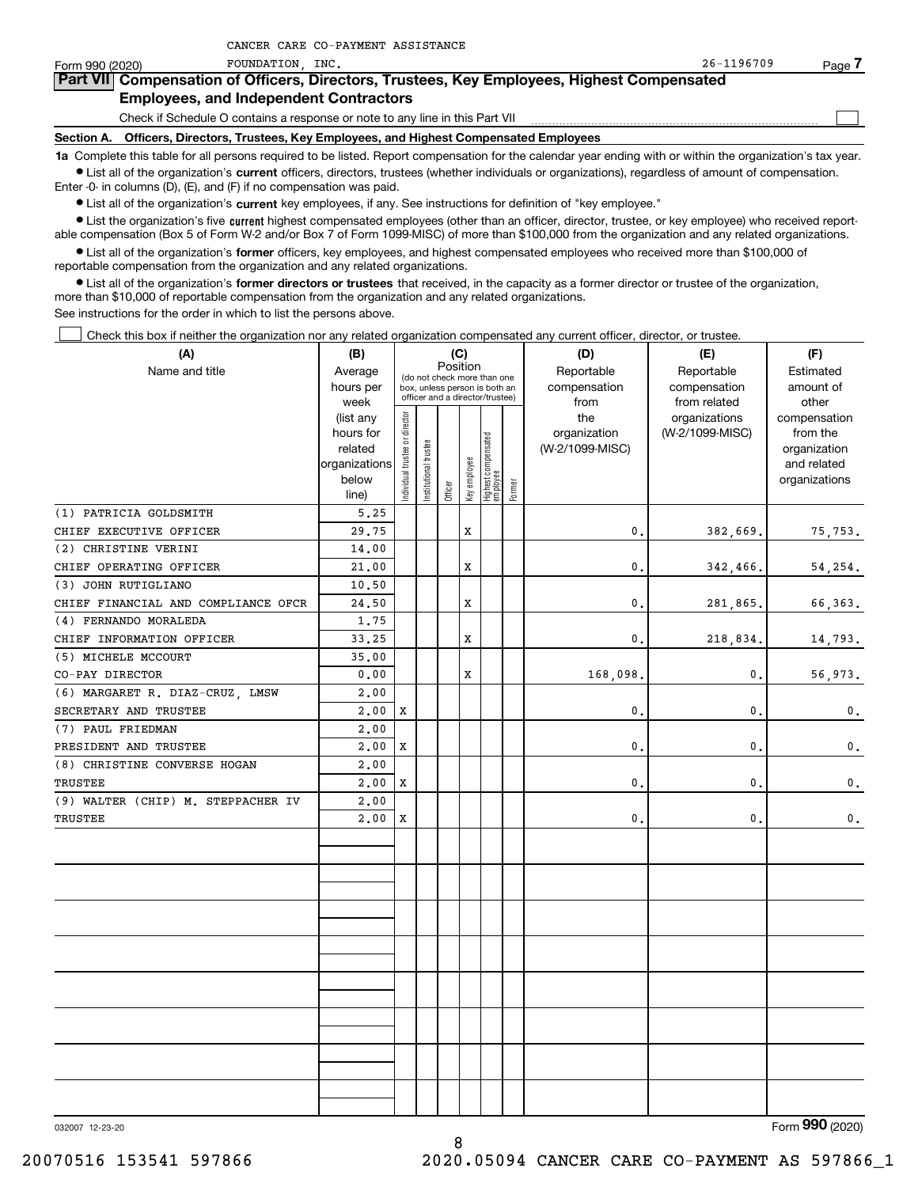CANCER CARE CO-PAYMENT ASSISTANCE

Form 990 (2020) FOUNDATION, INC. 26-1196709 Page 7

## Part VII Compensation of Officers, Directors, Trustees, Key Employees, Highest Compensated Employees, and Independent Contractors

Check if Schedule O contains a response or note to any line in this Part VII

**Section A. Officers, Directors, Trustees, Key Employees, and Highest Compensated Employees**

**1a** Complete this table for all persons required to be listed. Report compensation for the calendar year ending with or within the organization's tax year.

- List all of the organization's **current** officers, directors, trustees (whether individuals or organizations), regardless of amount of compensation. Enter -0- in columns (D), (E), and (F) if no compensation was paid.
- List all of the organization's **current** key employees, if any. See instructions for definition of "key employee."
- List the organization's five **current** highest compensated employees (other than an officer, director, trustee, or key employee) who received reportable compensation (Box 5 of Form W-2 and/or Box 7 of Form 1099-MISC) of more than $100,000 from the organization and any related organizations.
- List all of the organization's **former** officers, key employees, and highest compensated employees who received more than $100,000 of reportable compensation from the organization and any related organizations.
- List all of the organization's **former directors or trustees** that received, in the capacity as a former director or trustee of the organization, more than $10,000 of reportable compensation from the organization and any related organizations.

See instructions for the order in which to list the persons above.

Check this box if neither the organization nor any related organization compensated any current officer, director, or trustee.

| (A) Name and title | (B) Average hours per week (list any hours for related organizations below line) | (C) Position: Individual trustee or director | Institutional trustee | Officer | Key employee | Highest compensated employee | Former | (D) Reportable compensation from the organization (W-2/1099-MISC) | (E) Reportable compensation from related organizations (W-2/1099-MISC) | (F) Estimated amount of other compensation from the organization and related organizations |
|---|---|---|---|---|---|---|---|---|---|---|
| (1) PATRICIA GOLDSMITH | 5.25 | | | | | | | | | |
| CHIEF EXECUTIVE OFFICER | 29.75 | | | | X | | | 0. | 382,669. | 75,753. |
| (2) CHRISTINE VERINI | 14.00 | | | | | | | | | |
| CHIEF OPERATING OFFICER | 21.00 | | | | X | | | 0. | 342,466. | 54,254. |
| (3) JOHN RUTIGLIANO | 10.50 | | | | | | | | | |
| CHIEF FINANCIAL AND COMPLIANCE OFCR | 24.50 | | | | X | | | 0. | 281,865. | 66,363. |
| (4) FERNANDO MORALEDA | 1.75 | | | | | | | | | |
| CHIEF INFORMATION OFFICER | 33.25 | | | | X | | | 0. | 218,834. | 14,793. |
| (5) MICHELE MCCOURT | 35.00 | | | | | | | | | |
| CO-PAY DIRECTOR | 0.00 | | | | X | | | 168,098. | 0. | 56,973. |
| (6) MARGARET R. DIAZ-CRUZ, LMSW | 2.00 | | | | | | | | | |
| SECRETARY AND TRUSTEE | 2.00 | X | | | | | | 0. | 0. | 0. |
| (7) PAUL FRIEDMAN | 2.00 | | | | | | | | | |
| PRESIDENT AND TRUSTEE | 2.00 | X | | | | | | 0. | 0. | 0. |
| (8) CHRISTINE CONVERSE HOGAN | 2.00 | | | | | | | | | |
| TRUSTEE | 2.00 | X | | | | | | 0. | 0. | 0. |
| (9) WALTER (CHIP) M. STEPPACHER IV | 2.00 | | | | | | | | | |
| TRUSTEE | 2.00 | X | | | | | | 0. | 0. | 0. |

032007 12-23-20

Form 990 (2020)

20070516 153541 597866 2020.05094 CANCER CARE CO-PAYMENT AS 597866_1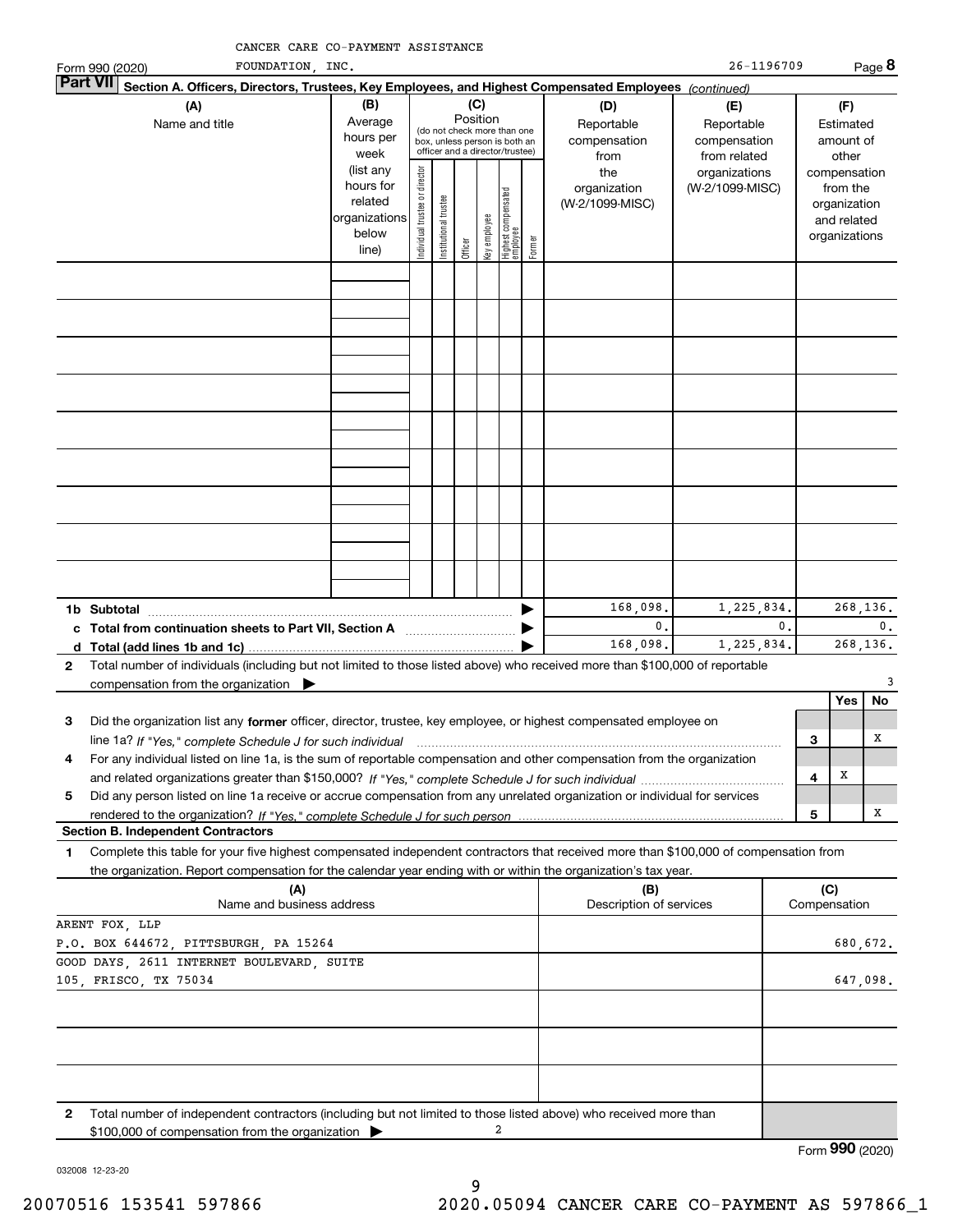CANCER CARE CO-PAYMENT ASSISTANCE FOUNDATION, INC. 26-1196709

Form 990 (2020) Page 8

**Part VII Section A. Officers, Directors, Trustees, Key Employees, and Highest Compensated Employees** *(continued)*

| (A) Name and title | (B) Average hours per week (list any hours for related organizations below line) | (C) Position: Individual trustee or director | Institutional trustee | Officer | Key employee | Highest compensated employee | Former | (D) Reportable compensation from the organization (W-2/1099-MISC) | (E) Reportable compensation from related organizations (W-2/1099-MISC) | (F) Estimated amount of other compensation from the organization and related organizations |
|---|---|---|---|---|---|---|---|---|---|---|
| | | | | | | | | | | |
| | | | | | | | | | | |
| | | | | | | | | | | |
| | | | | | | | | | | |
| | | | | | | | | | | |
| | | | | | | | | | | |
| | | | | | | | | | | |
| | | | | | | | | | | |
| | | | | | | | | | | |
| **1b Subtotal** | | | | | | | | 168,098. | 1,225,834. | 268,136. |
| **c Total from continuation sheets to Part VII, Section A** | | | | | | | | 0. | 0. | 0. |
| **d Total (add lines 1b and 1c)** | | | | | | | | 168,098. | 1,225,834. | 268,136. |

**2** Total number of individuals (including but not limited to those listed above) who received more than $100,000 of reportable compensation from the organization ▶ 3

| | | | Yes | No |
|---|---|---|---|---|
| **3** | Did the organization list any **former** officer, director, trustee, key employee, or highest compensated employee on line 1a? *If "Yes," complete Schedule J for such individual* | 3 | | X |
| **4** | For any individual listed on line 1a, is the sum of reportable compensation and other compensation from the organization and related organizations greater than $150,000? *If "Yes," complete Schedule J for such individual* | 4 | X | |
| **5** | Did any person listed on line 1a receive or accrue compensation from any unrelated organization or individual for services rendered to the organization? *If "Yes," complete Schedule J for such person* | 5 | | X |

**Section B. Independent Contractors**

**1** Complete this table for your five highest compensated independent contractors that received more than $100,000 of compensation from the organization. Report compensation for the calendar year ending with or within the organization's tax year.

| (A) Name and business address | (B) Description of services | (C) Compensation |
|---|---|---|
| ARENT FOX, LLP<br>P.O. BOX 644672, PITTSBURGH, PA 15264 | | 680,672. |
| GOOD DAYS, 2611 INTERNET BOULEVARD, SUITE 105, FRISCO, TX 75034 | | 647,098. |
| | | |
| | | |
| | | |

**2** Total number of independent contractors (including but not limited to those listed above) who received more than $100,000 of compensation from the organization ▶ 2

Form **990** (2020)

032008 12-23-20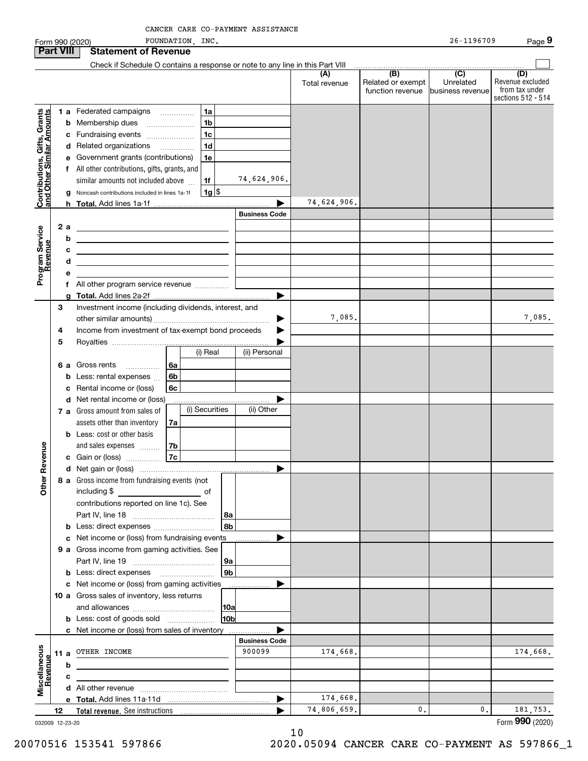CANCER CARE CO-PAYMENT ASSISTANCE FOUNDATION, INC. 26-1196709

Form 990 (2020)

## Part VIII Statement of Revenue

Check if Schedule O contains a response or note to any line in this Part VIII

| | | | (A) Total revenue | (B) Related or exempt function revenue | (C) Unrelated business revenue | (D) Revenue excluded from tax under sections 512 - 514 |
|---|---|---|---|---|---|---|
| **Contributions, Gifts, Grants and Other Similar Amounts** | 1 a Federated campaigns | 1a | | | | |
| | b Membership dues | 1b | | | | |
| | c Fundraising events | 1c | | | | |
| | d Related organizations | 1d | | | | |
| | e Government grants (contributions) | 1e | | | | |
| | f All other contributions, gifts, grants, and similar amounts not included above | 1f 74,624,906. | | | | |
| | g Noncash contributions included in lines 1a-1f | 1g $ | | | | |
| | h **Total.** Add lines 1a-1f | ▶ | 74,624,906. | | | |
| **Program Service Revenue** | | Business Code | | | | |
| | 2 a | | | | | |
| | b | | | | | |
| | c | | | | | |
| | d | | | | | |
| | e | | | | | |
| | f All other program service revenue | | | | | |
| | g **Total.** Add lines 2a-2f | ▶ | | | | |
| **Other Revenue** | 3 Investment income (including dividends, interest, and other similar amounts) | ▶ | 7,085. | | | 7,085. |
| | 4 Income from investment of tax-exempt bond proceeds | ▶ | | | | |
| | 5 Royalties | ▶ | | | | |
| | | (i) Real / (ii) Personal | | | | |
| | 6 a Gross rents | 6a | | | | |
| | b Less: rental expenses | 6b | | | | |
| | c Rental income or (loss) | 6c | | | | |
| | d Net rental income or (loss) | ▶ | | | | |
| | | (i) Securities / (ii) Other | | | | |
| | 7 a Gross amount from sales of assets other than inventory | 7a | | | | |
| | b Less: cost or other basis and sales expenses | 7b | | | | |
| | c Gain or (loss) | 7c | | | | |
| | d Net gain or (loss) | ▶ | | | | |
| | 8 a Gross income from fundraising events (not including $ ______ of contributions reported on line 1c). See Part IV, line 18 | 8a | | | | |
| | b Less: direct expenses | 8b | | | | |
| | c Net income or (loss) from fundraising events | ▶ | | | | |
| | 9 a Gross income from gaming activities. See Part IV, line 19 | 9a | | | | |
| | b Less: direct expenses | 9b | | | | |
| | c Net income or (loss) from gaming activities | ▶ | | | | |
| | 10 a Gross sales of inventory, less returns and allowances | 10a | | | | |
| | b Less: cost of goods sold | 10b | | | | |
| | c Net income or (loss) from sales of inventory | ▶ | | | | |
| **Miscellaneous Revenue** | | Business Code | | | | |
| | 11 a OTHER INCOME | 900099 | 174,668. | | | 174,668. |
| | b | | | | | |
| | c | | | | | |
| | d All other revenue | | | | | |
| | e **Total.** Add lines 11a-11d | ▶ | 174,668. | | | |
| | 12 **Total revenue.** See instructions | ▶ | 74,806,659. | 0. | 0. | 181,753. |

032009 12-23-20

Form **990** (2020)

20070516 153541 597866 2020.05094 CANCER CARE CO-PAYMENT AS 597866_1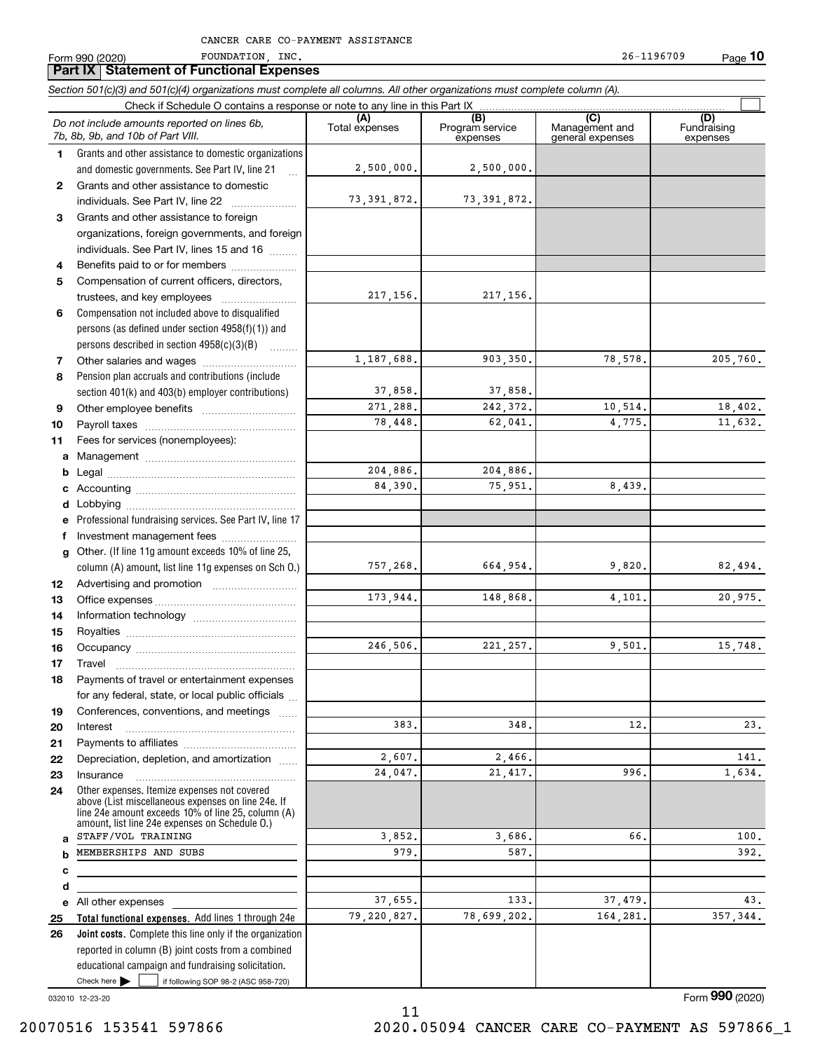CANCER CARE CO-PAYMENT ASSISTANCE FOUNDATION, INC. 26-1196709

Form 990 (2020)

## Part IX Statement of Functional Expenses

*Section 501(c)(3) and 501(c)(4) organizations must complete all columns. All other organizations must complete column (A).*

Check if Schedule O contains a response or note to any line in this Part IX ☐

| | *Do not include amounts reported on lines 6b, 7b, 8b, 9b, and 10b of Part VIII.* | (A) Total expenses | (B) Program service expenses | (C) Management and general expenses | (D) Fundraising expenses |
|---|---|---|---|---|---|
| 1 | Grants and other assistance to domestic organizations and domestic governments. See Part IV, line 21 | 2,500,000. | 2,500,000. | | |
| 2 | Grants and other assistance to domestic individuals. See Part IV, line 22 | 73,391,872. | 73,391,872. | | |
| 3 | Grants and other assistance to foreign organizations, foreign governments, and foreign individuals. See Part IV, lines 15 and 16 | | | | |
| 4 | Benefits paid to or for members | | | | |
| 5 | Compensation of current officers, directors, trustees, and key employees | 217,156. | 217,156. | | |
| 6 | Compensation not included above to disqualified persons (as defined under section 4958(f)(1)) and persons described in section 4958(c)(3)(B) | | | | |
| 7 | Other salaries and wages | 1,187,688. | 903,350. | 78,578. | 205,760. |
| 8 | Pension plan accruals and contributions (include section 401(k) and 403(b) employer contributions) | 37,858. | 37,858. | | |
| 9 | Other employee benefits | 271,288. | 242,372. | 10,514. | 18,402. |
| 10 | Payroll taxes | 78,448. | 62,041. | 4,775. | 11,632. |
| 11 | Fees for services (nonemployees): | | | | |
| a | Management | | | | |
| b | Legal | 204,886. | 204,886. | | |
| c | Accounting | 84,390. | 75,951. | 8,439. | |
| d | Lobbying | | | | |
| e | Professional fundraising services. See Part IV, line 17 | | | | |
| f | Investment management fees | | | | |
| g | Other. (If line 11g amount exceeds 10% of line 25, column (A) amount, list line 11g expenses on Sch O.) | 757,268. | 664,954. | 9,820. | 82,494. |
| 12 | Advertising and promotion | | | | |
| 13 | Office expenses | 173,944. | 148,868. | 4,101. | 20,975. |
| 14 | Information technology | | | | |
| 15 | Royalties | | | | |
| 16 | Occupancy | 246,506. | 221,257. | 9,501. | 15,748. |
| 17 | Travel | | | | |
| 18 | Payments of travel or entertainment expenses for any federal, state, or local public officials | | | | |
| 19 | Conferences, conventions, and meetings | | | | |
| 20 | Interest | 383. | 348. | 12. | 23. |
| 21 | Payments to affiliates | | | | |
| 22 | Depreciation, depletion, and amortization | 2,607. | 2,466. | | 141. |
| 23 | Insurance | 24,047. | 21,417. | 996. | 1,634. |
| 24 | Other expenses. Itemize expenses not covered above (List miscellaneous expenses on line 24e. If line 24e amount exceeds 10% of line 25, column (A) amount, list line 24e expenses on Schedule O.) | | | | |
| a | STAFF/VOL TRAINING | 3,852. | 3,686. | 66. | 100. |
| b | MEMBERSHIPS AND SUBS | 979. | 587. | | 392. |
| c | | | | | |
| d | | | | | |
| e | All other expenses | 37,655. | 133. | 37,479. | 43. |
| 25 | **Total functional expenses.** Add lines 1 through 24e | 79,220,827. | 78,699,202. | 164,281. | 357,344. |
| 26 | **Joint costs.** Complete this line only if the organization reported in column (B) joint costs from a combined educational campaign and fundraising solicitation. Check here ☐ if following SOP 98-2 (ASC 958-720) | | | | |

Form **990** (2020)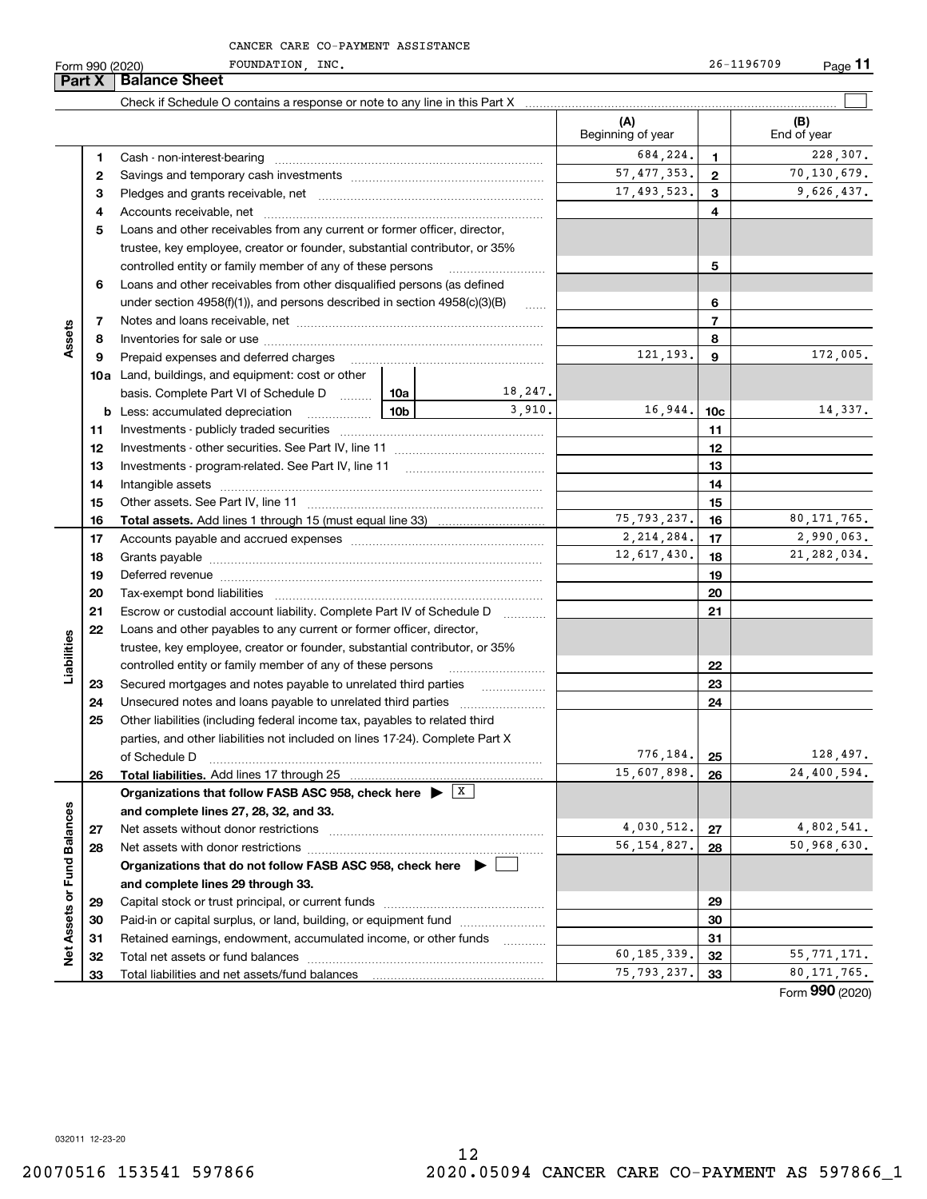CANCER CARE CO-PAYMENT ASSISTANCE

Form 990 (2020) FOUNDATION, INC. 26-1196709

## Part X Balance Sheet

Check if Schedule O contains a response or note to any line in this Part X ☐

| | | | | (A) Beginning of year | | (B) End of year |
|---|---|---|---|---|---|---|
| **Assets** | 1 | Cash - non-interest-bearing | | 684,224. | 1 | 228,307. |
| | 2 | Savings and temporary cash investments | | 57,477,353. | 2 | 70,130,679. |
| | 3 | Pledges and grants receivable, net | | 17,493,523. | 3 | 9,626,437. |
| | 4 | Accounts receivable, net | | | 4 | |
| | 5 | Loans and other receivables from any current or former officer, director, trustee, key employee, creator or founder, substantial contributor, or 35% controlled entity or family member of any of these persons | | | 5 | |
| | 6 | Loans and other receivables from other disqualified persons (as defined under section 4958(f)(1)), and persons described in section 4958(c)(3)(B) | | | 6 | |
| | 7 | Notes and loans receivable, net | | | 7 | |
| | 8 | Inventories for sale or use | | | 8 | |
| | 9 | Prepaid expenses and deferred charges | | 121,193. | 9 | 172,005. |
| | 10a | Land, buildings, and equipment: cost or other basis. Complete Part VI of Schedule D | 10a: 18,247. | | | |
| | b | Less: accumulated depreciation | 10b: 3,910. | 16,944. | 10c | 14,337. |
| | 11 | Investments - publicly traded securities | | | 11 | |
| | 12 | Investments - other securities. See Part IV, line 11 | | | 12 | |
| | 13 | Investments - program-related. See Part IV, line 11 | | | 13 | |
| | 14 | Intangible assets | | | 14 | |
| | 15 | Other assets. See Part IV, line 11 | | | 15 | |
| | 16 | **Total assets.** Add lines 1 through 15 (must equal line 33) | | 75,793,237. | 16 | 80,171,765. |
| **Liabilities** | 17 | Accounts payable and accrued expenses | | 2,214,284. | 17 | 2,990,063. |
| | 18 | Grants payable | | 12,617,430. | 18 | 21,282,034. |
| | 19 | Deferred revenue | | | 19 | |
| | 20 | Tax-exempt bond liabilities | | | 20 | |
| | 21 | Escrow or custodial account liability. Complete Part IV of Schedule D | | | 21 | |
| | 22 | Loans and other payables to any current or former officer, director, trustee, key employee, creator or founder, substantial contributor, or 35% controlled entity or family member of any of these persons | | | 22 | |
| | 23 | Secured mortgages and notes payable to unrelated third parties | | | 23 | |
| | 24 | Unsecured notes and loans payable to unrelated third parties | | | 24 | |
| | 25 | Other liabilities (including federal income tax, payables to related third parties, and other liabilities not included on lines 17-24). Complete Part X of Schedule D | | 776,184. | 25 | 128,497. |
| | 26 | **Total liabilities.** Add lines 17 through 25 | | 15,607,898. | 26 | 24,400,594. |
| **Net Assets or Fund Balances** | | **Organizations that follow FASB ASC 958, check here** ▶ ☒ **and complete lines 27, 28, 32, and 33.** | | | | |
| | 27 | Net assets without donor restrictions | | 4,030,512. | 27 | 4,802,541. |
| | 28 | Net assets with donor restrictions | | 56,154,827. | 28 | 50,968,630. |
| | | **Organizations that do not follow FASB ASC 958, check here** ▶ ☐ **and complete lines 29 through 33.** | | | | |
| | 29 | Capital stock or trust principal, or current funds | | | 29 | |
| | 30 | Paid-in or capital surplus, or land, building, or equipment fund | | | 30 | |
| | 31 | Retained earnings, endowment, accumulated income, or other funds | | | 31 | |
| | 32 | Total net assets or fund balances | | 60,185,339. | 32 | 55,771,171. |
| | 33 | Total liabilities and net assets/fund balances | | 75,793,237. | 33 | 80,171,765. |

Form **990** (2020)

032011 12-23-20

20070516 153541 597866 2020.05094 CANCER CARE CO-PAYMENT AS 597866_1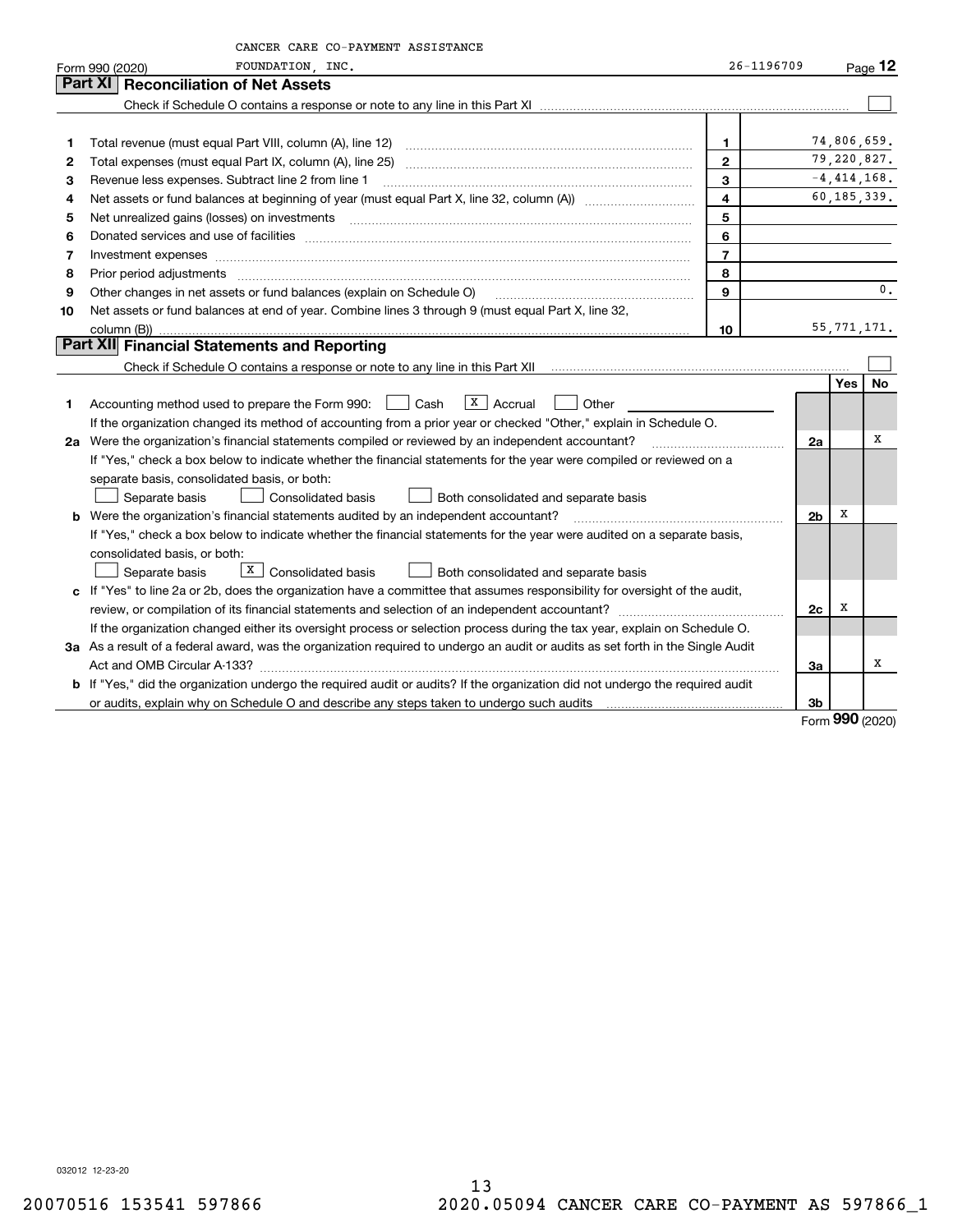CANCER CARE CO-PAYMENT ASSISTANCE FOUNDATION, INC.

Form 990 (2020) 26-1196709

## Part XI Reconciliation of Net Assets

Check if Schedule O contains a response or note to any line in this Part XI

| | | | |
|---|---|---|---|
| 1 | Total revenue (must equal Part VIII, column (A), line 12) | 1 | 74,806,659. |
| 2 | Total expenses (must equal Part IX, column (A), line 25) | 2 | 79,220,827. |
| 3 | Revenue less expenses. Subtract line 2 from line 1 | 3 | -4,414,168. |
| 4 | Net assets or fund balances at beginning of year (must equal Part X, line 32, column (A)) | 4 | 60,185,339. |
| 5 | Net unrealized gains (losses) on investments | 5 | |
| 6 | Donated services and use of facilities | 6 | |
| 7 | Investment expenses | 7 | |
| 8 | Prior period adjustments | 8 | |
| 9 | Other changes in net assets or fund balances (explain on Schedule O) | 9 | 0. |
| 10 | Net assets or fund balances at end of year. Combine lines 3 through 9 (must equal Part X, line 32, column (B)) | 10 | 55,771,171. |

## Part XII Financial Statements and Reporting

Check if Schedule O contains a response or note to any line in this Part XII

| | | | Yes | No |
|---|---|---|---|---|
| 1 | Accounting method used to prepare the Form 990: ☐ Cash ☒ Accrual ☐ Other<br>If the organization changed its method of accounting from a prior year or checked "Other," explain in Schedule O. | | | |
| 2a | Were the organization's financial statements compiled or reviewed by an independent accountant?<br>If "Yes," check a box below to indicate whether the financial statements for the year were compiled or reviewed on a separate basis, consolidated basis, or both:<br>☐ Separate basis ☐ Consolidated basis ☐ Both consolidated and separate basis | 2a | | X |
| b | Were the organization's financial statements audited by an independent accountant?<br>If "Yes," check a box below to indicate whether the financial statements for the year were audited on a separate basis, consolidated basis, or both:<br>☐ Separate basis ☒ Consolidated basis ☐ Both consolidated and separate basis | 2b | X | |
| c | If "Yes" to line 2a or 2b, does the organization have a committee that assumes responsibility for oversight of the audit, review, or compilation of its financial statements and selection of an independent accountant?<br>If the organization changed either its oversight process or selection process during the tax year, explain on Schedule O. | 2c | X | |
| 3a | As a result of a federal award, was the organization required to undergo an audit or audits as set forth in the Single Audit Act and OMB Circular A-133? | 3a | | X |
| b | If "Yes," did the organization undergo the required audit or audits? If the organization did not undergo the required audit or audits, explain why on Schedule O and describe any steps taken to undergo such audits | 3b | | |

Form 990 (2020)

032012 12-23-20

20070516 153541 597866 2020.05094 CANCER CARE CO-PAYMENT AS 597866_1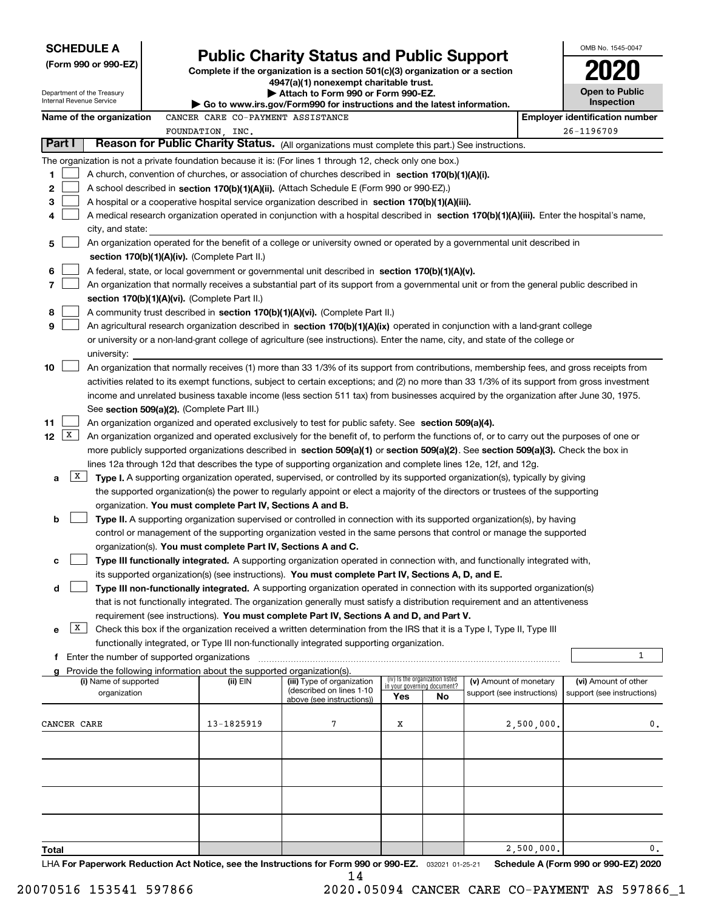**SCHEDULE A**
**(Form 990 or 990-EZ)**

Department of the Treasury
Internal Revenue Service

# Public Charity Status and Public Support

**Complete if the organization is a section 501(c)(3) organization or a section 4947(a)(1) nonexempt charitable trust.**
**▶ Attach to Form 990 or Form 990-EZ.**
**▶ Go to www.irs.gov/Form990 for instructions and the latest information.**

OMB No. 1545-0047

**2020**

**Open to Public Inspection**

**Name of the organization** CANCER CARE CO-PAYMENT ASSISTANCE FOUNDATION, INC.

**Employer identification number** 26-1196709

## Part I — Reason for Public Charity Status. (All organizations must complete this part.) See instructions.

The organization is not a private foundation because it is: (For lines 1 through 12, check only one box.)

1. ☐ A church, convention of churches, or association of churches described in **section 170(b)(1)(A)(i).**
2. ☐ A school described in **section 170(b)(1)(A)(ii).** (Attach Schedule E (Form 990 or 990-EZ).)
3. ☐ A hospital or a cooperative hospital service organization described in **section 170(b)(1)(A)(iii).**
4. ☐ A medical research organization operated in conjunction with a hospital described in **section 170(b)(1)(A)(iii).** Enter the hospital's name, city, and state:
5. ☐ An organization operated for the benefit of a college or university owned or operated by a governmental unit described in **section 170(b)(1)(A)(iv).** (Complete Part II.)
6. ☐ A federal, state, or local government or governmental unit described in **section 170(b)(1)(A)(v).**
7. ☐ An organization that normally receives a substantial part of its support from a governmental unit or from the general public described in **section 170(b)(1)(A)(vi).** (Complete Part II.)
8. ☐ A community trust described in **section 170(b)(1)(A)(vi).** (Complete Part II.)
9. ☐ An agricultural research organization described in **section 170(b)(1)(A)(ix)** operated in conjunction with a land-grant college or university or a non-land-grant college of agriculture (see instructions). Enter the name, city, and state of the college or university:
10. ☐ An organization that normally receives (1) more than 33 1/3% of its support from contributions, membership fees, and gross receipts from activities related to its exempt functions, subject to certain exceptions; and (2) no more than 33 1/3% of its support from gross investment income and unrelated business taxable income (less section 511 tax) from businesses acquired by the organization after June 30, 1975. See **section 509(a)(2).** (Complete Part III.)
11. ☐ An organization organized and operated exclusively to test for public safety. See **section 509(a)(4).**
12. ☒ An organization organized and operated exclusively for the benefit of, to perform the functions of, or to carry out the purposes of one or more publicly supported organizations described in **section 509(a)(1)** or **section 509(a)(2)**. See **section 509(a)(3).** Check the box in lines 12a through 12d that describes the type of supporting organization and complete lines 12e, 12f, and 12g.
   - **a** ☒ **Type I.** A supporting organization operated, supervised, or controlled by its supported organization(s), typically by giving the supported organization(s) the power to regularly appoint or elect a majority of the directors or trustees of the supporting organization. **You must complete Part IV, Sections A and B.**
   - **b** ☐ **Type II.** A supporting organization supervised or controlled in connection with its supported organization(s), by having control or management of the supporting organization vested in the same persons that control or manage the supported organization(s). **You must complete Part IV, Sections A and C.**
   - **c** ☐ **Type III functionally integrated.** A supporting organization operated in connection with, and functionally integrated with, its supported organization(s) (see instructions). **You must complete Part IV, Sections A, D, and E.**
   - **d** ☐ **Type III non-functionally integrated.** A supporting organization operated in connection with its supported organization(s) that is not functionally integrated. The organization generally must satisfy a distribution requirement and an attentiveness requirement (see instructions). **You must complete Part IV, Sections A and D, and Part V.**
   - **e** ☒ Check this box if the organization received a written determination from the IRS that it is a Type I, Type II, Type III functionally integrated, or Type III non-functionally integrated supporting organization.
   - **f** Enter the number of supported organizations: 1
   - **g** Provide the following information about the supported organization(s).

| (i) Name of supported organization | (ii) EIN | (iii) Type of organization (described on lines 1-10 above (see instructions)) | (iv) Is the organization listed in your governing document? Yes | No | (v) Amount of monetary support (see instructions) | (vi) Amount of other support (see instructions) |
|---|---|---|---|---|---|---|
| CANCER CARE | 13-1825919 | 7 | X | | 2,500,000. | 0. |
| | | | | | | |
| | | | | | | |
| | | | | | | |
| | | | | | | |
| **Total** | | | | | 2,500,000. | 0. |

LHA **For Paperwork Reduction Act Notice, see the Instructions for Form 990 or 990-EZ.** 032021 01-25-21 **Schedule A (Form 990 or 990-EZ) 2020**

20070516 153541 597866 2020.05094 CANCER CARE CO-PAYMENT AS 597866_1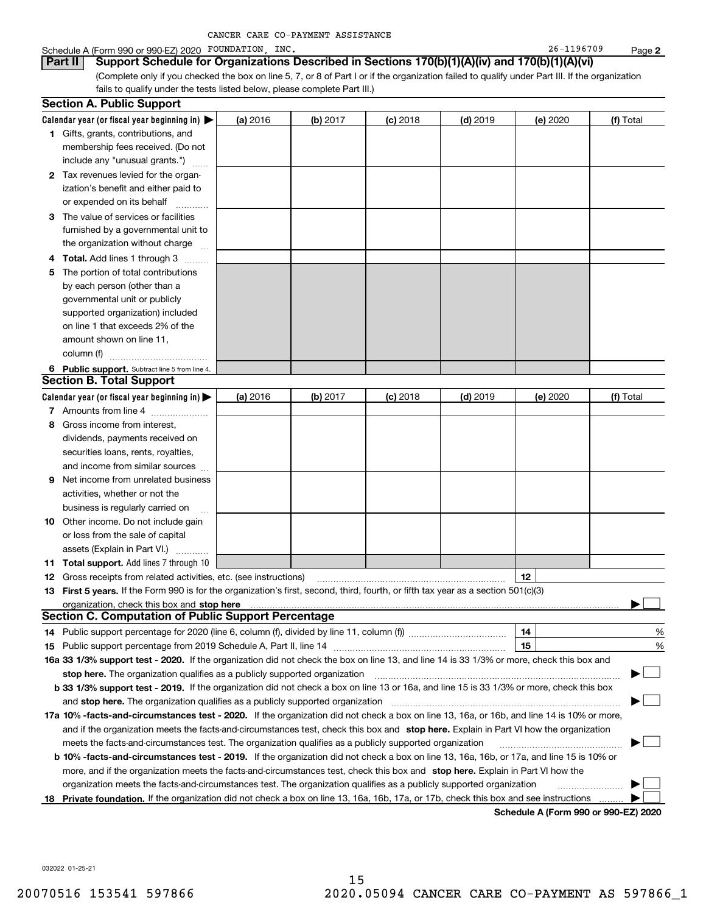CANCER CARE CO-PAYMENT ASSISTANCE

Schedule A (Form 990 or 990-EZ) 2020 FOUNDATION, INC. 26-1196709 Page **2**

## Part II Support Schedule for Organizations Described in Sections 170(b)(1)(A)(iv) and 170(b)(1)(A)(vi)

(Complete only if you checked the box on line 5, 7, or 8 of Part I or if the organization failed to qualify under Part III. If the organization fails to qualify under the tests listed below, please complete Part III.)

### Section A. Public Support

| Calendar year (or fiscal year beginning in) ▶ | (a) 2016 | (b) 2017 | (c) 2018 | (d) 2019 | (e) 2020 | (f) Total |
|---|---|---|---|---|---|---|
| **1** Gifts, grants, contributions, and membership fees received. (Do not include any "unusual grants.") | | | | | | |
| **2** Tax revenues levied for the organization's benefit and either paid to or expended on its behalf | | | | | | |
| **3** The value of services or facilities furnished by a governmental unit to the organization without charge | | | | | | |
| **4 Total.** Add lines 1 through 3 | | | | | | |
| **5** The portion of total contributions by each person (other than a governmental unit or publicly supported organization) included on line 1 that exceeds 2% of the amount shown on line 11, column (f) | | | | | | |
| **6 Public support.** Subtract line 5 from line 4. | | | | | | |

### Section B. Total Support

| Calendar year (or fiscal year beginning in) ▶ | (a) 2016 | (b) 2017 | (c) 2018 | (d) 2019 | (e) 2020 | (f) Total |
|---|---|---|---|---|---|---|
| **7** Amounts from line 4 | | | | | | |
| **8** Gross income from interest, dividends, payments received on securities loans, rents, royalties, and income from similar sources | | | | | | |
| **9** Net income from unrelated business activities, whether or not the business is regularly carried on | | | | | | |
| **10** Other income. Do not include gain or loss from the sale of capital assets (Explain in Part VI.) | | | | | | |
| **11 Total support.** Add lines 7 through 10 | | | | | | |

**12** Gross receipts from related activities, etc. (see instructions) | **12** |

**13 First 5 years.** If the Form 990 is for the organization's first, second, third, fourth, or fifth tax year as a section 501(c)(3) organization, check this box and **stop here** ▶ ☐

### Section C. Computation of Public Support Percentage

**14** Public support percentage for 2020 (line 6, column (f), divided by line 11, column (f)) | **14** | %

**15** Public support percentage from 2019 Schedule A, Part II, line 14 | **15** | %

**16a 33 1/3% support test - 2020.** If the organization did not check the box on line 13, and line 14 is 33 1/3% or more, check this box and **stop here.** The organization qualifies as a publicly supported organization ▶ ☐

**b 33 1/3% support test - 2019.** If the organization did not check a box on line 13 or 16a, and line 15 is 33 1/3% or more, check this box and **stop here.** The organization qualifies as a publicly supported organization ▶ ☐

**17a 10% -facts-and-circumstances test - 2020.** If the organization did not check a box on line 13, 16a, or 16b, and line 14 is 10% or more, and if the organization meets the facts-and-circumstances test, check this box and **stop here.** Explain in Part VI how the organization meets the facts-and-circumstances test. The organization qualifies as a publicly supported organization ▶ ☐

**b 10% -facts-and-circumstances test - 2019.** If the organization did not check a box on line 13, 16a, 16b, or 17a, and line 15 is 10% or more, and if the organization meets the facts-and-circumstances test, check this box and **stop here.** Explain in Part VI how the organization meets the facts-and-circumstances test. The organization qualifies as a publicly supported organization ▶ ☐

**18 Private foundation.** If the organization did not check a box on line 13, 16a, 16b, 17a, or 17b, check this box and see instructions ▶ ☐

**Schedule A (Form 990 or 990-EZ) 2020**

032022 01-25-21

20070516 153541 597866 2020.05094 CANCER CARE CO-PAYMENT AS 597866_1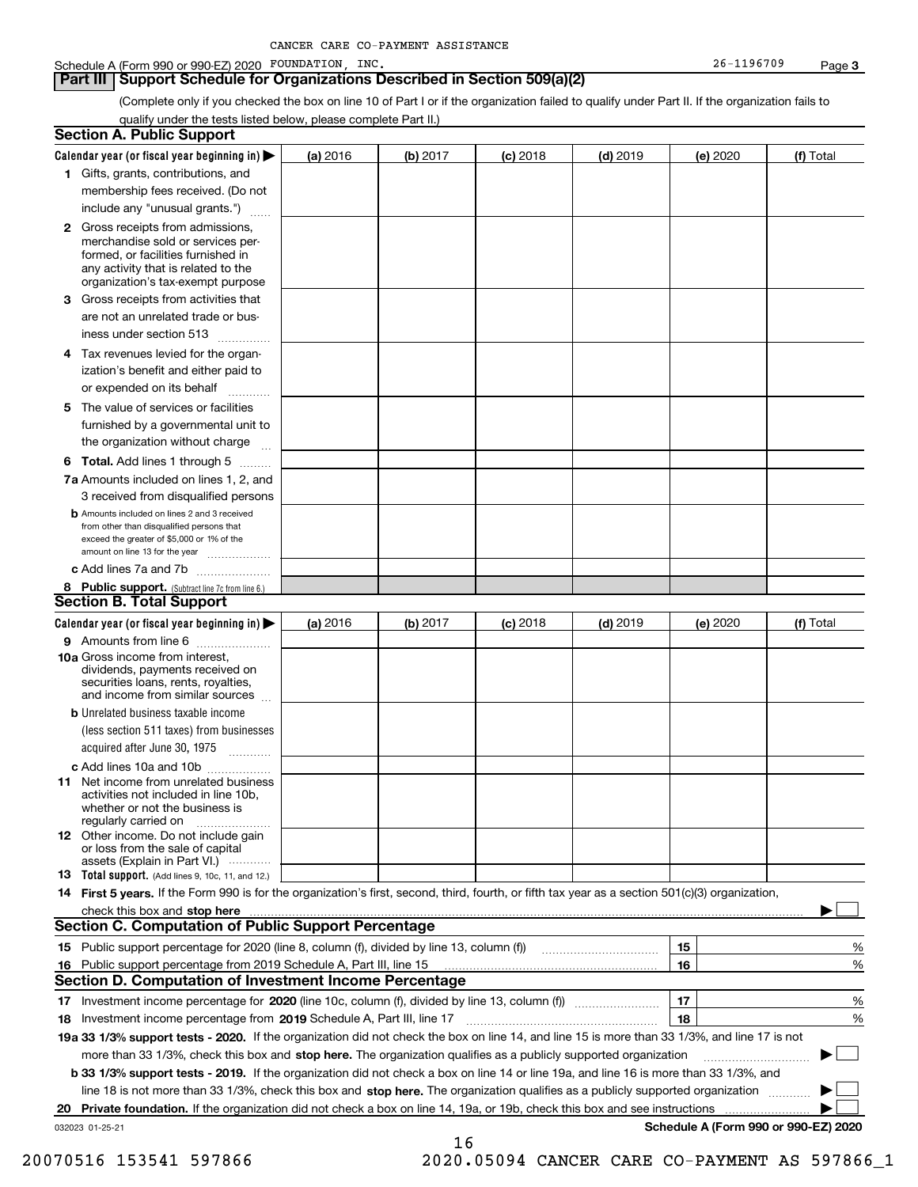CANCER CARE CO-PAYMENT ASSISTANCE

Schedule A (Form 990 or 990-EZ) 2020 FOUNDATION, INC. 26-1196709 Page 3

## Part III Support Schedule for Organizations Described in Section 509(a)(2)

(Complete only if you checked the box on line 10 of Part I or if the organization failed to qualify under Part II. If the organization fails to qualify under the tests listed below, please complete Part II.)

### Section A. Public Support

| Calendar year (or fiscal year beginning in) ▶ | (a) 2016 | (b) 2017 | (c) 2018 | (d) 2019 | (e) 2020 | (f) Total |
|---|---|---|---|---|---|---|
| 1 Gifts, grants, contributions, and membership fees received. (Do not include any "unusual grants.") | | | | | | |
| 2 Gross receipts from admissions, merchandise sold or services performed, or facilities furnished in any activity that is related to the organization's tax-exempt purpose | | | | | | |
| 3 Gross receipts from activities that are not an unrelated trade or business under section 513 | | | | | | |
| 4 Tax revenues levied for the organization's benefit and either paid to or expended on its behalf | | | | | | |
| 5 The value of services or facilities furnished by a governmental unit to the organization without charge | | | | | | |
| 6 Total. Add lines 1 through 5 | | | | | | |
| 7a Amounts included on lines 1, 2, and 3 received from disqualified persons | | | | | | |
| b Amounts included on lines 2 and 3 received from other than disqualified persons that exceed the greater of $5,000 or 1% of the amount on line 13 for the year | | | | | | |
| c Add lines 7a and 7b | | | | | | |
| 8 Public support. (Subtract line 7c from line 6.) | | | | | | |

### Section B. Total Support

| Calendar year (or fiscal year beginning in) ▶ | (a) 2016 | (b) 2017 | (c) 2018 | (d) 2019 | (e) 2020 | (f) Total |
|---|---|---|---|---|---|---|
| 9 Amounts from line 6 | | | | | | |
| 10a Gross income from interest, dividends, payments received on securities loans, rents, royalties, and income from similar sources | | | | | | |
| b Unrelated business taxable income (less section 511 taxes) from businesses acquired after June 30, 1975 | | | | | | |
| c Add lines 10a and 10b | | | | | | |
| 11 Net income from unrelated business activities not included in line 10b, whether or not the business is regularly carried on | | | | | | |
| 12 Other income. Do not include gain or loss from the sale of capital assets (Explain in Part VI.) | | | | | | |
| 13 Total support. (Add lines 9, 10c, 11, and 12.) | | | | | | |

14 First 5 years. If the Form 990 is for the organization's first, second, third, fourth, or fifth tax year as a section 501(c)(3) organization, check this box and stop here ▶ ☐

### Section C. Computation of Public Support Percentage

| | | | |
|---|---|---|---|
| 15 | Public support percentage for 2020 (line 8, column (f), divided by line 13, column (f)) | 15 | % |
| 16 | Public support percentage from 2019 Schedule A, Part III, line 15 | 16 | % |

### Section D. Computation of Investment Income Percentage

| | | | |
|---|---|---|---|
| 17 | Investment income percentage for 2020 (line 10c, column (f), divided by line 13, column (f)) | 17 | % |
| 18 | Investment income percentage from 2019 Schedule A, Part III, line 17 | 18 | % |

19a 33 1/3% support tests - 2020. If the organization did not check the box on line 14, and line 15 is more than 33 1/3%, and line 17 is not more than 33 1/3%, check this box and stop here. The organization qualifies as a publicly supported organization ▶ ☐

b 33 1/3% support tests - 2019. If the organization did not check a box on line 14 or line 19a, and line 16 is more than 33 1/3%, and line 18 is not more than 33 1/3%, check this box and stop here. The organization qualifies as a publicly supported organization ▶ ☐

20 Private foundation. If the organization did not check a box on line 14, 19a, or 19b, check this box and see instructions ▶ ☐

032023 01-25-21 **Schedule A (Form 990 or 990-EZ) 2020**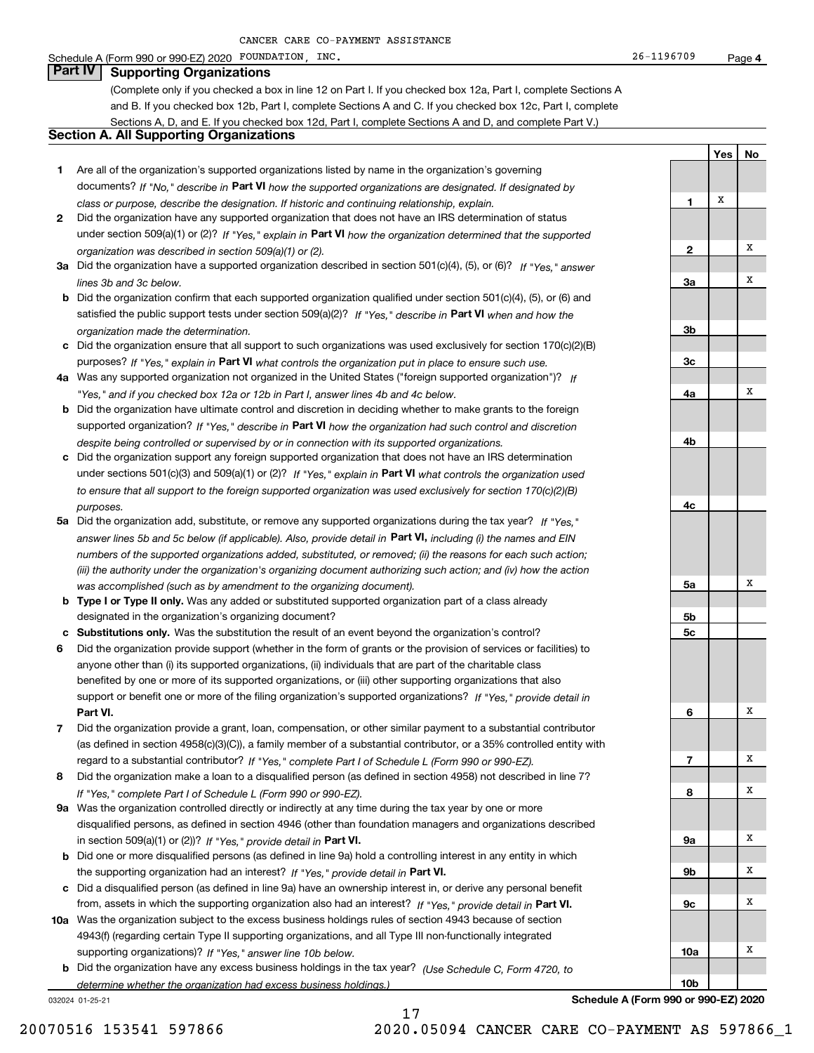CANCER CARE CO-PAYMENT ASSISTANCE

Schedule A (Form 990 or 990-EZ) 2020 FOUNDATION, INC. 26-1196709 Page 4

## Part IV Supporting Organizations

(Complete only if you checked a box in line 12 on Part I. If you checked box 12a, Part I, complete Sections A and B. If you checked box 12b, Part I, complete Sections A and C. If you checked box 12c, Part I, complete Sections A, D, and E. If you checked box 12d, Part I, complete Sections A and D, and complete Part V.)

### Section A. All Supporting Organizations

| | | Line | Yes | No |
|---|---|---|---|---|
| 1 | Are all of the organization's supported organizations listed by name in the organization's governing documents? *If "No," describe in* **Part VI** *how the supported organizations are designated. If designated by class or purpose, describe the designation. If historic and continuing relationship, explain.* | 1 | X | |
| 2 | Did the organization have any supported organization that does not have an IRS determination of status under section 509(a)(1) or (2)? *If "Yes," explain in* **Part VI** *how the organization determined that the supported organization was described in section 509(a)(1) or (2).* | 2 | | X |
| 3a | Did the organization have a supported organization described in section 501(c)(4), (5), or (6)? *If "Yes," answer lines 3b and 3c below.* | 3a | | X |
| b | Did the organization confirm that each supported organization qualified under section 501(c)(4), (5), or (6) and satisfied the public support tests under section 509(a)(2)? *If "Yes," describe in* **Part VI** *when and how the organization made the determination.* | 3b | | |
| c | Did the organization ensure that all support to such organizations was used exclusively for section 170(c)(2)(B) purposes? *If "Yes," explain in* **Part VI** *what controls the organization put in place to ensure such use.* | 3c | | |
| 4a | Was any supported organization not organized in the United States ("foreign supported organization")? *If "Yes," and if you checked box 12a or 12b in Part I, answer lines 4b and 4c below.* | 4a | | X |
| b | Did the organization have ultimate control and discretion in deciding whether to make grants to the foreign supported organization? *If "Yes," describe in* **Part VI** *how the organization had such control and discretion despite being controlled or supervised by or in connection with its supported organizations.* | 4b | | |
| c | Did the organization support any foreign supported organization that does not have an IRS determination under sections 501(c)(3) and 509(a)(1) or (2)? *If "Yes," explain in* **Part VI** *what controls the organization used to ensure that all support to the foreign supported organization was used exclusively for section 170(c)(2)(B) purposes.* | 4c | | |
| 5a | Did the organization add, substitute, or remove any supported organizations during the tax year? *If "Yes," answer lines 5b and 5c below (if applicable). Also, provide detail in* **Part VI,** *including (i) the names and EIN numbers of the supported organizations added, substituted, or removed; (ii) the reasons for each such action; (iii) the authority under the organization's organizing document authorizing such action; and (iv) how the action was accomplished (such as by amendment to the organizing document).* | 5a | | X |
| b | **Type I or Type II only.** Was any added or substituted supported organization part of a class already designated in the organization's organizing document? | 5b | | |
| c | **Substitutions only.** Was the substitution the result of an event beyond the organization's control? | 5c | | |
| 6 | Did the organization provide support (whether in the form of grants or the provision of services or facilities) to anyone other than (i) its supported organizations, (ii) individuals that are part of the charitable class benefited by one or more of its supported organizations, or (iii) other supporting organizations that also support or benefit one or more of the filing organization's supported organizations? *If "Yes," provide detail in* **Part VI.** | 6 | | X |
| 7 | Did the organization provide a grant, loan, compensation, or other similar payment to a substantial contributor (as defined in section 4958(c)(3)(C)), a family member of a substantial contributor, or a 35% controlled entity with regard to a substantial contributor? *If "Yes," complete Part I of Schedule L (Form 990 or 990-EZ).* | 7 | | X |
| 8 | Did the organization make a loan to a disqualified person (as defined in section 4958) not described in line 7? *If "Yes," complete Part I of Schedule L (Form 990 or 990-EZ).* | 8 | | X |
| 9a | Was the organization controlled directly or indirectly at any time during the tax year by one or more disqualified persons, as defined in section 4946 (other than foundation managers and organizations described in section 509(a)(1) or (2))? *If "Yes," provide detail in* **Part VI.** | 9a | | X |
| b | Did one or more disqualified persons (as defined in line 9a) hold a controlling interest in any entity in which the supporting organization had an interest? *If "Yes," provide detail in* **Part VI.** | 9b | | X |
| c | Did a disqualified person (as defined in line 9a) have an ownership interest in, or derive any personal benefit from, assets in which the supporting organization also had an interest? *If "Yes," provide detail in* **Part VI.** | 9c | | X |
| 10a | Was the organization subject to the excess business holdings rules of section 4943 because of section 4943(f) (regarding certain Type II supporting organizations, and all Type III non-functionally integrated supporting organizations)? *If "Yes," answer line 10b below.* | 10a | | X |
| b | Did the organization have any excess business holdings in the tax year? *(Use Schedule C, Form 4720, to determine whether the organization had excess business holdings.)* | 10b | | |

032024 01-25-21 **Schedule A (Form 990 or 990-EZ) 2020**

20070516 153541 597866 2020.05094 CANCER CARE CO-PAYMENT AS 597866_1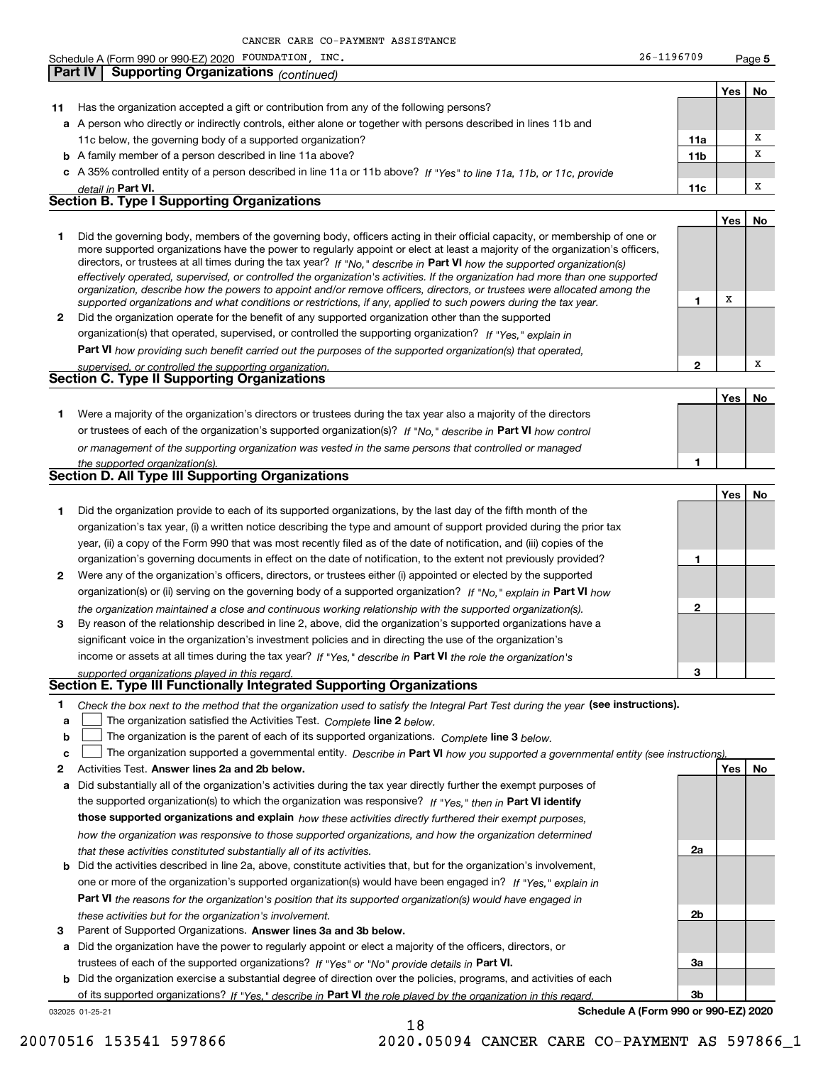CANCER CARE CO-PAYMENT ASSISTANCE

Schedule A (Form 990 or 990-EZ) 2020 FOUNDATION, INC. 26-1196709 Page 5

## Part IV | Supporting Organizations *(continued)*

| | | | Yes | No |
|---|---|---|---|---|
| **11** | Has the organization accepted a gift or contribution from any of the following persons? | | | |
| **a** | A person who directly or indirectly controls, either alone or together with persons described in lines 11b and 11c below, the governing body of a supported organization? | **11a** | | X |
| **b** | A family member of a person described in line 11a above? | **11b** | | X |
| **c** | A 35% controlled entity of a person described in line 11a or 11b above? *If "Yes" to line 11a, 11b, or 11c, provide detail in* **Part VI.** | **11c** | | X |

### Section B. Type I Supporting Organizations

| | | | Yes | No |
|---|---|---|---|---|
| **1** | Did the governing body, members of the governing body, officers acting in their official capacity, or membership of one or more supported organizations have the power to regularly appoint or elect at least a majority of the organization's officers, directors, or trustees at all times during the tax year? *If "No," describe in* **Part VI** *how the supported organization(s) effectively operated, supervised, or controlled the organization's activities. If the organization had more than one supported organization, describe how the powers to appoint and/or remove officers, directors, or trustees were allocated among the supported organizations and what conditions or restrictions, if any, applied to such powers during the tax year.* | **1** | X | |
| **2** | Did the organization operate for the benefit of any supported organization other than the supported organization(s) that operated, supervised, or controlled the supporting organization? *If "Yes," explain in* **Part VI** *how providing such benefit carried out the purposes of the supported organization(s) that operated, supervised, or controlled the supporting organization.* | **2** | | X |

### Section C. Type II Supporting Organizations

| | | | Yes | No |
|---|---|---|---|---|
| **1** | Were a majority of the organization's directors or trustees during the tax year also a majority of the directors or trustees of each of the organization's supported organization(s)? *If "No," describe in* **Part VI** *how control or management of the supporting organization was vested in the same persons that controlled or managed the supported organization(s).* | **1** | | |

### Section D. All Type III Supporting Organizations

| | | | Yes | No |
|---|---|---|---|---|
| **1** | Did the organization provide to each of its supported organizations, by the last day of the fifth month of the organization's tax year, (i) a written notice describing the type and amount of support provided during the prior tax year, (ii) a copy of the Form 990 that was most recently filed as of the date of notification, and (iii) copies of the organization's governing documents in effect on the date of notification, to the extent not previously provided? | **1** | | |
| **2** | Were any of the organization's officers, directors, or trustees either (i) appointed or elected by the supported organization(s) or (ii) serving on the governing body of a supported organization? *If "No," explain in* **Part VI** *how the organization maintained a close and continuous working relationship with the supported organization(s).* | **2** | | |
| **3** | By reason of the relationship described in line 2, above, did the organization's supported organizations have a significant voice in the organization's investment policies and in directing the use of the organization's income or assets at all times during the tax year? *If "Yes," describe in* **Part VI** *the role the organization's supported organizations played in this regard.* | **3** | | |

### Section E. Type III Functionally Integrated Supporting Organizations

**1** *Check the box next to the method that the organization used to satisfy the Integral Part Test during the year* **(see instructions).**

- **a** ☐ The organization satisfied the Activities Test. *Complete* **line 2** *below.*
- **b** ☐ The organization is the parent of each of its supported organizations. *Complete* **line 3** *below.*
- **c** ☐ The organization supported a governmental entity. *Describe in* **Part VI** *how you supported a governmental entity (see instructions).*

| | | | Yes | No |
|---|---|---|---|---|
| **2** | Activities Test. **Answer lines 2a and 2b below.** | | | |
| **a** | Did substantially all of the organization's activities during the tax year directly further the exempt purposes of the supported organization(s) to which the organization was responsive? *If "Yes," then in* **Part VI identify those supported organizations and explain** *how these activities directly furthered their exempt purposes, how the organization was responsive to those supported organizations, and how the organization determined that these activities constituted substantially all of its activities.* | **2a** | | |
| **b** | Did the activities described in line 2a, above, constitute activities that, but for the organization's involvement, one or more of the organization's supported organization(s) would have been engaged in? *If "Yes," explain in* **Part VI** *the reasons for the organization's position that its supported organization(s) would have engaged in these activities but for the organization's involvement.* | **2b** | | |
| **3** | Parent of Supported Organizations. **Answer lines 3a and 3b below.** | | | |
| **a** | Did the organization have the power to regularly appoint or elect a majority of the officers, directors, or trustees of each of the supported organizations? *If "Yes" or "No" provide details in* **Part VI.** | **3a** | | |
| **b** | Did the organization exercise a substantial degree of direction over the policies, programs, and activities of each of its supported organizations? *If "Yes," describe in* **Part VI** *the role played by the organization in this regard.* | **3b** | | |

032025 01-25-21 **Schedule A (Form 990 or 990-EZ) 2020**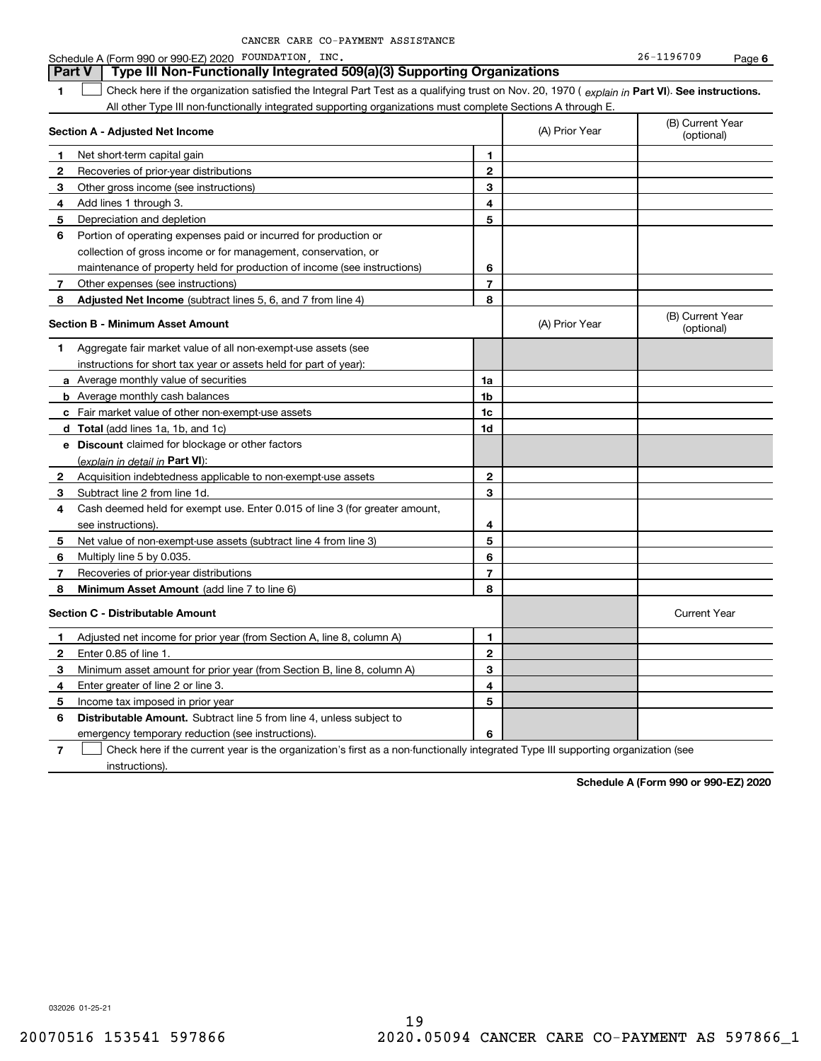CANCER CARE CO-PAYMENT ASSISTANCE

Schedule A (Form 990 or 990-EZ) 2020 FOUNDATION, INC. 26-1196709 Page 6

## Part V Type III Non-Functionally Integrated 509(a)(3) Supporting Organizations

**1** ☐ Check here if the organization satisfied the Integral Part Test as a qualifying trust on Nov. 20, 1970 ( *explain in* **Part VI**). **See instructions.** All other Type III non-functionally integrated supporting organizations must complete Sections A through E.

| **Section A - Adjusted Net Income** | | | (A) Prior Year | (B) Current Year (optional) |
|---|---|---|---|---|
| **1** | Net short-term capital gain | **1** | | |
| **2** | Recoveries of prior-year distributions | **2** | | |
| **3** | Other gross income (see instructions) | **3** | | |
| **4** | Add lines 1 through 3. | **4** | | |
| **5** | Depreciation and depletion | **5** | | |
| **6** | Portion of operating expenses paid or incurred for production or collection of gross income or for management, conservation, or maintenance of property held for production of income (see instructions) | **6** | | |
| **7** | Other expenses (see instructions) | **7** | | |
| **8** | **Adjusted Net Income** (subtract lines 5, 6, and 7 from line 4) | **8** | | |

| **Section B - Minimum Asset Amount** | | | (A) Prior Year | (B) Current Year (optional) |
|---|---|---|---|---|
| **1** | Aggregate fair market value of all non-exempt-use assets (see instructions for short tax year or assets held for part of year): | | | |
| **a** | Average monthly value of securities | **1a** | | |
| **b** | Average monthly cash balances | **1b** | | |
| **c** | Fair market value of other non-exempt-use assets | **1c** | | |
| **d** | **Total** (add lines 1a, 1b, and 1c) | **1d** | | |
| **e** | **Discount** claimed for blockage or other factors (*explain in detail in* **Part VI**): | | | |
| **2** | Acquisition indebtedness applicable to non-exempt-use assets | **2** | | |
| **3** | Subtract line 2 from line 1d. | **3** | | |
| **4** | Cash deemed held for exempt use. Enter 0.015 of line 3 (for greater amount, see instructions). | **4** | | |
| **5** | Net value of non-exempt-use assets (subtract line 4 from line 3) | **5** | | |
| **6** | Multiply line 5 by 0.035. | **6** | | |
| **7** | Recoveries of prior-year distributions | **7** | | |
| **8** | **Minimum Asset Amount** (add line 7 to line 6) | **8** | | |

| **Section C - Distributable Amount** | | | | Current Year |
|---|---|---|---|---|
| **1** | Adjusted net income for prior year (from Section A, line 8, column A) | **1** | | |
| **2** | Enter 0.85 of line 1. | **2** | | |
| **3** | Minimum asset amount for prior year (from Section B, line 8, column A) | **3** | | |
| **4** | Enter greater of line 2 or line 3. | **4** | | |
| **5** | Income tax imposed in prior year | **5** | | |
| **6** | **Distributable Amount.** Subtract line 5 from line 4, unless subject to emergency temporary reduction (see instructions). | **6** | | |

**7** ☐ Check here if the current year is the organization's first as a non-functionally integrated Type III supporting organization (see instructions).

**Schedule A (Form 990 or 990-EZ) 2020**

032026 01-25-21

20070516 153541 597866 2020.05094 CANCER CARE CO-PAYMENT AS 597866_1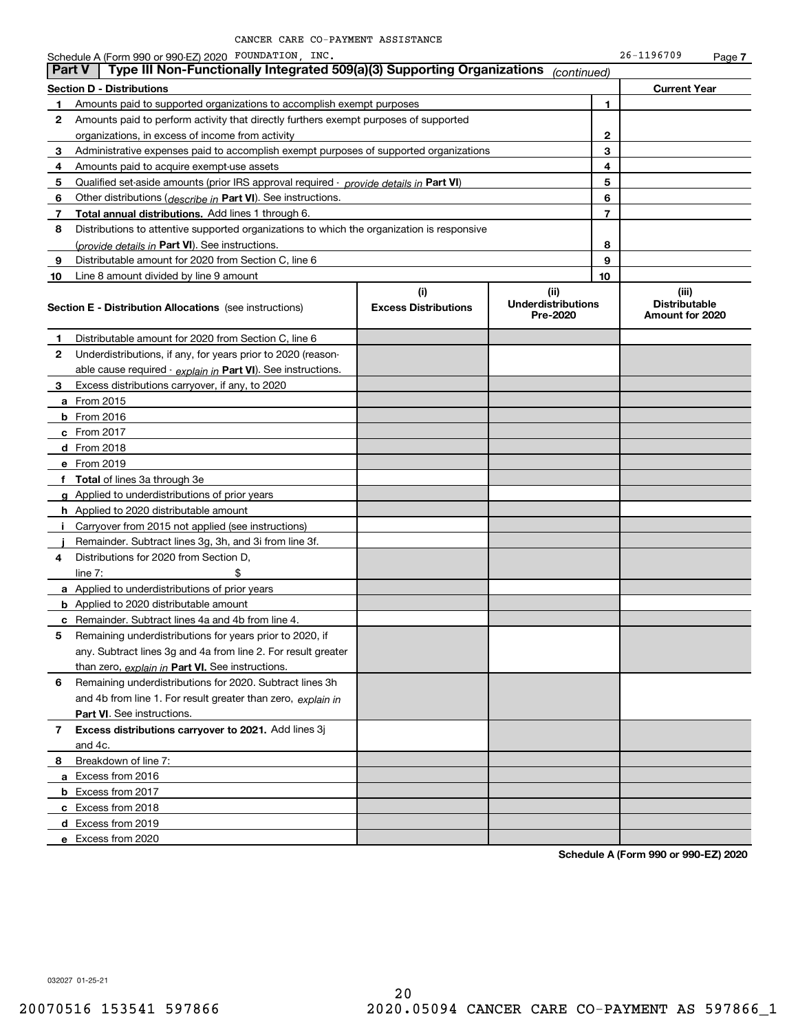CANCER CARE CO-PAYMENT ASSISTANCE

Schedule A (Form 990 or 990-EZ) 2020 FOUNDATION, INC. 26-1196709 Page **7**

## Part V Type III Non-Functionally Integrated 509(a)(3) Supporting Organizations *(continued)*

| **Section D - Distributions** | | **Current Year** |
|---|---|---|
| **1** Amounts paid to supported organizations to accomplish exempt purposes | **1** | |
| **2** Amounts paid to perform activity that directly furthers exempt purposes of supported organizations, in excess of income from activity | **2** | |
| **3** Administrative expenses paid to accomplish exempt purposes of supported organizations | **3** | |
| **4** Amounts paid to acquire exempt-use assets | **4** | |
| **5** Qualified set-aside amounts (prior IRS approval required - *provide details in* **Part VI**) | **5** | |
| **6** Other distributions (*describe in* **Part VI**). See instructions. | **6** | |
| **7** **Total annual distributions.** Add lines 1 through 6. | **7** | |
| **8** Distributions to attentive supported organizations to which the organization is responsive (*provide details in* **Part VI**). See instructions. | **8** | |
| **9** Distributable amount for 2020 from Section C, line 6 | **9** | |
| **10** Line 8 amount divided by line 9 amount | **10** | |

| **Section E - Distribution Allocations** (see instructions) | **(i)** **Excess Distributions** | **(ii)** **Underdistributions Pre-2020** | **(iii)** **Distributable Amount for 2020** |
|---|---|---|---|
| **1** Distributable amount for 2020 from Section C, line 6 | | | |
| **2** Underdistributions, if any, for years prior to 2020 (reasonable cause required - *explain in* **Part VI**). See instructions. | | | |
| **3** Excess distributions carryover, if any, to 2020 | | | |
| **a** From 2015 | | | |
| **b** From 2016 | | | |
| **c** From 2017 | | | |
| **d** From 2018 | | | |
| **e** From 2019 | | | |
| **f** **Total** of lines 3a through 3e | | | |
| **g** Applied to underdistributions of prior years | | | |
| **h** Applied to 2020 distributable amount | | | |
| **i** Carryover from 2015 not applied (see instructions) | | | |
| **j** Remainder. Subtract lines 3g, 3h, and 3i from line 3f. | | | |
| **4** Distributions for 2020 from Section D, line 7: $ | | | |
| **a** Applied to underdistributions of prior years | | | |
| **b** Applied to 2020 distributable amount | | | |
| **c** Remainder. Subtract lines 4a and 4b from line 4. | | | |
| **5** Remaining underdistributions for years prior to 2020, if any. Subtract lines 3g and 4a from line 2. For result greater than zero, *explain in* **Part VI.** See instructions. | | | |
| **6** Remaining underdistributions for 2020. Subtract lines 3h and 4b from line 1. For result greater than zero, *explain in* **Part VI**. See instructions. | | | |
| **7** **Excess distributions carryover to 2021.** Add lines 3j and 4c. | | | |
| **8** Breakdown of line 7: | | | |
| **a** Excess from 2016 | | | |
| **b** Excess from 2017 | | | |
| **c** Excess from 2018 | | | |
| **d** Excess from 2019 | | | |
| **e** Excess from 2020 | | | |

**Schedule A (Form 990 or 990-EZ) 2020**

032027 01-25-21

20070516 153541 597866 2020.05094 CANCER CARE CO-PAYMENT AS 597866_1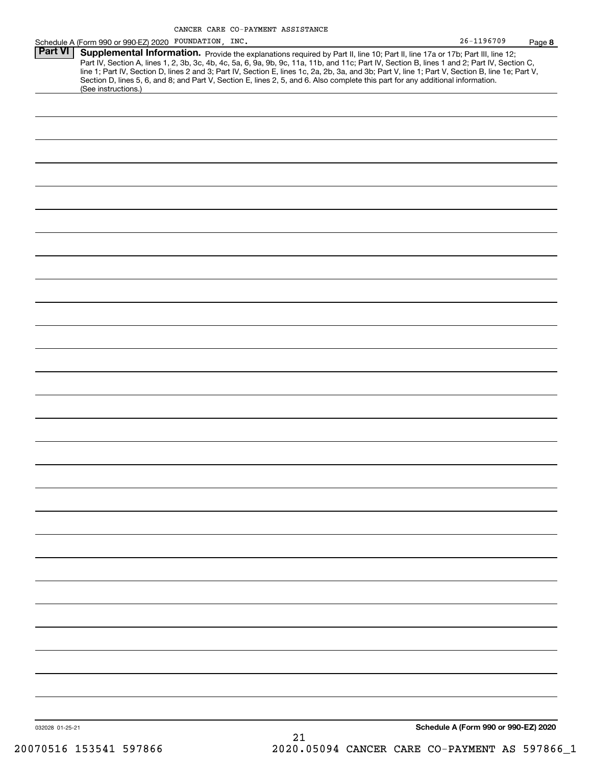CANCER CARE CO-PAYMENT ASSISTANCE

Schedule A (Form 990 or 990-EZ) 2020 FOUNDATION, INC. 26-1196709 Page 8

**Part VI** **Supplemental Information.** Provide the explanations required by Part II, line 10; Part II, line 17a or 17b; Part III, line 12; Part IV, Section A, lines 1, 2, 3b, 3c, 4b, 4c, 5a, 6, 9a, 9b, 9c, 11a, 11b, and 11c; Part IV, Section B, lines 1 and 2; Part IV, Section C, line 1; Part IV, Section D, lines 2 and 3; Part IV, Section E, lines 1c, 2a, 2b, 3a, and 3b; Part V, line 1; Part V, Section B, line 1e; Part V, Section D, lines 5, 6, and 8; and Part V, Section E, lines 2, 5, and 6. Also complete this part for any additional information. (See instructions.)

032028 01-25-21

**Schedule A (Form 990 or 990-EZ) 2020**

20070516 153541 597866 2020.05094 CANCER CARE CO-PAYMENT AS 597866_1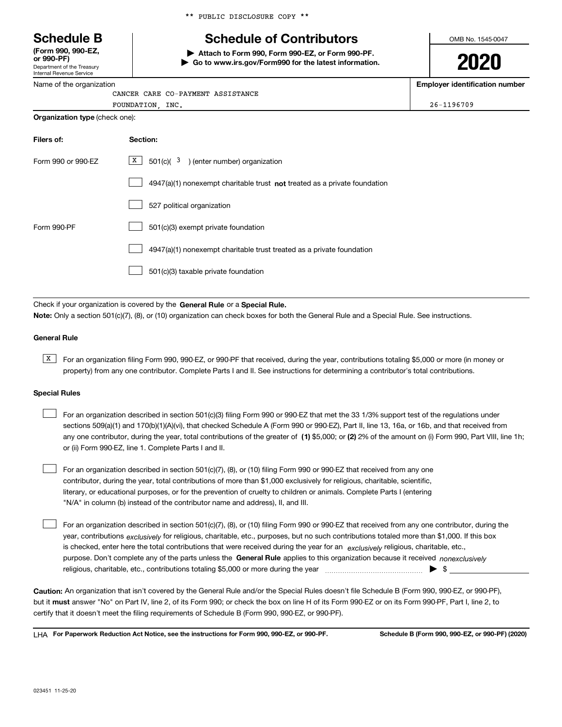** PUBLIC DISCLOSURE COPY **

# Schedule B

**(Form 990, 990-EZ, or 990-PF)**
Department of the Treasury
Internal Revenue Service

## Schedule of Contributors

▶ **Attach to Form 990, Form 990-EZ, or Form 990-PF.**
▶ **Go to www.irs.gov/Form990 for the latest information.**

OMB No. 1545-0047

**2020**

Name of the organization: CANCER CARE CO-PAYMENT ASSISTANCE FOUNDATION, INC.

**Employer identification number:** 26-1196709

**Organization type** (check one):

| **Filers of:** | **Section:** |
|---|---|
| Form 990 or 990-EZ | [X] 501(c)( 3 ) (enter number) organization |
| | [ ] 4947(a)(1) nonexempt charitable trust **not** treated as a private foundation |
| | [ ] 527 political organization |
| Form 990-PF | [ ] 501(c)(3) exempt private foundation |
| | [ ] 4947(a)(1) nonexempt charitable trust treated as a private foundation |
| | [ ] 501(c)(3) taxable private foundation |

Check if your organization is covered by the **General Rule** or a **Special Rule.**

**Note:** Only a section 501(c)(7), (8), or (10) organization can check boxes for both the General Rule and a Special Rule. See instructions.

### General Rule

[X] For an organization filing Form 990, 990-EZ, or 990-PF that received, during the year, contributions totaling $5,000 or more (in money or property) from any one contributor. Complete Parts I and II. See instructions for determining a contributor's total contributions.

### Special Rules

[ ] For an organization described in section 501(c)(3) filing Form 990 or 990-EZ that met the 33 1/3% support test of the regulations under sections 509(a)(1) and 170(b)(1)(A)(vi), that checked Schedule A (Form 990 or 990-EZ), Part II, line 13, 16a, or 16b, and that received from any one contributor, during the year, total contributions of the greater of **(1)** $5,000; or **(2)** 2% of the amount on (i) Form 990, Part VIII, line 1h; or (ii) Form 990-EZ, line 1. Complete Parts I and II.

[ ] For an organization described in section 501(c)(7), (8), or (10) filing Form 990 or 990-EZ that received from any one contributor, during the year, total contributions of more than $1,000 exclusively for religious, charitable, scientific, literary, or educational purposes, or for the prevention of cruelty to children or animals. Complete Parts I (entering "N/A" in column (b) instead of the contributor name and address), II, and III.

[ ] For an organization described in section 501(c)(7), (8), or (10) filing Form 990 or 990-EZ that received from any one contributor, during the year, contributions *exclusively* for religious, charitable, etc., purposes, but no such contributions totaled more than $1,000. If this box is checked, enter here the total contributions that were received during the year for an *exclusively* religious, charitable, etc., purpose. Don't complete any of the parts unless the **General Rule** applies to this organization because it received *nonexclusively* religious, charitable, etc., contributions totaling $5,000 or more during the year ▶ $

**Caution:** An organization that isn't covered by the General Rule and/or the Special Rules doesn't file Schedule B (Form 990, 990-EZ, or 990-PF), but it **must** answer "No" on Part IV, line 2, of its Form 990; or check the box on line H of its Form 990-EZ or on its Form 990-PF, Part I, line 2, to certify that it doesn't meet the filing requirements of Schedule B (Form 990, 990-EZ, or 990-PF).

LHA **For Paperwork Reduction Act Notice, see the instructions for Form 990, 990-EZ, or 990-PF.** **Schedule B (Form 990, 990-EZ, or 990-PF) (2020)**

023451 11-25-20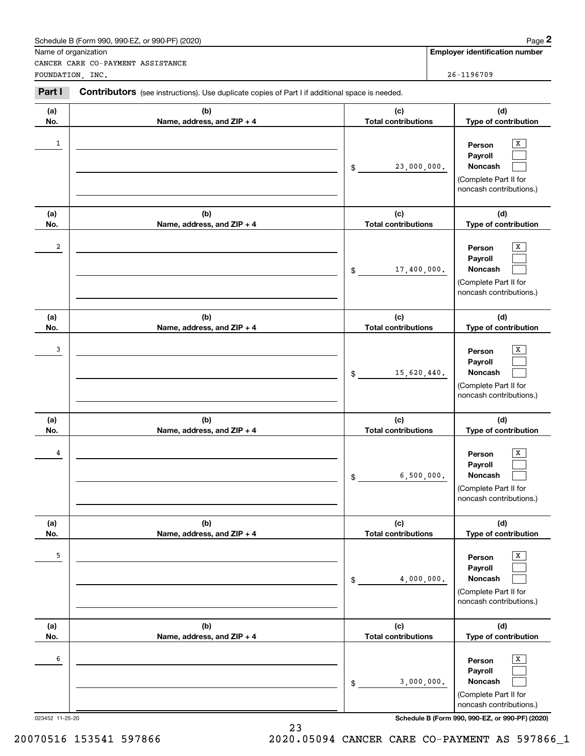Schedule B (Form 990, 990-EZ, or 990-PF) (2020)

Name of organization: CANCER CARE CO-PAYMENT ASSISTANCE FOUNDATION, INC.

Employer identification number: 26-1196709

**Part I** **Contributors** (see instructions). Use duplicate copies of Part I if additional space is needed.

| (a) No. | (b) Name, address, and ZIP + 4 | (c) Total contributions | (d) Type of contribution |
|---|---|---|---|
| 1 | | $ 23,000,000. | Person [X] Payroll [ ] Noncash [ ] (Complete Part II for noncash contributions.) |
| 2 | | $ 17,400,000. | Person [X] Payroll [ ] Noncash [ ] (Complete Part II for noncash contributions.) |
| 3 | | $ 15,620,440. | Person [X] Payroll [ ] Noncash [ ] (Complete Part II for noncash contributions.) |
| 4 | | $ 6,500,000. | Person [X] Payroll [ ] Noncash [ ] (Complete Part II for noncash contributions.) |
| 5 | | $ 4,000,000. | Person [X] Payroll [ ] Noncash [ ] (Complete Part II for noncash contributions.) |
| 6 | | $ 3,000,000. | Person [X] Payroll [ ] Noncash [ ] (Complete Part II for noncash contributions.) |

023452 11-25-20

Schedule B (Form 990, 990-EZ, or 990-PF) (2020)

20070516 153541 597866 2020.05094 CANCER CARE CO-PAYMENT AS 597866_1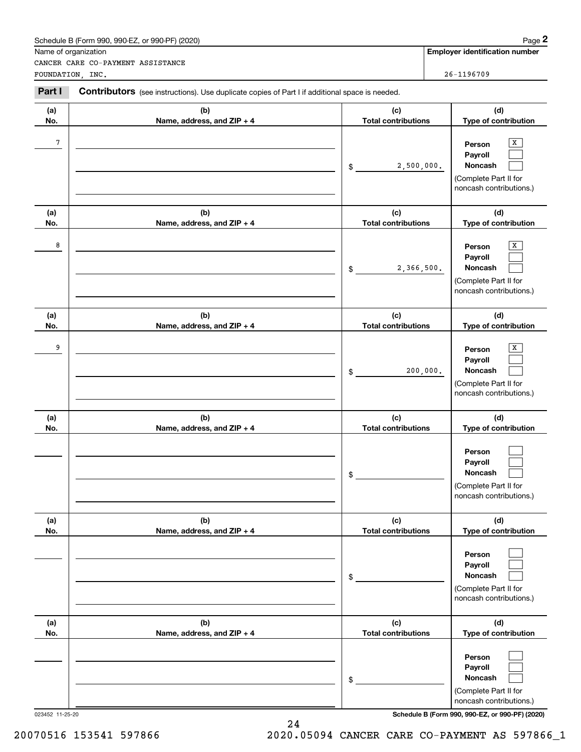Schedule B (Form 990, 990-EZ, or 990-PF) (2020)

Name of organization: CANCER CARE CO-PAYMENT ASSISTANCE FOUNDATION, INC.

**Employer identification number:** 26-1196709

## Part I Contributors (see instructions). Use duplicate copies of Part I if additional space is needed.

| (a) No. | (b) Name, address, and ZIP + 4 | (c) Total contributions | (d) Type of contribution |
|---|---|---|---|
| 7 | | $ 2,500,000. | Person [X] Payroll [ ] Noncash [ ] (Complete Part II for noncash contributions.) |
| 8 | | $ 2,366,500. | Person [X] Payroll [ ] Noncash [ ] (Complete Part II for noncash contributions.) |
| 9 | | $ 200,000. | Person [X] Payroll [ ] Noncash [ ] (Complete Part II for noncash contributions.) |
| | | $ | Person [ ] Payroll [ ] Noncash [ ] (Complete Part II for noncash contributions.) |
| | | $ | Person [ ] Payroll [ ] Noncash [ ] (Complete Part II for noncash contributions.) |
| | | $ | Person [ ] Payroll [ ] Noncash [ ] (Complete Part II for noncash contributions.) |

023452 11-25-20

Schedule B (Form 990, 990-EZ, or 990-PF) (2020)

20070516 153541 597866 2020.05094 CANCER CARE CO-PAYMENT AS 597866_1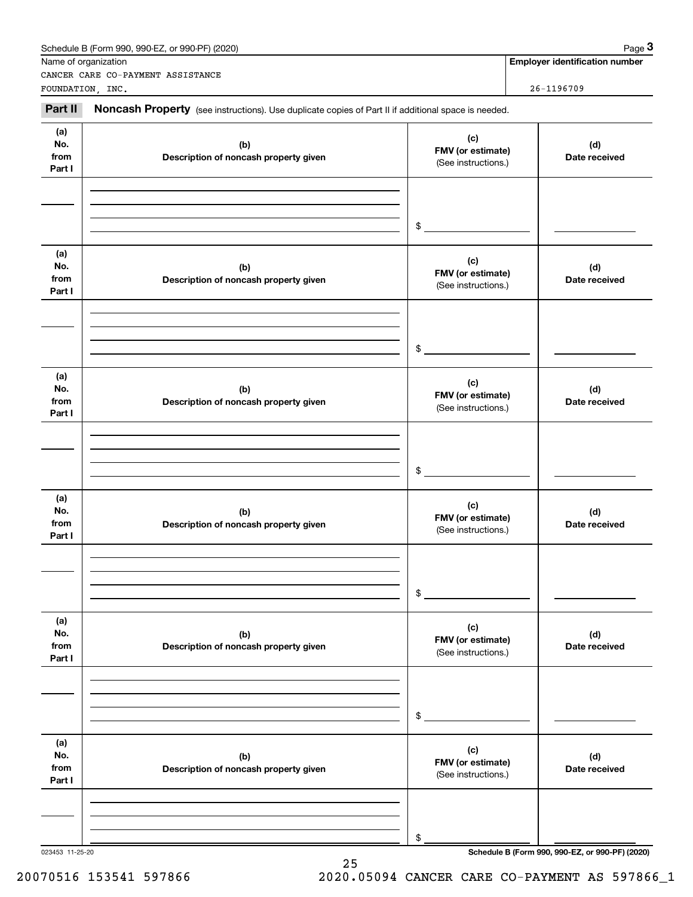Schedule B (Form 990, 990-EZ, or 990-PF) (2020) Page **3**

| Name of organization | Employer identification number |
|---|---|
| CANCER CARE CO-PAYMENT ASSISTANCE FOUNDATION, INC. | 26-1196709 |

**Part II** **Noncash Property** (see instructions). Use duplicate copies of Part II if additional space is needed.

| (a) No. from Part I | (b) Description of noncash property given | (c) FMV (or estimate) (See instructions.) | (d) Date received |
|---|---|---|---|
| | | $ | |

| (a) No. from Part I | (b) Description of noncash property given | (c) FMV (or estimate) (See instructions.) | (d) Date received |
|---|---|---|---|
| | | $ | |

| (a) No. from Part I | (b) Description of noncash property given | (c) FMV (or estimate) (See instructions.) | (d) Date received |
|---|---|---|---|
| | | $ | |

| (a) No. from Part I | (b) Description of noncash property given | (c) FMV (or estimate) (See instructions.) | (d) Date received |
|---|---|---|---|
| | | $ | |

| (a) No. from Part I | (b) Description of noncash property given | (c) FMV (or estimate) (See instructions.) | (d) Date received |
|---|---|---|---|
| | | $ | |

| (a) No. from Part I | (b) Description of noncash property given | (c) FMV (or estimate) (See instructions.) | (d) Date received |
|---|---|---|---|
| | | $ | |

023453 11-25-20 **Schedule B (Form 990, 990-EZ, or 990-PF) (2020)**

20070516 153541 597866 2020.05094 CANCER CARE CO-PAYMENT AS 597866_1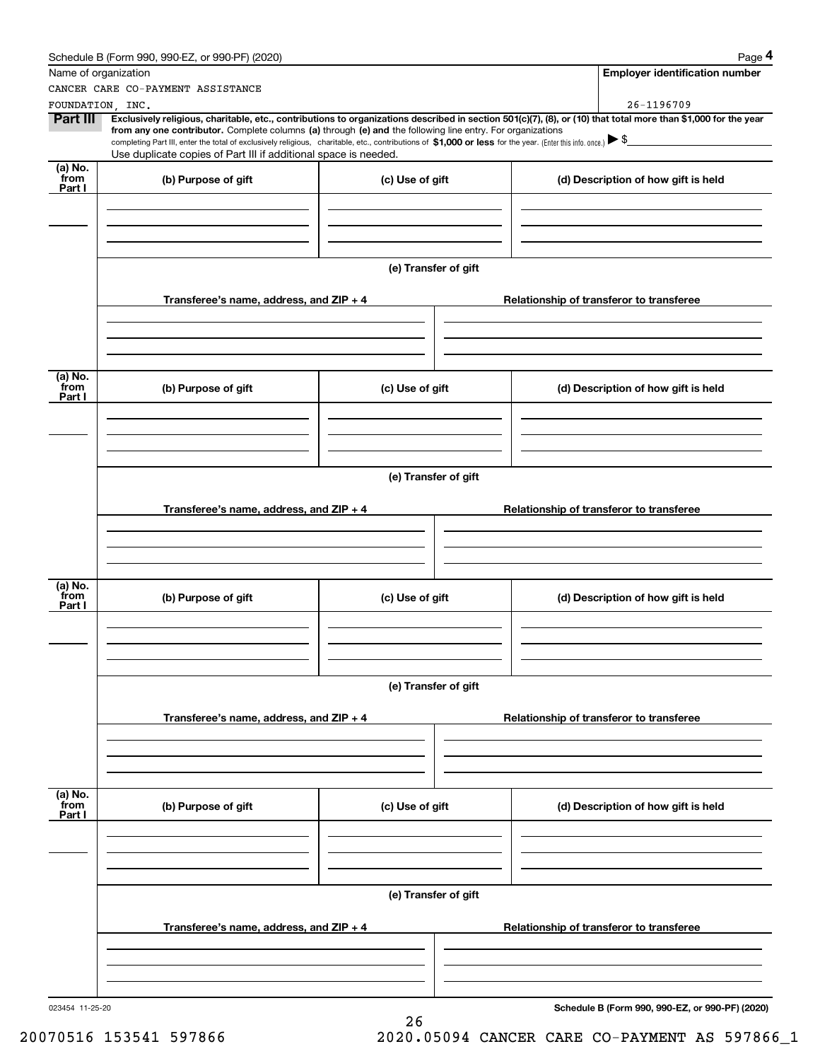Schedule B (Form 990, 990-EZ, or 990-PF) (2020)

Name of organization: CANCER CARE CO-PAYMENT ASSISTANCE FOUNDATION, INC.

**Employer identification number:** 26-1196709

**Part III** **Exclusively religious, charitable, etc., contributions to organizations described in section 501(c)(7), (8), or (10) that total more than $1,000 for the year from any one contributor.** Complete columns **(a)** through **(e)** and the following line entry. For organizations completing Part III, enter the total of exclusively religious, charitable, etc., contributions of **$1,000 or less** for the year. (Enter this info. once.) ▶ $

Use duplicate copies of Part III if additional space is needed.

| (a) No. from Part I | (b) Purpose of gift | (c) Use of gift | (d) Description of how gift is held |
|---|---|---|---|
| | | | |

(e) Transfer of gift

| Transferee's name, address, and ZIP + 4 | Relationship of transferor to transferee |
|---|---|
| | |

| (a) No. from Part I | (b) Purpose of gift | (c) Use of gift | (d) Description of how gift is held |
|---|---|---|---|
| | | | |

(e) Transfer of gift

| Transferee's name, address, and ZIP + 4 | Relationship of transferor to transferee |
|---|---|
| | |

| (a) No. from Part I | (b) Purpose of gift | (c) Use of gift | (d) Description of how gift is held |
|---|---|---|---|
| | | | |

(e) Transfer of gift

| Transferee's name, address, and ZIP + 4 | Relationship of transferor to transferee |
|---|---|
| | |

| (a) No. from Part I | (b) Purpose of gift | (c) Use of gift | (d) Description of how gift is held |
|---|---|---|---|
| | | | |

(e) Transfer of gift

| Transferee's name, address, and ZIP + 4 | Relationship of transferor to transferee |
|---|---|
| | |

023454 11-25-20

**Schedule B (Form 990, 990-EZ, or 990-PF) (2020)**

20070516 153541 597866 2020.05094 CANCER CARE CO-PAYMENT AS 597866_1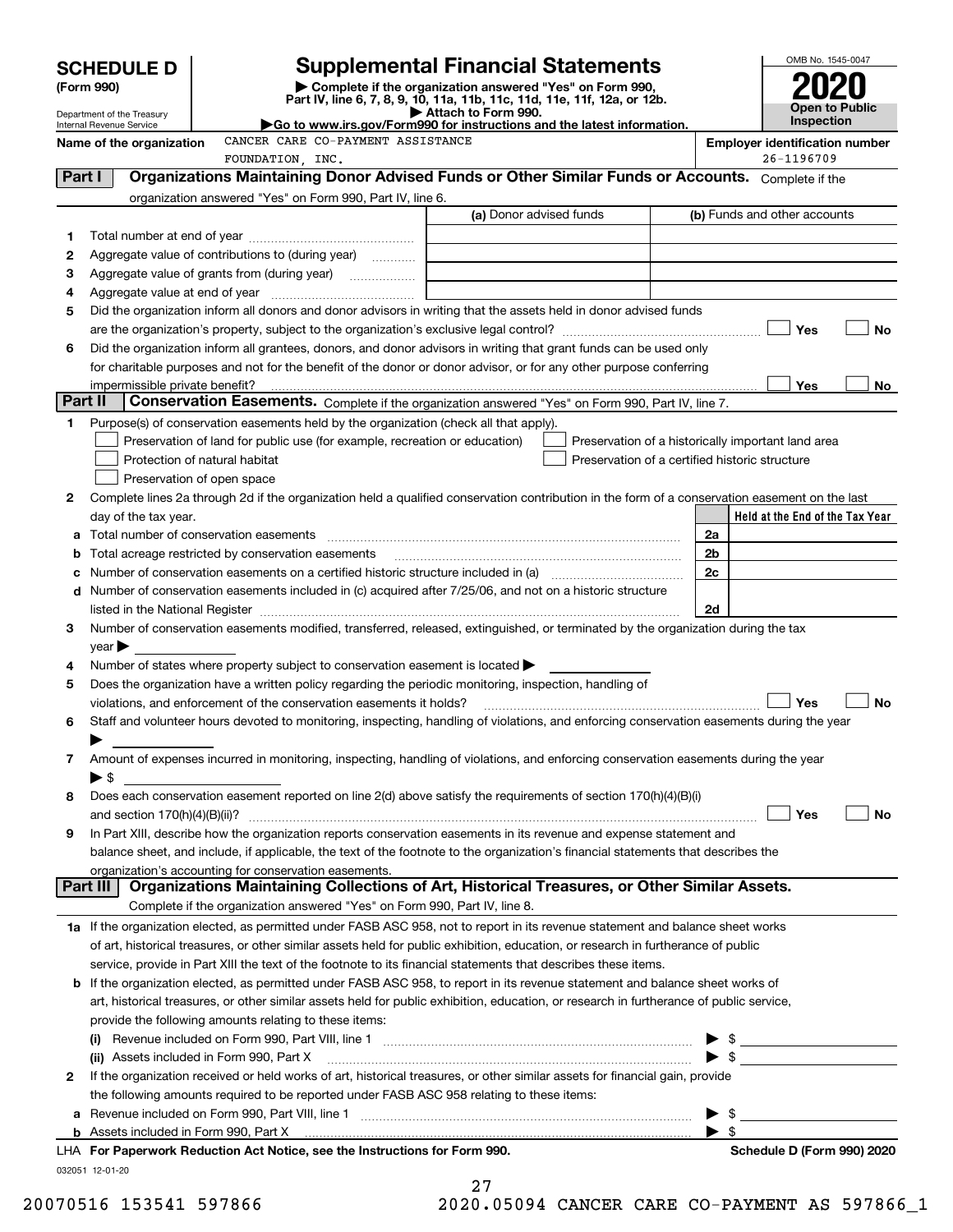# SCHEDULE D (Form 990)

Department of the Treasury
Internal Revenue Service

# Supplemental Financial Statements

▶ Complete if the organization answered "Yes" on Form 990, Part IV, line 6, 7, 8, 9, 10, 11a, 11b, 11c, 11d, 11e, 11f, 12a, or 12b.
▶ Attach to Form 990.
▶Go to www.irs.gov/Form990 for instructions and the latest information.

OMB No. 1545-0047

**2020**

**Open to Public Inspection**

**Name of the organization** CANCER CARE CO-PAYMENT ASSISTANCE FOUNDATION, INC.

**Employer identification number** 26-1196709

## Part I  Organizations Maintaining Donor Advised Funds or Other Similar Funds or Accounts. Complete if the organization answered "Yes" on Form 990, Part IV, line 6.

| | | (a) Donor advised funds | (b) Funds and other accounts |
|---|---|---|---|
| 1 | Total number at end of year | | |
| 2 | Aggregate value of contributions to (during year) | | |
| 3 | Aggregate value of grants from (during year) | | |
| 4 | Aggregate value at end of year | | |

5 Did the organization inform all donors and donor advisors in writing that the assets held in donor advised funds are the organization's property, subject to the organization's exclusive legal control? ☐ Yes ☐ No

6 Did the organization inform all grantees, donors, and donor advisors in writing that grant funds can be used only for charitable purposes and not for the benefit of the donor or donor advisor, or for any other purpose conferring impermissible private benefit? ☐ Yes ☐ No

## Part II  Conservation Easements. Complete if the organization answered "Yes" on Form 990, Part IV, line 7.

1 Purpose(s) of conservation easements held by the organization (check all that apply).

☐ Preservation of land for public use (for example, recreation or education)
☐ Protection of natural habitat
☐ Preservation of open space
☐ Preservation of a historically important land area
☐ Preservation of a certified historic structure

2 Complete lines 2a through 2d if the organization held a qualified conservation contribution in the form of a conservation easement on the last day of the tax year.

| | | | Held at the End of the Tax Year |
|---|---|---|---|
| a | Total number of conservation easements | 2a | |
| b | Total acreage restricted by conservation easements | 2b | |
| c | Number of conservation easements on a certified historic structure included in (a) | 2c | |
| d | Number of conservation easements included in (c) acquired after 7/25/06, and not on a historic structure listed in the National Register | 2d | |

3 Number of conservation easements modified, transferred, released, extinguished, or terminated by the organization during the tax year ▶

4 Number of states where property subject to conservation easement is located ▶

5 Does the organization have a written policy regarding the periodic monitoring, inspection, handling of violations, and enforcement of the conservation easements it holds? ☐ Yes ☐ No

6 Staff and volunteer hours devoted to monitoring, inspecting, handling of violations, and enforcing conservation easements during the year ▶

7 Amount of expenses incurred in monitoring, inspecting, handling of violations, and enforcing conservation easements during the year ▶ $

8 Does each conservation easement reported on line 2(d) above satisfy the requirements of section 170(h)(4)(B)(i) and section 170(h)(4)(B)(ii)? ☐ Yes ☐ No

9 In Part XIII, describe how the organization reports conservation easements in its revenue and expense statement and balance sheet, and include, if applicable, the text of the footnote to the organization's financial statements that describes the organization's accounting for conservation easements.

## Part III  Organizations Maintaining Collections of Art, Historical Treasures, or Other Similar Assets. Complete if the organization answered "Yes" on Form 990, Part IV, line 8.

1a If the organization elected, as permitted under FASB ASC 958, not to report in its revenue statement and balance sheet works of art, historical treasures, or other similar assets held for public exhibition, education, or research in furtherance of public service, provide in Part XIII the text of the footnote to its financial statements that describes these items.

b If the organization elected, as permitted under FASB ASC 958, to report in its revenue statement and balance sheet works of art, historical treasures, or other similar assets held for public exhibition, education, or research in furtherance of public service, provide the following amounts relating to these items:

(i) Revenue included on Form 990, Part VIII, line 1 ▶ $

(ii) Assets included in Form 990, Part X ▶ $

2 If the organization received or held works of art, historical treasures, or other similar assets for financial gain, provide the following amounts required to be reported under FASB ASC 958 relating to these items:

a Revenue included on Form 990, Part VIII, line 1 ▶ $

b Assets included in Form 990, Part X ▶ $

**LHA For Paperwork Reduction Act Notice, see the Instructions for Form 990.** **Schedule D (Form 990) 2020**

032051 12-01-20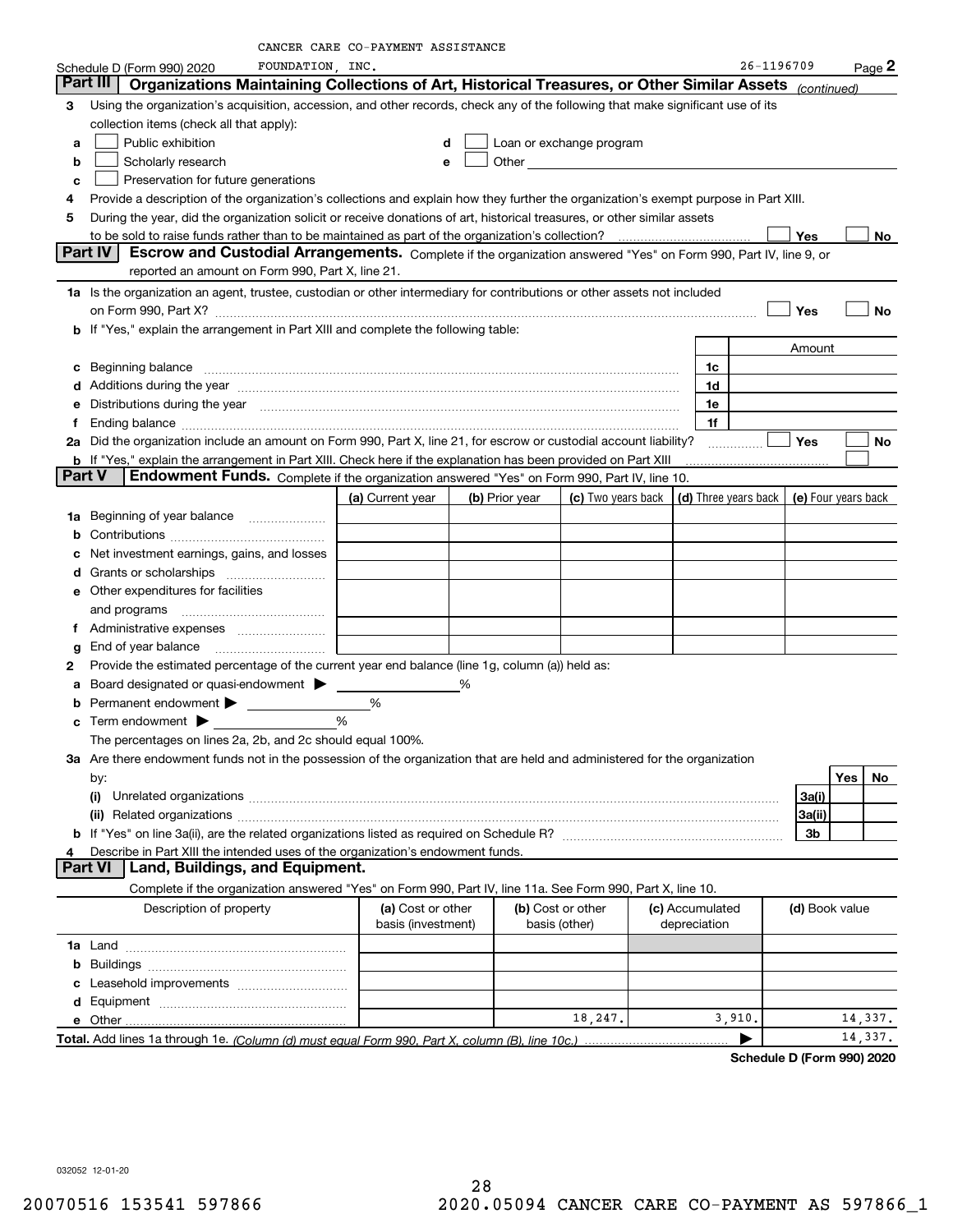CANCER CARE CO-PAYMENT ASSISTANCE FOUNDATION, INC. 26-1196709

Schedule D (Form 990) 2020

## Part III Organizations Maintaining Collections of Art, Historical Treasures, or Other Similar Assets *(continued)*

**3** Using the organization's acquisition, accession, and other records, check any of the following that make significant use of its collection items (check all that apply):

- **a** ☐ Public exhibition
- **b** ☐ Scholarly research
- **c** ☐ Preservation for future generations
- **d** ☐ Loan or exchange program
- **e** ☐ Other

**4** Provide a description of the organization's collections and explain how they further the organization's exempt purpose in Part XIII.

**5** During the year, did the organization solicit or receive donations of art, historical treasures, or other similar assets to be sold to raise funds rather than to be maintained as part of the organization's collection? ☐ Yes ☐ No

## Part IV Escrow and Custodial Arrangements.

Complete if the organization answered "Yes" on Form 990, Part IV, line 9, or reported an amount on Form 990, Part X, line 21.

**1a** Is the organization an agent, trustee, custodian or other intermediary for contributions or other assets not included on Form 990, Part X? ☐ Yes ☐ No

**b** If "Yes," explain the arrangement in Part XIII and complete the following table:

| | | Amount |
|---|---|---|
| **c** Beginning balance | 1c | |
| **d** Additions during the year | 1d | |
| **e** Distributions during the year | 1e | |
| **f** Ending balance | 1f | |

**2a** Did the organization include an amount on Form 990, Part X, line 21, for escrow or custodial account liability? ☐ Yes ☐ No

**b** If "Yes," explain the arrangement in Part XIII. Check here if the explanation has been provided on Part XIII ☐

## Part V Endowment Funds.

Complete if the organization answered "Yes" on Form 990, Part IV, line 10.

| | (a) Current year | (b) Prior year | (c) Two years back | (d) Three years back | (e) Four years back |
|---|---|---|---|---|---|
| **1a** Beginning of year balance | | | | | |
| **b** Contributions | | | | | |
| **c** Net investment earnings, gains, and losses | | | | | |
| **d** Grants or scholarships | | | | | |
| **e** Other expenditures for facilities and programs | | | | | |
| **f** Administrative expenses | | | | | |
| **g** End of year balance | | | | | |

**2** Provide the estimated percentage of the current year end balance (line 1g, column (a)) held as:

- **a** Board designated or quasi-endowment ▶ %
- **b** Permanent endowment ▶ %
- **c** Term endowment ▶ %

The percentages on lines 2a, 2b, and 2c should equal 100%.

**3a** Are there endowment funds not in the possession of the organization that are held and administered for the organization by:

| | | Yes | No |
|---|---|---|---|
| **(i)** Unrelated organizations | 3a(i) | | |
| **(ii)** Related organizations | 3a(ii) | | |
| **b** If "Yes" on line 3a(ii), are the related organizations listed as required on Schedule R? | 3b | | |

**4** Describe in Part XIII the intended uses of the organization's endowment funds.

## Part VI Land, Buildings, and Equipment.

Complete if the organization answered "Yes" on Form 990, Part IV, line 11a. See Form 990, Part X, line 10.

| Description of property | (a) Cost or other basis (investment) | (b) Cost or other basis (other) | (c) Accumulated depreciation | (d) Book value |
|---|---|---|---|---|
| **1a** Land | | | | |
| **b** Buildings | | | | |
| **c** Leasehold improvements | | | | |
| **d** Equipment | | | | |
| **e** Other | | 18,247. | 3,910. | 14,337. |
| **Total.** Add lines 1a through 1e. *(Column (d) must equal Form 990, Part X, column (B), line 10c.)* ▶ | | | | 14,337. |

Schedule D (Form 990) 2020

032052 12-01-20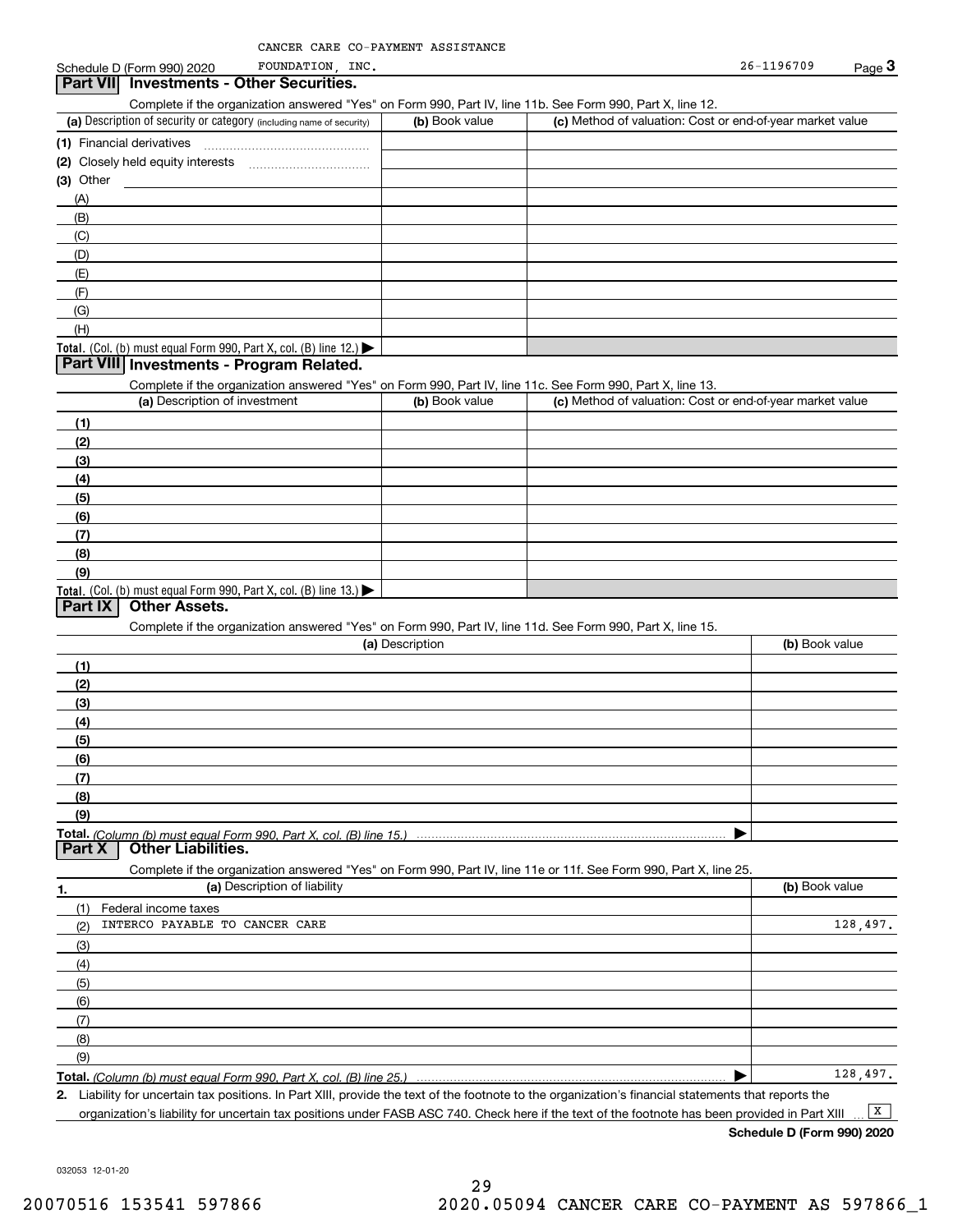CANCER CARE CO-PAYMENT ASSISTANCE FOUNDATION, INC.

Schedule D (Form 990) 2020 — 26-1196709 — Page 3

## Part VII Investments - Other Securities.

Complete if the organization answered "Yes" on Form 990, Part IV, line 11b. See Form 990, Part X, line 12.

| (a) Description of security or category (including name of security) | (b) Book value | (c) Method of valuation: Cost or end-of-year market value |
|---|---|---|
| (1) Financial derivatives | | |
| (2) Closely held equity interests | | |
| (3) Other | | |
| (A) | | |
| (B) | | |
| (C) | | |
| (D) | | |
| (E) | | |
| (F) | | |
| (G) | | |
| (H) | | |
| **Total.** (Col. (b) must equal Form 990, Part X, col. (B) line 12.) ▶ | | |

## Part VIII Investments - Program Related.

Complete if the organization answered "Yes" on Form 990, Part IV, line 11c. See Form 990, Part X, line 13.

| (a) Description of investment | (b) Book value | (c) Method of valuation: Cost or end-of-year market value |
|---|---|---|
| (1) | | |
| (2) | | |
| (3) | | |
| (4) | | |
| (5) | | |
| (6) | | |
| (7) | | |
| (8) | | |
| (9) | | |
| **Total.** (Col. (b) must equal Form 990, Part X, col. (B) line 13.) ▶ | | |

## Part IX Other Assets.

Complete if the organization answered "Yes" on Form 990, Part IV, line 11d. See Form 990, Part X, line 15.

| (a) Description | (b) Book value |
|---|---|
| (1) | |
| (2) | |
| (3) | |
| (4) | |
| (5) | |
| (6) | |
| (7) | |
| (8) | |
| (9) | |
| **Total.** *(Column (b) must equal Form 990, Part X, col. (B) line 15.)* ▶ | |

## Part X Other Liabilities.

Complete if the organization answered "Yes" on Form 990, Part IV, line 11e or 11f. See Form 990, Part X, line 25.

| 1. (a) Description of liability | (b) Book value |
|---|---|
| (1) Federal income taxes | |
| (2) INTERCO PAYABLE TO CANCER CARE | 128,497. |
| (3) | |
| (4) | |
| (5) | |
| (6) | |
| (7) | |
| (8) | |
| (9) | |
| **Total.** *(Column (b) must equal Form 990, Part X, col. (B) line 25.)* ▶ | 128,497. |

**2.** Liability for uncertain tax positions. In Part XIII, provide the text of the footnote to the organization's financial statements that reports the organization's liability for uncertain tax positions under FASB ASC 740. Check here if the text of the footnote has been provided in Part XIII ... [X]

**Schedule D (Form 990) 2020**

032053 12-01-20

20070516 153541 597866 2020.05094 CANCER CARE CO-PAYMENT AS 597866_1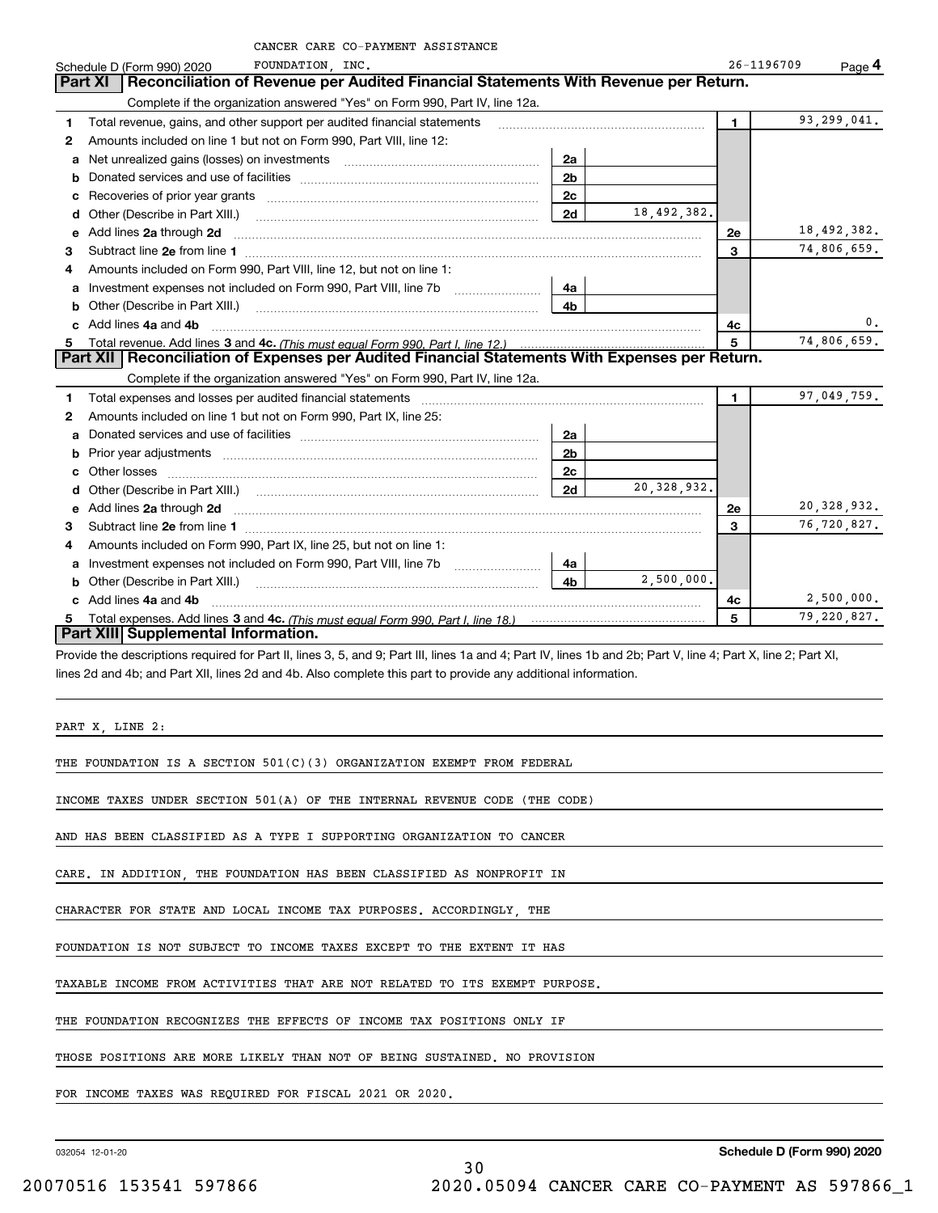CANCER CARE CO-PAYMENT ASSISTANCE

Schedule D (Form 990) 2020 FOUNDATION, INC. 26-1196709 Page 4

## Part XI Reconciliation of Revenue per Audited Financial Statements With Revenue per Return.

Complete if the organization answered "Yes" on Form 990, Part IV, line 12a.

| | | | | | |
|---|---|---|---|---|---|
| 1 | Total revenue, gains, and other support per audited financial statements | | | 1 | 93,299,041. |
| 2 | Amounts included on line 1 but not on Form 990, Part VIII, line 12: | | | | |
| a | Net unrealized gains (losses) on investments | 2a | | | |
| b | Donated services and use of facilities | 2b | | | |
| c | Recoveries of prior year grants | 2c | | | |
| d | Other (Describe in Part XIII.) | 2d | 18,492,382. | | |
| e | Add lines 2a through 2d | | | 2e | 18,492,382. |
| 3 | Subtract line 2e from line 1 | | | 3 | 74,806,659. |
| 4 | Amounts included on Form 990, Part VIII, line 12, but not on line 1: | | | | |
| a | Investment expenses not included on Form 990, Part VIII, line 7b | 4a | | | |
| b | Other (Describe in Part XIII.) | 4b | | | |
| c | Add lines 4a and 4b | | | 4c | 0. |
| 5 | Total revenue. Add lines 3 and 4c. *(This must equal Form 990, Part I, line 12.)* | | | 5 | 74,806,659. |

## Part XII Reconciliation of Expenses per Audited Financial Statements With Expenses per Return.

Complete if the organization answered "Yes" on Form 990, Part IV, line 12a.

| | | | | | |
|---|---|---|---|---|---|
| 1 | Total expenses and losses per audited financial statements | | | 1 | 97,049,759. |
| 2 | Amounts included on line 1 but not on Form 990, Part IX, line 25: | | | | |
| a | Donated services and use of facilities | 2a | | | |
| b | Prior year adjustments | 2b | | | |
| c | Other losses | 2c | | | |
| d | Other (Describe in Part XIII.) | 2d | 20,328,932. | | |
| e | Add lines 2a through 2d | | | 2e | 20,328,932. |
| 3 | Subtract line 2e from line 1 | | | 3 | 76,720,827. |
| 4 | Amounts included on Form 990, Part IX, line 25, but not on line 1: | | | | |
| a | Investment expenses not included on Form 990, Part VIII, line 7b | 4a | | | |
| b | Other (Describe in Part XIII.) | 4b | 2,500,000. | | |
| c | Add lines 4a and 4b | | | 4c | 2,500,000. |
| 5 | Total expenses. Add lines 3 and 4c. *(This must equal Form 990, Part I, line 18.)* | | | 5 | 79,220,827. |

## Part XIII Supplemental Information.

Provide the descriptions required for Part II, lines 3, 5, and 9; Part III, lines 1a and 4; Part IV, lines 1b and 2b; Part V, line 4; Part X, line 2; Part XI, lines 2d and 4b; and Part XII, lines 2d and 4b. Also complete this part to provide any additional information.

PART X, LINE 2:

THE FOUNDATION IS A SECTION 501(C)(3) ORGANIZATION EXEMPT FROM FEDERAL INCOME TAXES UNDER SECTION 501(A) OF THE INTERNAL REVENUE CODE (THE CODE) AND HAS BEEN CLASSIFIED AS A TYPE I SUPPORTING ORGANIZATION TO CANCER CARE. IN ADDITION, THE FOUNDATION HAS BEEN CLASSIFIED AS NONPROFIT IN CHARACTER FOR STATE AND LOCAL INCOME TAX PURPOSES. ACCORDINGLY, THE FOUNDATION IS NOT SUBJECT TO INCOME TAXES EXCEPT TO THE EXTENT IT HAS TAXABLE INCOME FROM ACTIVITIES THAT ARE NOT RELATED TO ITS EXEMPT PURPOSE. THE FOUNDATION RECOGNIZES THE EFFECTS OF INCOME TAX POSITIONS ONLY IF THOSE POSITIONS ARE MORE LIKELY THAN NOT OF BEING SUSTAINED. NO PROVISION FOR INCOME TAXES WAS REQUIRED FOR FISCAL 2021 OR 2020.

032054 12-01-20 Schedule D (Form 990) 2020

20070516 153541 597866 2020.05094 CANCER CARE CO-PAYMENT AS 597866_1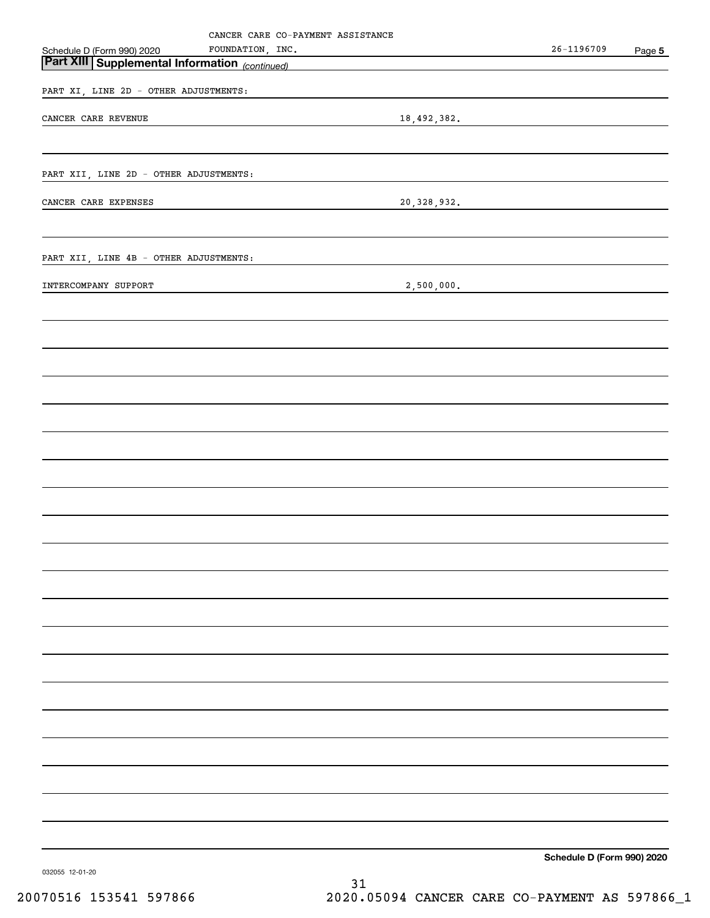CANCER CARE CO-PAYMENT ASSISTANCE FOUNDATION, INC. 26-1196709

Schedule D (Form 990) 2020

## Part XIII Supplemental Information *(continued)*

PART XI, LINE 2D - OTHER ADJUSTMENTS:

| | |
|---|---|
| CANCER CARE REVENUE | 18,492,382. |

PART XII, LINE 2D - OTHER ADJUSTMENTS:

| | |
|---|---|
| CANCER CARE EXPENSES | 20,328,932. |

PART XII, LINE 4B - OTHER ADJUSTMENTS:

| | |
|---|---|
| INTERCOMPANY SUPPORT | 2,500,000. |

Schedule D (Form 990) 2020

032055 12-01-20

20070516 153541 597866 2020.05094 CANCER CARE CO-PAYMENT AS 597866_1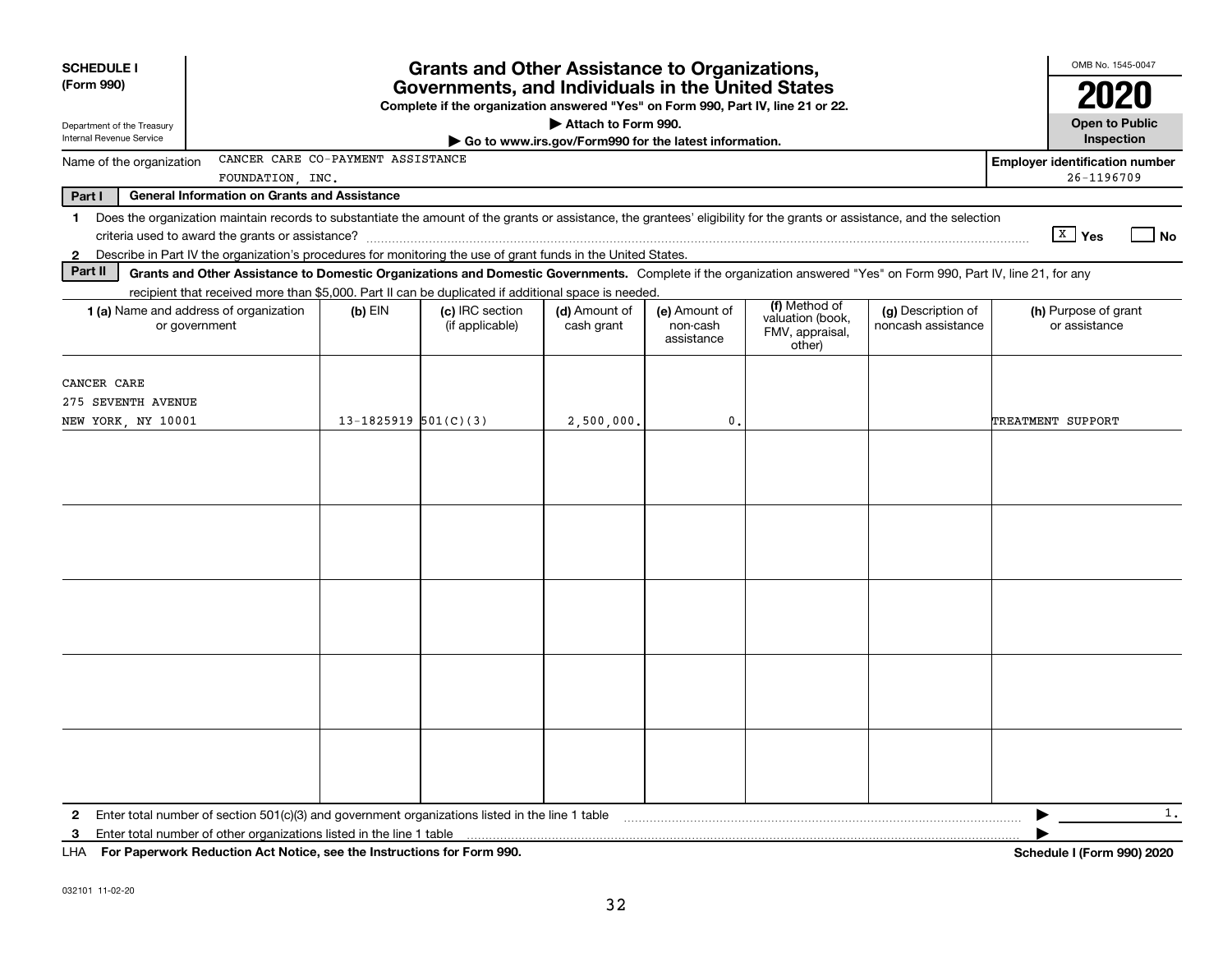**SCHEDULE I (Form 990)**

Department of the Treasury
Internal Revenue Service

# Grants and Other Assistance to Organizations, Governments, and Individuals in the United States

**Complete if the organization answered "Yes" on Form 990, Part IV, line 21 or 22.**

**▶ Attach to Form 990.**

**▶ Go to www.irs.gov/Form990 for the latest information.**

OMB No. 1545-0047

**2020**

**Open to Public Inspection**

Name of the organization: CANCER CARE CO-PAYMENT ASSISTANCE FOUNDATION, INC.

**Employer identification number** 26-1196709

**Part I — General Information on Grants and Assistance**

1 Does the organization maintain records to substantiate the amount of the grants or assistance, the grantees' eligibility for the grants or assistance, and the selection criteria used to award the grants or assistance? [X] Yes [ ] No

2 Describe in Part IV the organization's procedures for monitoring the use of grant funds in the United States.

**Part II — Grants and Other Assistance to Domestic Organizations and Domestic Governments.** Complete if the organization answered "Yes" on Form 990, Part IV, line 21, for any recipient that received more than $5,000. Part II can be duplicated if additional space is needed.

| 1 (a) Name and address of organization or government | (b) EIN | (c) IRC section (if applicable) | (d) Amount of cash grant | (e) Amount of non-cash assistance | (f) Method of valuation (book, FMV, appraisal, other) | (g) Description of noncash assistance | (h) Purpose of grant or assistance |
|---|---|---|---|---|---|---|---|
| CANCER CARE<br>275 SEVENTH AVENUE<br>NEW YORK, NY 10001 | 13-1825919 | 501(C)(3) | 2,500,000. | 0. | | | TREATMENT SUPPORT |
| | | | | | | | |
| | | | | | | | |
| | | | | | | | |
| | | | | | | | |
| | | | | | | | |

2 Enter total number of section 501(c)(3) and government organizations listed in the line 1 table ▶ 1.

3 Enter total number of other organizations listed in the line 1 table ▶

LHA **For Paperwork Reduction Act Notice, see the Instructions for Form 990.** **Schedule I (Form 990) 2020**

032101 11-02-20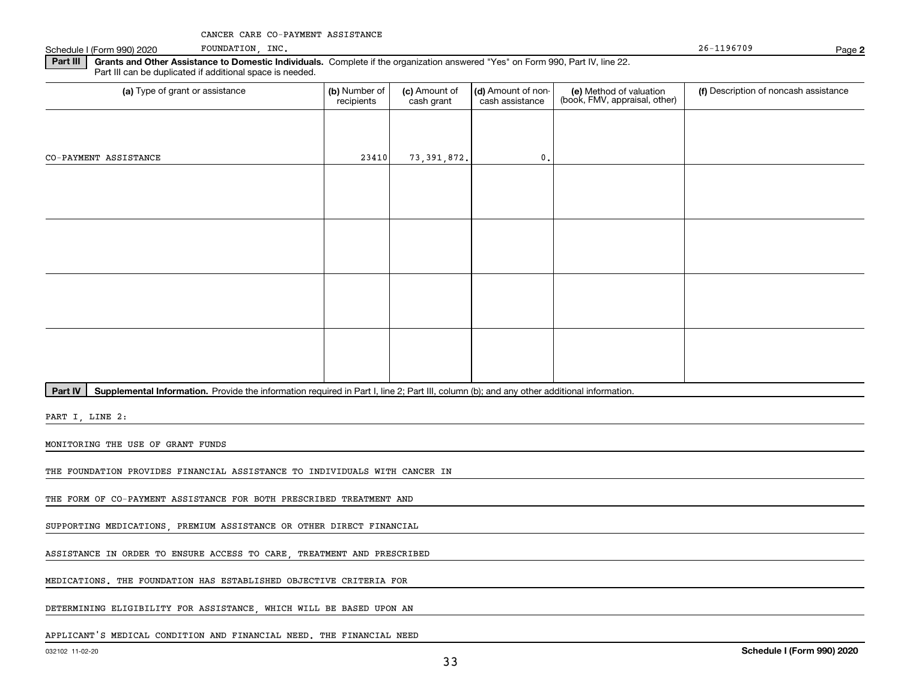CANCER CARE CO-PAYMENT ASSISTANCE

Schedule I (Form 990) 2020 FOUNDATION, INC. 26-1196709 Page **2**

**Part III** **Grants and Other Assistance to Domestic Individuals.** Complete if the organization answered "Yes" on Form 990, Part IV, line 22. Part III can be duplicated if additional space is needed.

| (a) Type of grant or assistance | (b) Number of recipients | (c) Amount of cash grant | (d) Amount of non-cash assistance | (e) Method of valuation (book, FMV, appraisal, other) | (f) Description of noncash assistance |
|---|---|---|---|---|---|
| CO-PAYMENT ASSISTANCE | 23410 | 73,391,872. | 0. | | |
| | | | | | |
| | | | | | |
| | | | | | |
| | | | | | |

**Part IV** **Supplemental Information.** Provide the information required in Part I, line 2; Part III, column (b); and any other additional information.

PART I, LINE 2:

MONITORING THE USE OF GRANT FUNDS

THE FOUNDATION PROVIDES FINANCIAL ASSISTANCE TO INDIVIDUALS WITH CANCER IN

THE FORM OF CO-PAYMENT ASSISTANCE FOR BOTH PRESCRIBED TREATMENT AND

SUPPORTING MEDICATIONS, PREMIUM ASSISTANCE OR OTHER DIRECT FINANCIAL

ASSISTANCE IN ORDER TO ENSURE ACCESS TO CARE, TREATMENT AND PRESCRIBED

MEDICATIONS. THE FOUNDATION HAS ESTABLISHED OBJECTIVE CRITERIA FOR

DETERMINING ELIGIBILITY FOR ASSISTANCE, WHICH WILL BE BASED UPON AN

APPLICANT'S MEDICAL CONDITION AND FINANCIAL NEED. THE FINANCIAL NEED

032102 11-02-20 **Schedule I (Form 990) 2020**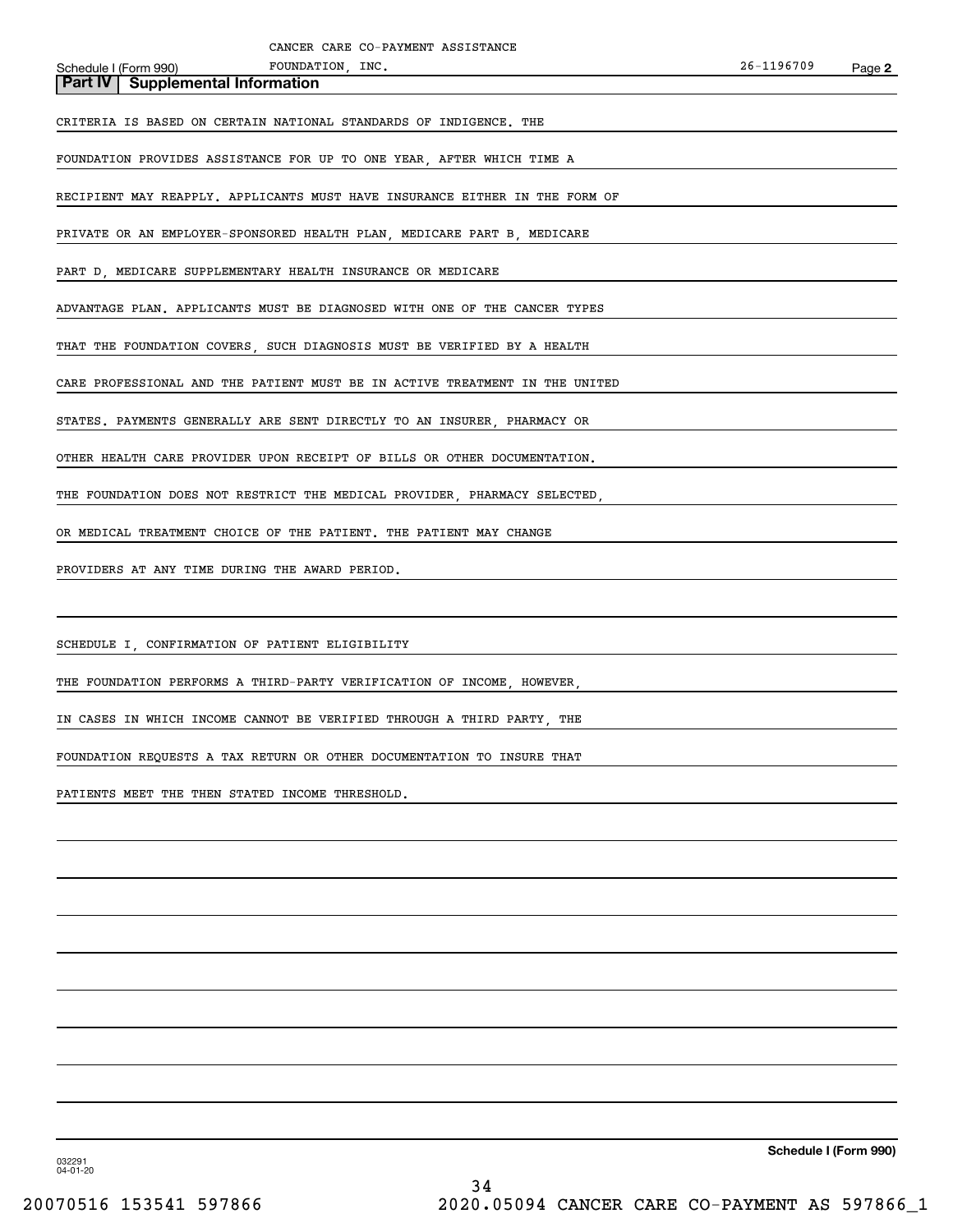## Part IV | Supplemental Information

CRITERIA IS BASED ON CERTAIN NATIONAL STANDARDS OF INDIGENCE. THE FOUNDATION PROVIDES ASSISTANCE FOR UP TO ONE YEAR, AFTER WHICH TIME A RECIPIENT MAY REAPPLY. APPLICANTS MUST HAVE INSURANCE EITHER IN THE FORM OF PRIVATE OR AN EMPLOYER-SPONSORED HEALTH PLAN, MEDICARE PART B, MEDICARE PART D, MEDICARE SUPPLEMENTARY HEALTH INSURANCE OR MEDICARE ADVANTAGE PLAN. APPLICANTS MUST BE DIAGNOSED WITH ONE OF THE CANCER TYPES THAT THE FOUNDATION COVERS, SUCH DIAGNOSIS MUST BE VERIFIED BY A HEALTH CARE PROFESSIONAL AND THE PATIENT MUST BE IN ACTIVE TREATMENT IN THE UNITED STATES. PAYMENTS GENERALLY ARE SENT DIRECTLY TO AN INSURER, PHARMACY OR OTHER HEALTH CARE PROVIDER UPON RECEIPT OF BILLS OR OTHER DOCUMENTATION. THE FOUNDATION DOES NOT RESTRICT THE MEDICAL PROVIDER, PHARMACY SELECTED, OR MEDICAL TREATMENT CHOICE OF THE PATIENT. THE PATIENT MAY CHANGE PROVIDERS AT ANY TIME DURING THE AWARD PERIOD.

SCHEDULE I, CONFIRMATION OF PATIENT ELIGIBILITY

THE FOUNDATION PERFORMS A THIRD-PARTY VERIFICATION OF INCOME, HOWEVER, IN CASES IN WHICH INCOME CANNOT BE VERIFIED THROUGH A THIRD PARTY, THE FOUNDATION REQUESTS A TAX RETURN OR OTHER DOCUMENTATION TO INSURE THAT PATIENTS MEET THE THEN STATED INCOME THRESHOLD.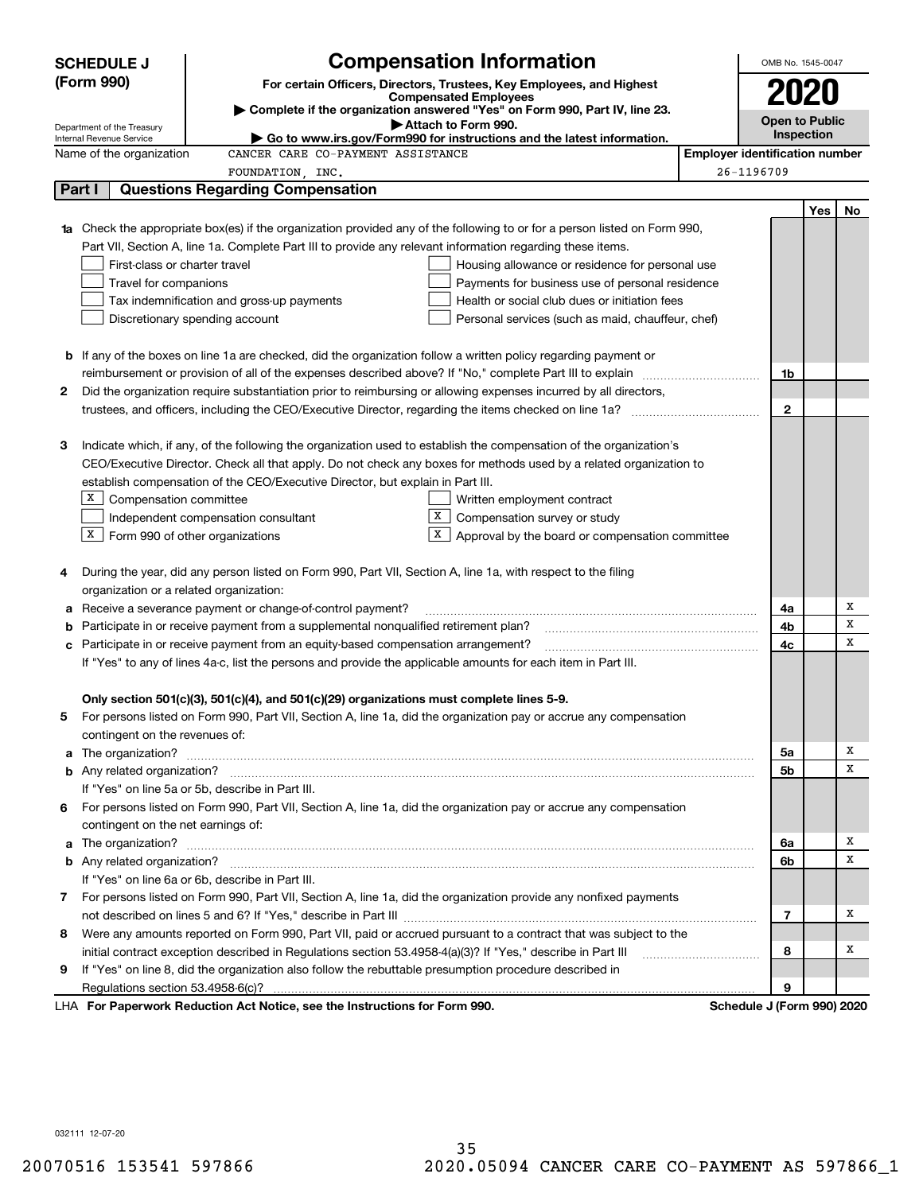# SCHEDULE J (Form 990)

## Compensation Information

**For certain Officers, Directors, Trustees, Key Employees, and Highest Compensated Employees**

▶ Complete if the organization answered "Yes" on Form 990, Part IV, line 23.

▶ Attach to Form 990.

▶ Go to www.irs.gov/Form990 for instructions and the latest information.

Department of the Treasury
Internal Revenue Service

OMB No. 1545-0047

**2020**

**Open to Public Inspection**

Name of the organization: CANCER CARE CO-PAYMENT ASSISTANCE FOUNDATION, INC.

Employer identification number: 26-1196709

## Part I Questions Regarding Compensation

| | | | Yes | No |
|---|---|---|---|---|
| **1a** | Check the appropriate box(es) if the organization provided any of the following to or for a person listed on Form 990, Part VII, Section A, line 1a. Complete Part III to provide any relevant information regarding these items.<br>☐ First-class or charter travel ☐ Housing allowance or residence for personal use<br>☐ Travel for companions ☐ Payments for business use of personal residence<br>☐ Tax indemnification and gross-up payments ☐ Health or social club dues or initiation fees<br>☐ Discretionary spending account ☐ Personal services (such as maid, chauffeur, chef) | | | |
| **b** | If any of the boxes on line 1a are checked, did the organization follow a written policy regarding payment or reimbursement or provision of all of the expenses described above? If "No," complete Part III to explain | 1b | | |
| **2** | Did the organization require substantiation prior to reimbursing or allowing expenses incurred by all directors, trustees, and officers, including the CEO/Executive Director, regarding the items checked on line 1a? | 2 | | |
| **3** | Indicate which, if any, of the following the organization used to establish the compensation of the organization's CEO/Executive Director. Check all that apply. Do not check any boxes for methods used by a related organization to establish compensation of the CEO/Executive Director, but explain in Part III.<br>☒ Compensation committee ☐ Written employment contract<br>☐ Independent compensation consultant ☒ Compensation survey or study<br>☒ Form 990 of other organizations ☒ Approval by the board or compensation committee | | | |
| **4** | During the year, did any person listed on Form 990, Part VII, Section A, line 1a, with respect to the filing organization or a related organization: | | | |
| **a** | Receive a severance payment or change-of-control payment? | 4a | | X |
| **b** | Participate in or receive payment from a supplemental nonqualified retirement plan? | 4b | | X |
| **c** | Participate in or receive payment from an equity-based compensation arrangement? | 4c | | X |
| | If "Yes" to any of lines 4a-c, list the persons and provide the applicable amounts for each item in Part III. | | | |
| | **Only section 501(c)(3), 501(c)(4), and 501(c)(29) organizations must complete lines 5-9.** | | | |
| **5** | For persons listed on Form 990, Part VII, Section A, line 1a, did the organization pay or accrue any compensation contingent on the revenues of: | | | |
| **a** | The organization? | 5a | | X |
| **b** | Any related organization? | 5b | | X |
| | If "Yes" on line 5a or 5b, describe in Part III. | | | |
| **6** | For persons listed on Form 990, Part VII, Section A, line 1a, did the organization pay or accrue any compensation contingent on the net earnings of: | | | |
| **a** | The organization? | 6a | | X |
| **b** | Any related organization? | 6b | | X |
| | If "Yes" on line 6a or 6b, describe in Part III. | | | |
| **7** | For persons listed on Form 990, Part VII, Section A, line 1a, did the organization provide any nonfixed payments not described on lines 5 and 6? If "Yes," describe in Part III | 7 | | X |
| **8** | Were any amounts reported on Form 990, Part VII, paid or accrued pursuant to a contract that was subject to the initial contract exception described in Regulations section 53.4958-4(a)(3)? If "Yes," describe in Part III | 8 | | X |
| **9** | If "Yes" on line 8, did the organization also follow the rebuttable presumption procedure described in Regulations section 53.4958-6(c)? | 9 | | |

LHA **For Paperwork Reduction Act Notice, see the Instructions for Form 990.** **Schedule J (Form 990) 2020**

032111 12-07-20

20070516 153541 597866 2020.05094 CANCER CARE CO-PAYMENT AS 597866_1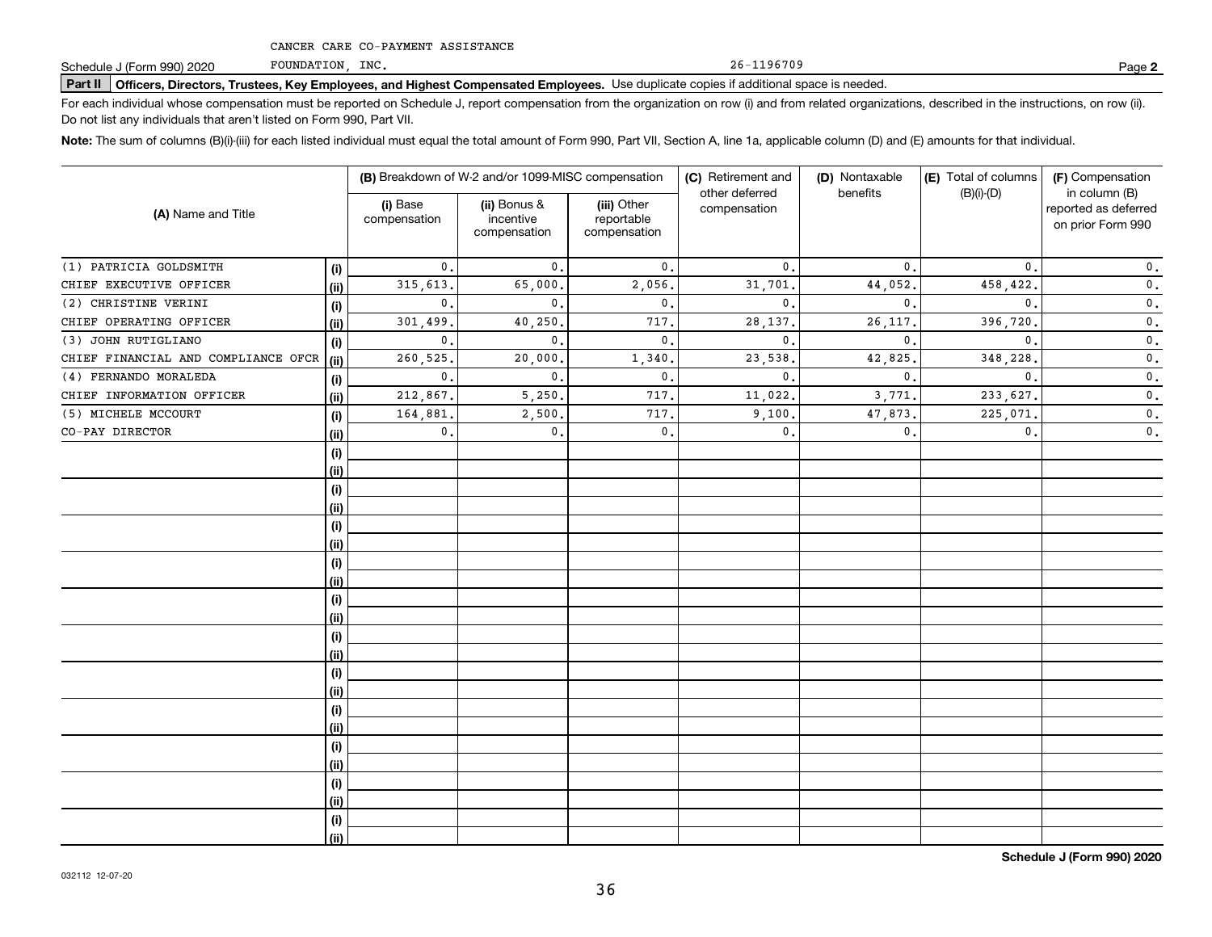CANCER CARE CO-PAYMENT ASSISTANCE

Schedule J (Form 990) 2020 FOUNDATION, INC. 26-1196709 Page **2**

**Part II Officers, Directors, Trustees, Key Employees, and Highest Compensated Employees.** Use duplicate copies if additional space is needed.

For each individual whose compensation must be reported on Schedule J, report compensation from the organization on row (i) and from related organizations, described in the instructions, on row (ii). Do not list any individuals that aren't listed on Form 990, Part VII.

**Note:** The sum of columns (B)(i)-(iii) for each listed individual must equal the total amount of Form 990, Part VII, Section A, line 1a, applicable column (D) and (E) amounts for that individual.

| (A) Name and Title | | (B) Breakdown of W-2 and/or 1099-MISC compensation | | | (C) Retirement and other deferred compensation | (D) Nontaxable benefits | (E) Total of columns (B)(i)-(D) | (F) Compensation in column (B) reported as deferred on prior Form 990 |
|---|---|---|---|---|---|---|---|---|
| | | (i) Base compensation | (ii) Bonus & incentive compensation | (iii) Other reportable compensation | | | | |
| (1) PATRICIA GOLDSMITH | (i) | 0. | 0. | 0. | 0. | 0. | 0. | 0. |
| CHIEF EXECUTIVE OFFICER | (ii) | 315,613. | 65,000. | 2,056. | 31,701. | 44,052. | 458,422. | 0. |
| (2) CHRISTINE VERINI | (i) | 0. | 0. | 0. | 0. | 0. | 0. | 0. |
| CHIEF OPERATING OFFICER | (ii) | 301,499. | 40,250. | 717. | 28,137. | 26,117. | 396,720. | 0. |
| (3) JOHN RUTIGLIANO | (i) | 0. | 0. | 0. | 0. | 0. | 0. | 0. |
| CHIEF FINANCIAL AND COMPLIANCE OFCR | (ii) | 260,525. | 20,000. | 1,340. | 23,538. | 42,825. | 348,228. | 0. |
| (4) FERNANDO MORALEDA | (i) | 0. | 0. | 0. | 0. | 0. | 0. | 0. |
| CHIEF INFORMATION OFFICER | (ii) | 212,867. | 5,250. | 717. | 11,022. | 3,771. | 233,627. | 0. |
| (5) MICHELE MCCOURT | (i) | 164,881. | 2,500. | 717. | 9,100. | 47,873. | 225,071. | 0. |
| CO-PAY DIRECTOR | (ii) | 0. | 0. | 0. | 0. | 0. | 0. | 0. |

Schedule J (Form 990) 2020

032112 12-07-20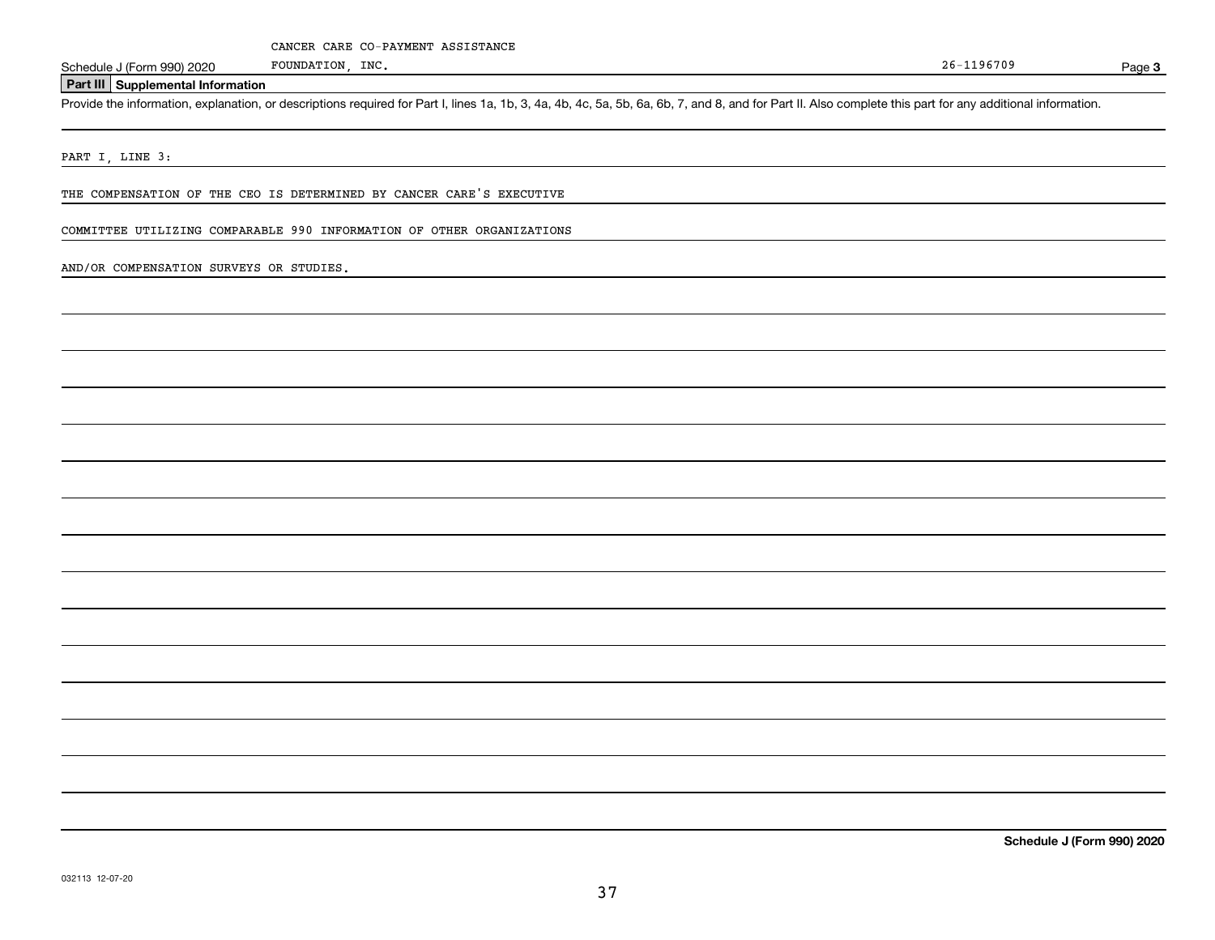CANCER CARE CO-PAYMENT ASSISTANCE FOUNDATION, INC. 26-1196709

Schedule J (Form 990) 2020

## Part III Supplemental Information

Provide the information, explanation, or descriptions required for Part I, lines 1a, 1b, 3, 4a, 4b, 4c, 5a, 5b, 6a, 6b, 7, and 8, and for Part II. Also complete this part for any additional information.

PART I, LINE 3:

THE COMPENSATION OF THE CEO IS DETERMINED BY CANCER CARE'S EXECUTIVE

COMMITTEE UTILIZING COMPARABLE 990 INFORMATION OF OTHER ORGANIZATIONS

AND/OR COMPENSATION SURVEYS OR STUDIES.

Schedule J (Form 990) 2020

032113 12-07-20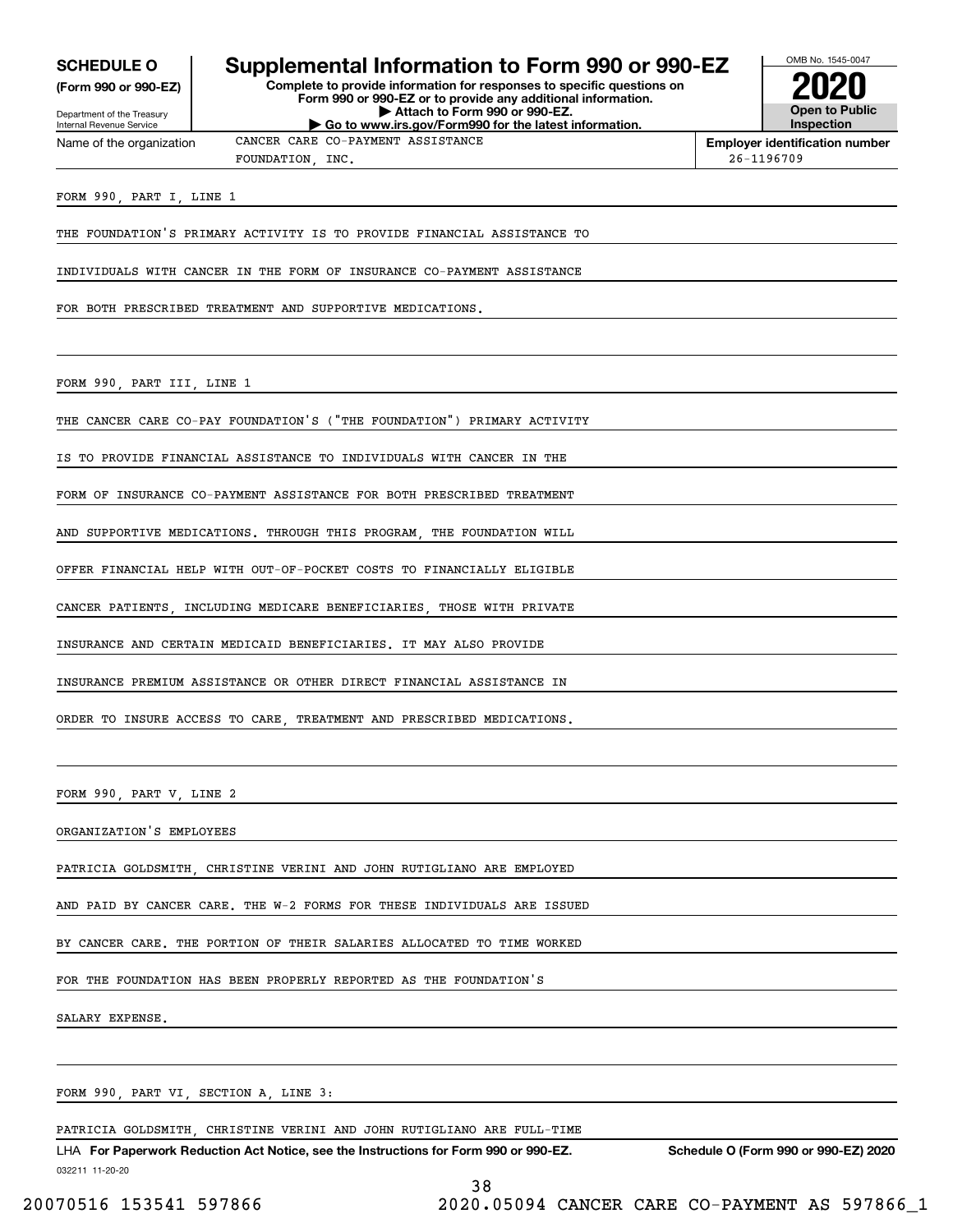**SCHEDULE O**
**(Form 990 or 990-EZ)**

Department of the Treasury
Internal Revenue Service

# Supplemental Information to Form 990 or 990-EZ

**Complete to provide information for responses to specific questions on Form 990 or 990-EZ or to provide any additional information.**
**▶ Attach to Form 990 or 990-EZ.**
**▶ Go to www.irs.gov/Form990 for the latest information.**

OMB No. 1545-0047

**2020**

**Open to Public Inspection**

Name of the organization: CANCER CARE CO-PAYMENT ASSISTANCE FOUNDATION, INC.

**Employer identification number** 26-1196709

FORM 990, PART I, LINE 1

THE FOUNDATION'S PRIMARY ACTIVITY IS TO PROVIDE FINANCIAL ASSISTANCE TO INDIVIDUALS WITH CANCER IN THE FORM OF INSURANCE CO-PAYMENT ASSISTANCE FOR BOTH PRESCRIBED TREATMENT AND SUPPORTIVE MEDICATIONS.

FORM 990, PART III, LINE 1

THE CANCER CARE CO-PAY FOUNDATION'S ("THE FOUNDATION") PRIMARY ACTIVITY IS TO PROVIDE FINANCIAL ASSISTANCE TO INDIVIDUALS WITH CANCER IN THE FORM OF INSURANCE CO-PAYMENT ASSISTANCE FOR BOTH PRESCRIBED TREATMENT AND SUPPORTIVE MEDICATIONS. THROUGH THIS PROGRAM, THE FOUNDATION WILL OFFER FINANCIAL HELP WITH OUT-OF-POCKET COSTS TO FINANCIALLY ELIGIBLE CANCER PATIENTS, INCLUDING MEDICARE BENEFICIARIES, THOSE WITH PRIVATE INSURANCE AND CERTAIN MEDICAID BENEFICIARIES. IT MAY ALSO PROVIDE INSURANCE PREMIUM ASSISTANCE OR OTHER DIRECT FINANCIAL ASSISTANCE IN ORDER TO INSURE ACCESS TO CARE, TREATMENT AND PRESCRIBED MEDICATIONS.

FORM 990, PART V, LINE 2

ORGANIZATION'S EMPLOYEES

PATRICIA GOLDSMITH, CHRISTINE VERINI AND JOHN RUTIGLIANO ARE EMPLOYED AND PAID BY CANCER CARE. THE W-2 FORMS FOR THESE INDIVIDUALS ARE ISSUED BY CANCER CARE. THE PORTION OF THEIR SALARIES ALLOCATED TO TIME WORKED FOR THE FOUNDATION HAS BEEN PROPERLY REPORTED AS THE FOUNDATION'S SALARY EXPENSE.

FORM 990, PART VI, SECTION A, LINE 3:

PATRICIA GOLDSMITH, CHRISTINE VERINI AND JOHN RUTIGLIANO ARE FULL-TIME

LHA **For Paperwork Reduction Act Notice, see the Instructions for Form 990 or 990-EZ.** **Schedule O (Form 990 or 990-EZ) 2020**

032211 11-20-20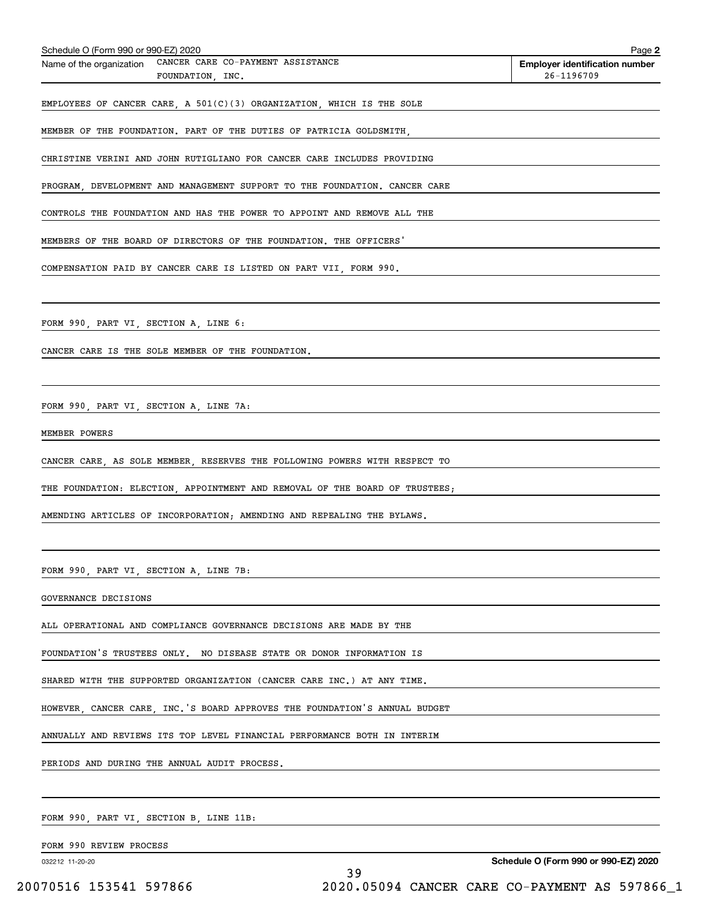Schedule O (Form 990 or 990-EZ) 2020

Name of the organization: CANCER CARE CO-PAYMENT ASSISTANCE FOUNDATION, INC.

Employer identification number: 26-1196709

EMPLOYEES OF CANCER CARE, A 501(C)(3) ORGANIZATION, WHICH IS THE SOLE MEMBER OF THE FOUNDATION. PART OF THE DUTIES OF PATRICIA GOLDSMITH, CHRISTINE VERINI AND JOHN RUTIGLIANO FOR CANCER CARE INCLUDES PROVIDING PROGRAM, DEVELOPMENT AND MANAGEMENT SUPPORT TO THE FOUNDATION. CANCER CARE CONTROLS THE FOUNDATION AND HAS THE POWER TO APPOINT AND REMOVE ALL THE MEMBERS OF THE BOARD OF DIRECTORS OF THE FOUNDATION. THE OFFICERS' COMPENSATION PAID BY CANCER CARE IS LISTED ON PART VII, FORM 990.

FORM 990, PART VI, SECTION A, LINE 6:

CANCER CARE IS THE SOLE MEMBER OF THE FOUNDATION.

FORM 990, PART VI, SECTION A, LINE 7A:

MEMBER POWERS

CANCER CARE, AS SOLE MEMBER, RESERVES THE FOLLOWING POWERS WITH RESPECT TO THE FOUNDATION: ELECTION, APPOINTMENT AND REMOVAL OF THE BOARD OF TRUSTEES; AMENDING ARTICLES OF INCORPORATION; AMENDING AND REPEALING THE BYLAWS.

FORM 990, PART VI, SECTION A, LINE 7B:

GOVERNANCE DECISIONS

ALL OPERATIONAL AND COMPLIANCE GOVERNANCE DECISIONS ARE MADE BY THE FOUNDATION'S TRUSTEES ONLY. NO DISEASE STATE OR DONOR INFORMATION IS SHARED WITH THE SUPPORTED ORGANIZATION (CANCER CARE INC.) AT ANY TIME. HOWEVER, CANCER CARE, INC.'S BOARD APPROVES THE FOUNDATION'S ANNUAL BUDGET ANNUALLY AND REVIEWS ITS TOP LEVEL FINANCIAL PERFORMANCE BOTH IN INTERIM PERIODS AND DURING THE ANNUAL AUDIT PROCESS.

FORM 990, PART VI, SECTION B, LINE 11B:

FORM 990 REVIEW PROCESS

032212 11-20-20

Schedule O (Form 990 or 990-EZ) 2020

20070516 153541 597866 2020.05094 CANCER CARE CO-PAYMENT AS 597866_1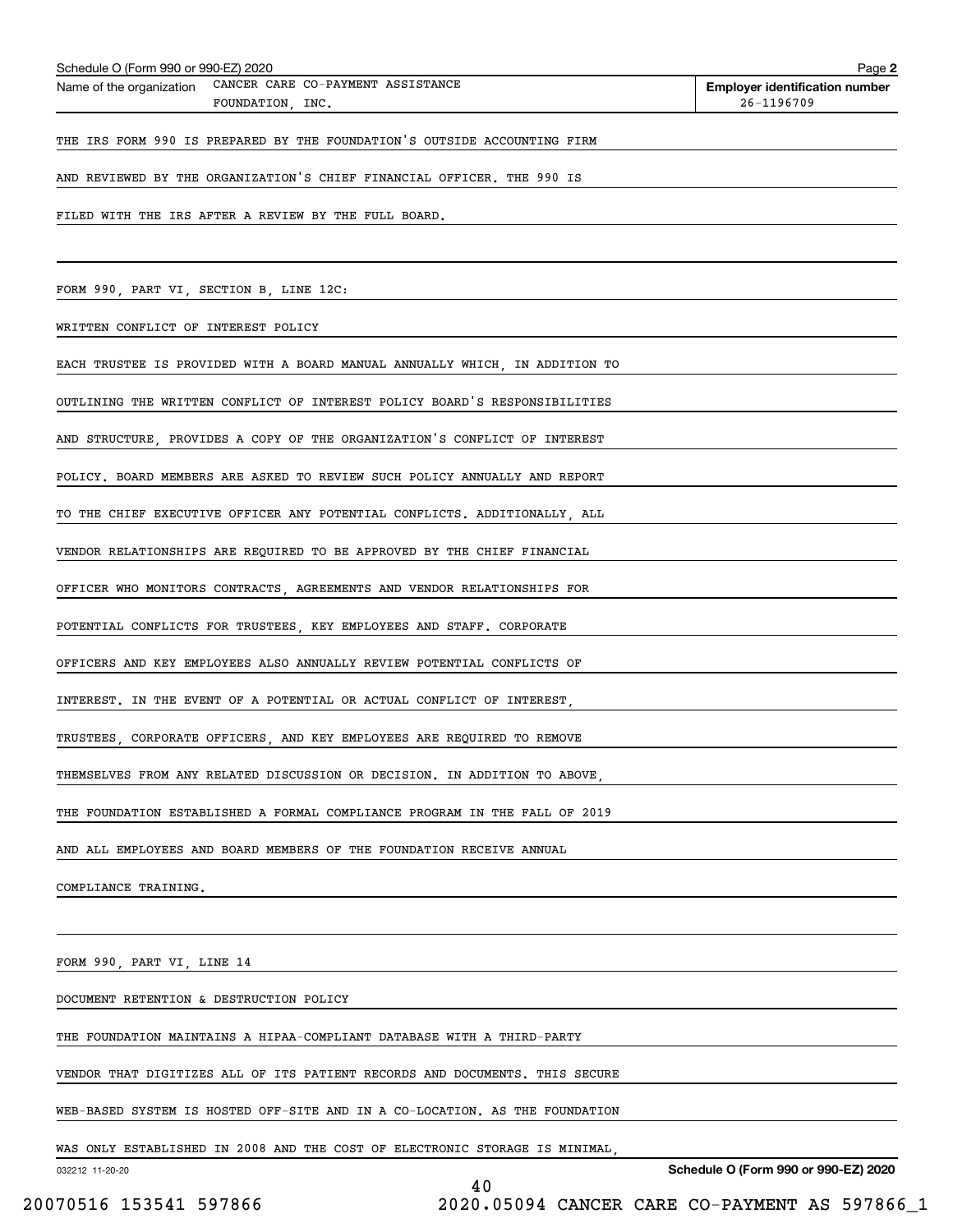Name of the organization: CANCER CARE CO-PAYMENT ASSISTANCE FOUNDATION, INC.

Employer identification number: 26-1196709

THE IRS FORM 990 IS PREPARED BY THE FOUNDATION'S OUTSIDE ACCOUNTING FIRM AND REVIEWED BY THE ORGANIZATION'S CHIEF FINANCIAL OFFICER. THE 990 IS FILED WITH THE IRS AFTER A REVIEW BY THE FULL BOARD.

FORM 990, PART VI, SECTION B, LINE 12C:

WRITTEN CONFLICT OF INTEREST POLICY

EACH TRUSTEE IS PROVIDED WITH A BOARD MANUAL ANNUALLY WHICH, IN ADDITION TO OUTLINING THE WRITTEN CONFLICT OF INTEREST POLICY BOARD'S RESPONSIBILITIES AND STRUCTURE, PROVIDES A COPY OF THE ORGANIZATION'S CONFLICT OF INTEREST POLICY. BOARD MEMBERS ARE ASKED TO REVIEW SUCH POLICY ANNUALLY AND REPORT TO THE CHIEF EXECUTIVE OFFICER ANY POTENTIAL CONFLICTS. ADDITIONALLY, ALL VENDOR RELATIONSHIPS ARE REQUIRED TO BE APPROVED BY THE CHIEF FINANCIAL OFFICER WHO MONITORS CONTRACTS, AGREEMENTS AND VENDOR RELATIONSHIPS FOR POTENTIAL CONFLICTS FOR TRUSTEES, KEY EMPLOYEES AND STAFF. CORPORATE OFFICERS AND KEY EMPLOYEES ALSO ANNUALLY REVIEW POTENTIAL CONFLICTS OF INTEREST. IN THE EVENT OF A POTENTIAL OR ACTUAL CONFLICT OF INTEREST, TRUSTEES, CORPORATE OFFICERS, AND KEY EMPLOYEES ARE REQUIRED TO REMOVE THEMSELVES FROM ANY RELATED DISCUSSION OR DECISION. IN ADDITION TO ABOVE, THE FOUNDATION ESTABLISHED A FORMAL COMPLIANCE PROGRAM IN THE FALL OF 2019 AND ALL EMPLOYEES AND BOARD MEMBERS OF THE FOUNDATION RECEIVE ANNUAL COMPLIANCE TRAINING.

FORM 990, PART VI, LINE 14

DOCUMENT RETENTION & DESTRUCTION POLICY

THE FOUNDATION MAINTAINS A HIPAA-COMPLIANT DATABASE WITH A THIRD-PARTY VENDOR THAT DIGITIZES ALL OF ITS PATIENT RECORDS AND DOCUMENTS. THIS SECURE WEB-BASED SYSTEM IS HOSTED OFF-SITE AND IN A CO-LOCATION. AS THE FOUNDATION WAS ONLY ESTABLISHED IN 2008 AND THE COST OF ELECTRONIC STORAGE IS MINIMAL,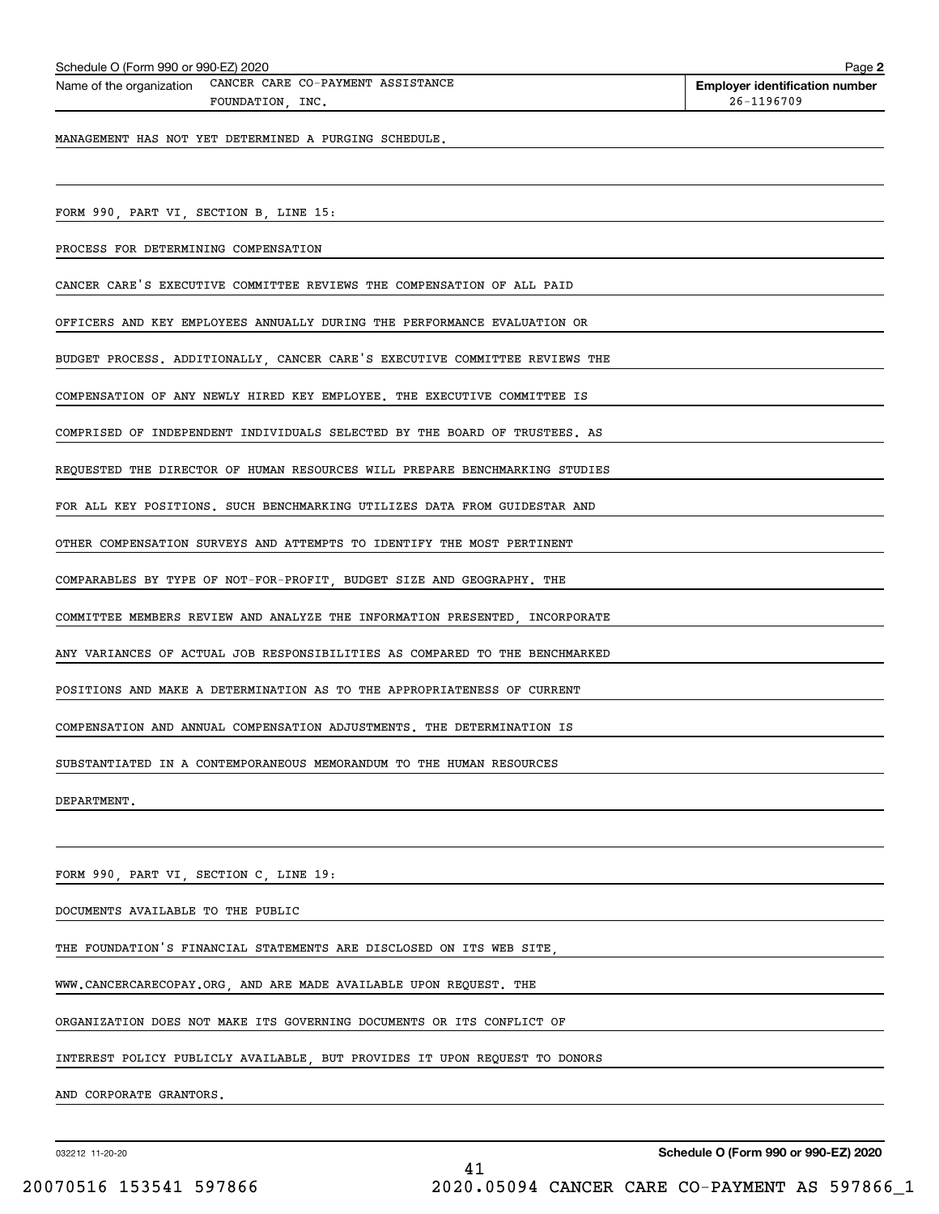Name of the organization: CANCER CARE CO-PAYMENT ASSISTANCE FOUNDATION, INC.

Employer identification number: 26-1196709

MANAGEMENT HAS NOT YET DETERMINED A PURGING SCHEDULE.

FORM 990, PART VI, SECTION B, LINE 15:

PROCESS FOR DETERMINING COMPENSATION

CANCER CARE'S EXECUTIVE COMMITTEE REVIEWS THE COMPENSATION OF ALL PAID OFFICERS AND KEY EMPLOYEES ANNUALLY DURING THE PERFORMANCE EVALUATION OR BUDGET PROCESS. ADDITIONALLY, CANCER CARE'S EXECUTIVE COMMITTEE REVIEWS THE COMPENSATION OF ANY NEWLY HIRED KEY EMPLOYEE. THE EXECUTIVE COMMITTEE IS COMPRISED OF INDEPENDENT INDIVIDUALS SELECTED BY THE BOARD OF TRUSTEES. AS REQUESTED THE DIRECTOR OF HUMAN RESOURCES WILL PREPARE BENCHMARKING STUDIES FOR ALL KEY POSITIONS. SUCH BENCHMARKING UTILIZES DATA FROM GUIDESTAR AND OTHER COMPENSATION SURVEYS AND ATTEMPTS TO IDENTIFY THE MOST PERTINENT COMPARABLES BY TYPE OF NOT-FOR-PROFIT, BUDGET SIZE AND GEOGRAPHY. THE COMMITTEE MEMBERS REVIEW AND ANALYZE THE INFORMATION PRESENTED, INCORPORATE ANY VARIANCES OF ACTUAL JOB RESPONSIBILITIES AS COMPARED TO THE BENCHMARKED POSITIONS AND MAKE A DETERMINATION AS TO THE APPROPRIATENESS OF CURRENT COMPENSATION AND ANNUAL COMPENSATION ADJUSTMENTS. THE DETERMINATION IS SUBSTANTIATED IN A CONTEMPORANEOUS MEMORANDUM TO THE HUMAN RESOURCES DEPARTMENT.

FORM 990, PART VI, SECTION C, LINE 19:

DOCUMENTS AVAILABLE TO THE PUBLIC

THE FOUNDATION'S FINANCIAL STATEMENTS ARE DISCLOSED ON ITS WEB SITE, WWW.CANCERCARECOPAY.ORG, AND ARE MADE AVAILABLE UPON REQUEST. THE ORGANIZATION DOES NOT MAKE ITS GOVERNING DOCUMENTS OR ITS CONFLICT OF INTEREST POLICY PUBLICLY AVAILABLE, BUT PROVIDES IT UPON REQUEST TO DONORS AND CORPORATE GRANTORS.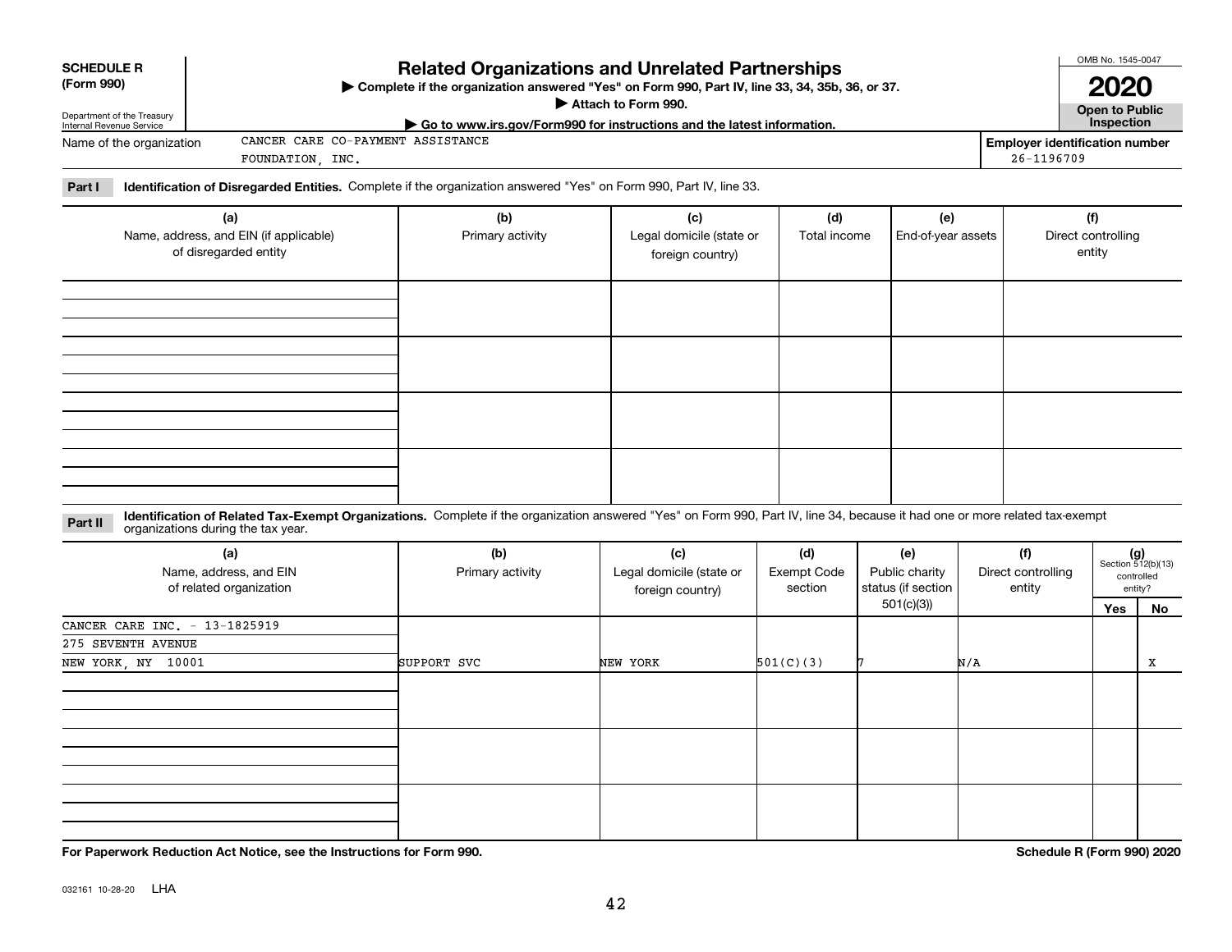**SCHEDULE R (Form 990)**

Department of the Treasury
Internal Revenue Service

# Related Organizations and Unrelated Partnerships

▶ Complete if the organization answered "Yes" on Form 990, Part IV, line 33, 34, 35b, 36, or 37.
▶ Attach to Form 990.
▶ Go to www.irs.gov/Form990 for instructions and the latest information.

OMB No. 1545-0047
**2020**
**Open to Public Inspection**

Name of the organization: CANCER CARE CO-PAYMENT ASSISTANCE FOUNDATION, INC.

Employer identification number: 26-1196709

**Part I** **Identification of Disregarded Entities.** Complete if the organization answered "Yes" on Form 990, Part IV, line 33.

| (a) Name, address, and EIN (if applicable) of disregarded entity | (b) Primary activity | (c) Legal domicile (state or foreign country) | (d) Total income | (e) End-of-year assets | (f) Direct controlling entity |
|---|---|---|---|---|---|
| | | | | | |
| | | | | | |
| | | | | | |
| | | | | | |

**Part II** **Identification of Related Tax-Exempt Organizations.** Complete if the organization answered "Yes" on Form 990, Part IV, line 34, because it had one or more related tax-exempt organizations during the tax year.

| (a) Name, address, and EIN of related organization | (b) Primary activity | (c) Legal domicile (state or foreign country) | (d) Exempt Code section | (e) Public charity status (if section 501(c)(3)) | (f) Direct controlling entity | (g) Section 512(b)(13) controlled entity? Yes | No |
|---|---|---|---|---|---|---|---|
| CANCER CARE INC. - 13-1825919<br>275 SEVENTH AVENUE<br>NEW YORK, NY 10001 | SUPPORT SVC | NEW YORK | 501(C)(3) | 7 | N/A | | X |
| | | | | | | | |
| | | | | | | | |
| | | | | | | | |

**For Paperwork Reduction Act Notice, see the Instructions for Form 990.** **Schedule R (Form 990) 2020**

032161 10-28-20 LHA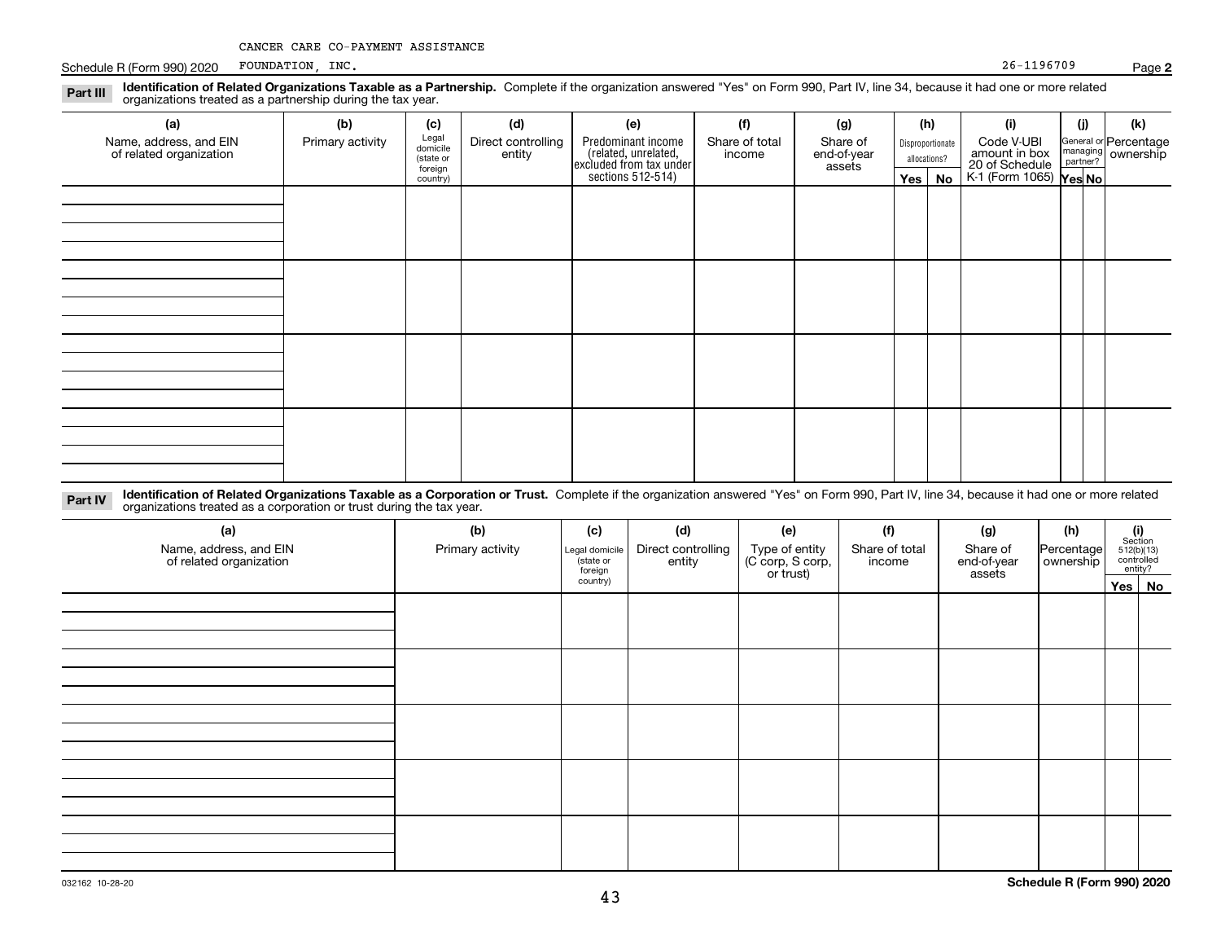CANCER CARE CO-PAYMENT ASSISTANCE

Schedule R (Form 990) 2020 FOUNDATION, INC. 26-1196709 Page **2**

**Part III** **Identification of Related Organizations Taxable as a Partnership.** Complete if the organization answered "Yes" on Form 990, Part IV, line 34, because it had one or more related organizations treated as a partnership during the tax year.

| (a) Name, address, and EIN of related organization | (b) Primary activity | (c) Legal domicile (state or foreign country) | (d) Direct controlling entity | (e) Predominant income (related, unrelated, excluded from tax under sections 512-514) | (f) Share of total income | (g) Share of end-of-year assets | (h) Disproportionate allocations? Yes | No | (i) Code V-UBI amount in box 20 of Schedule K-1 (Form 1065) | (j) General or managing partner? Yes | No | (k) Percentage ownership |
|---|---|---|---|---|---|---|---|---|---|---|---|---|
| | | | | | | | | | | | | |
| | | | | | | | | | | | | |
| | | | | | | | | | | | | |
| | | | | | | | | | | | | |

**Part IV** **Identification of Related Organizations Taxable as a Corporation or Trust.** Complete if the organization answered "Yes" on Form 990, Part IV, line 34, because it had one or more related organizations treated as a corporation or trust during the tax year.

| (a) Name, address, and EIN of related organization | (b) Primary activity | (c) Legal domicile (state or foreign country) | (d) Direct controlling entity | (e) Type of entity (C corp, S corp, or trust) | (f) Share of total income | (g) Share of end-of-year assets | (h) Percentage ownership | (i) Section 512(b)(13) controlled entity? Yes | No |
|---|---|---|---|---|---|---|---|---|---|
| | | | | | | | | | |
| | | | | | | | | | |
| | | | | | | | | | |
| | | | | | | | | | |
| | | | | | | | | | |

032162 10-28-20 **Schedule R (Form 990) 2020**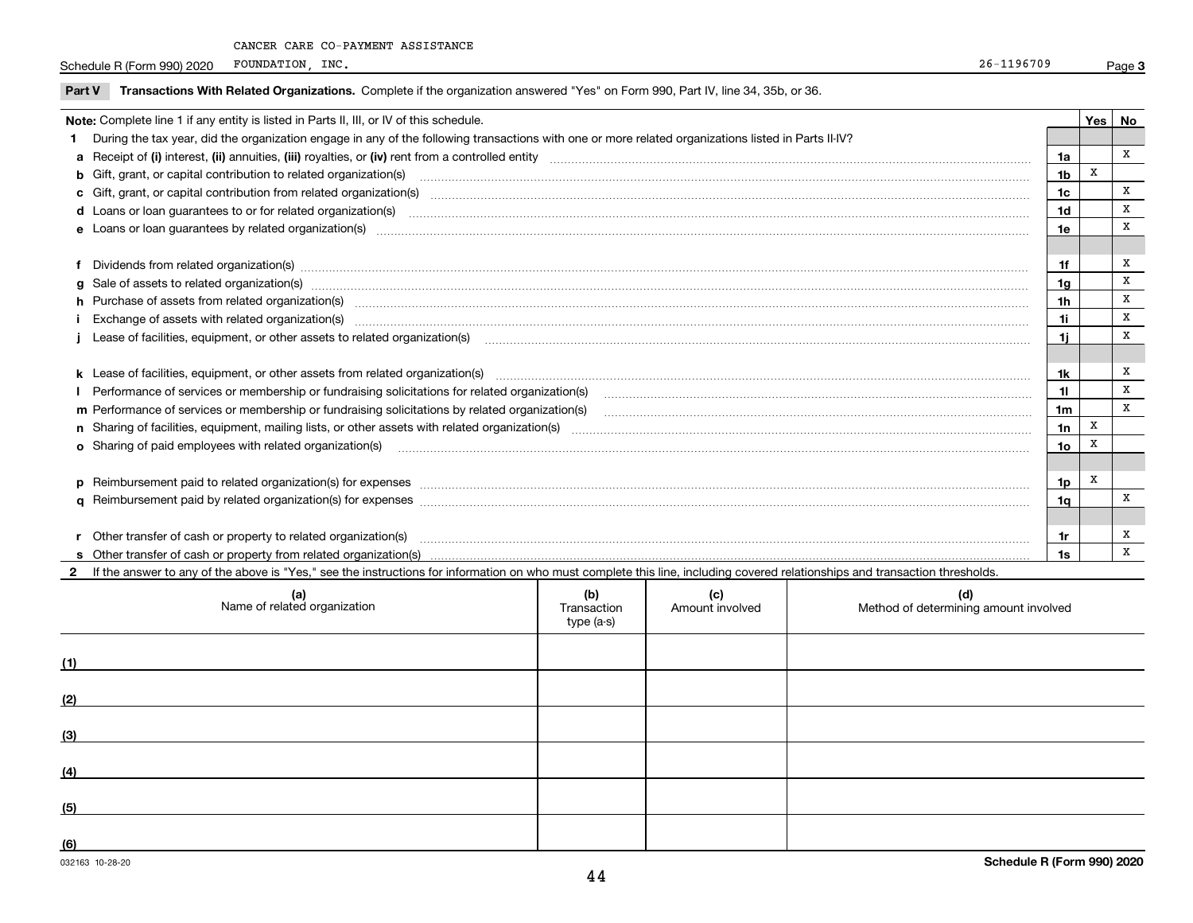CANCER CARE CO-PAYMENT ASSISTANCE

Schedule R (Form 990) 2020 FOUNDATION, INC. 26-1196709 Page 3

**Part V Transactions With Related Organizations.** Complete if the organization answered "Yes" on Form 990, Part IV, line 34, 35b, or 36.

| Note: Complete line 1 if any entity is listed in Parts II, III, or IV of this schedule. | | Yes | No |
|---|---|---|---|
| **1** During the tax year, did the organization engage in any of the following transactions with one or more related organizations listed in Parts II-IV? | | | |
| **a** Receipt of **(i)** interest, **(ii)** annuities, **(iii)** royalties, or **(iv)** rent from a controlled entity | 1a | | X |
| **b** Gift, grant, or capital contribution to related organization(s) | 1b | X | |
| **c** Gift, grant, or capital contribution from related organization(s) | 1c | | X |
| **d** Loans or loan guarantees to or for related organization(s) | 1d | | X |
| **e** Loans or loan guarantees by related organization(s) | 1e | | X |
| **f** Dividends from related organization(s) | 1f | | X |
| **g** Sale of assets to related organization(s) | 1g | | X |
| **h** Purchase of assets from related organization(s) | 1h | | X |
| **i** Exchange of assets with related organization(s) | 1i | | X |
| **j** Lease of facilities, equipment, or other assets to related organization(s) | 1j | | X |
| **k** Lease of facilities, equipment, or other assets from related organization(s) | 1k | | X |
| **l** Performance of services or membership or fundraising solicitations for related organization(s) | 1l | | X |
| **m** Performance of services or membership or fundraising solicitations by related organization(s) | 1m | | X |
| **n** Sharing of facilities, equipment, mailing lists, or other assets with related organization(s) | 1n | X | |
| **o** Sharing of paid employees with related organization(s) | 1o | X | |
| **p** Reimbursement paid to related organization(s) for expenses | 1p | X | |
| **q** Reimbursement paid by related organization(s) for expenses | 1q | | X |
| **r** Other transfer of cash or property to related organization(s) | 1r | | X |
| **s** Other transfer of cash or property from related organization(s) | 1s | | X |

**2** If the answer to any of the above is "Yes," see the instructions for information on who must complete this line, including covered relationships and transaction thresholds.

| (a) Name of related organization | (b) Transaction type (a-s) | (c) Amount involved | (d) Method of determining amount involved |
|---|---|---|---|
| (1) | | | |
| (2) | | | |
| (3) | | | |
| (4) | | | |
| (5) | | | |
| (6) | | | |

032163 10-28-20 **Schedule R (Form 990) 2020**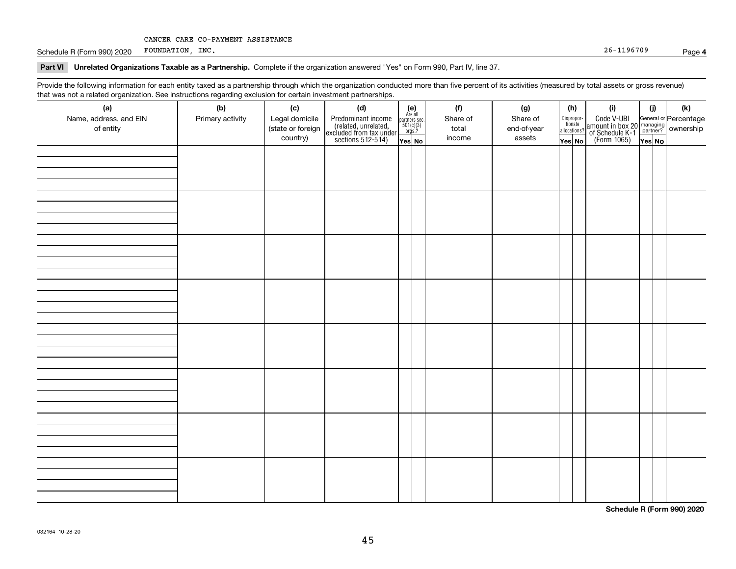CANCER CARE CO-PAYMENT ASSISTANCE FOUNDATION, INC. 26-1196709

Schedule R (Form 990) 2020

**Part VI Unrelated Organizations Taxable as a Partnership.** Complete if the organization answered "Yes" on Form 990, Part IV, line 37.

Provide the following information for each entity taxed as a partnership through which the organization conducted more than five percent of its activities (measured by total assets or gross revenue) that was not a related organization. See instructions regarding exclusion for certain investment partnerships.

| (a) Name, address, and EIN of entity | (b) Primary activity | (c) Legal domicile (state or foreign country) | (d) Predominant income (related, unrelated, excluded from tax under sections 512-514) | (e) Are all partners sec. 501(c)(3) orgs.? Yes | (e) No | (f) Share of total income | (g) Share of end-of-year assets | (h) Disproportionate allocations? Yes | (h) No | (i) Code V-UBI amount in box 20 of Schedule K-1 (Form 1065) | (j) General or managing partner? Yes | (j) No | (k) Percentage ownership |
|---|---|---|---|---|---|---|---|---|---|---|---|---|---|
| | | | | | | | | | | | | | |
| | | | | | | | | | | | | | |
| | | | | | | | | | | | | | |
| | | | | | | | | | | | | | |
| | | | | | | | | | | | | | |
| | | | | | | | | | | | | | |
| | | | | | | | | | | | | | |
| | | | | | | | | | | | | | |

032164 10-28-20

Schedule R (Form 990) 2020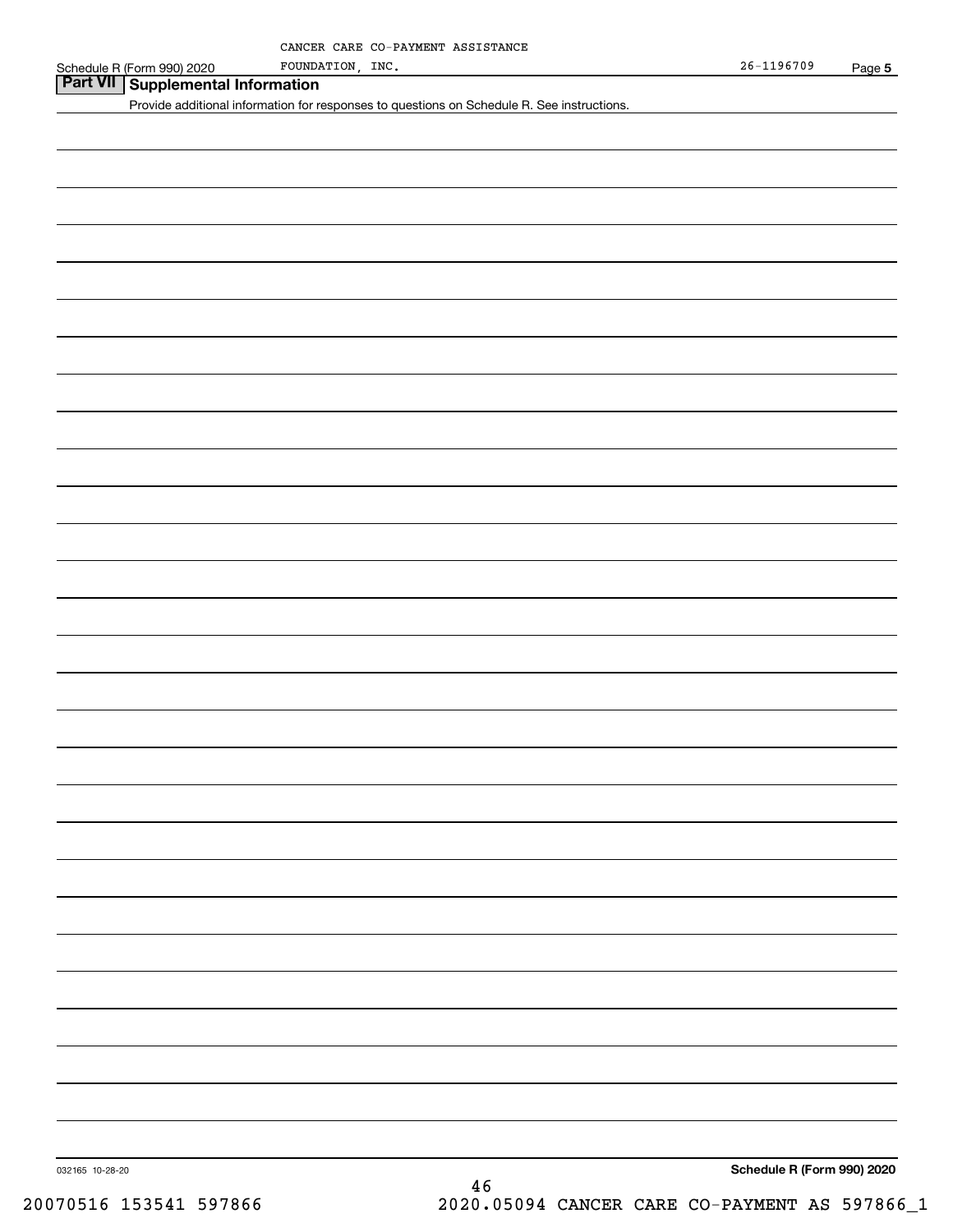CANCER CARE CO-PAYMENT ASSISTANCE FOUNDATION, INC. 26-1196709

## Part VII Supplemental Information

Provide additional information for responses to questions on Schedule R. See instructions.